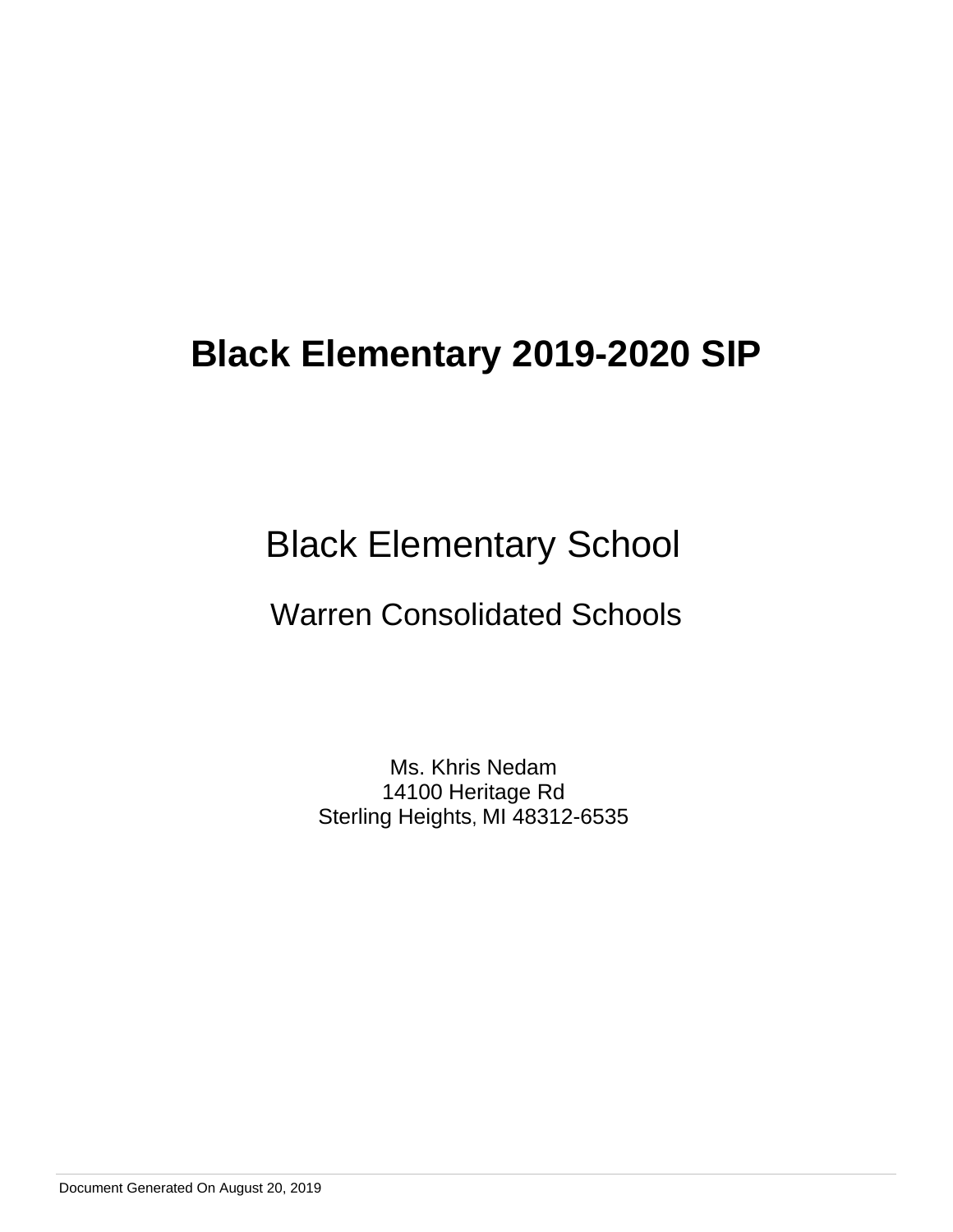# Black Elementary 2019-2020 SIP

## Black Elementary School

Warren Consolidated Schools

Ms. Khris Nedam
14100 Heritage Rd
Sterling Heights, MI 48312-6535

Document Generated On August 20, 2019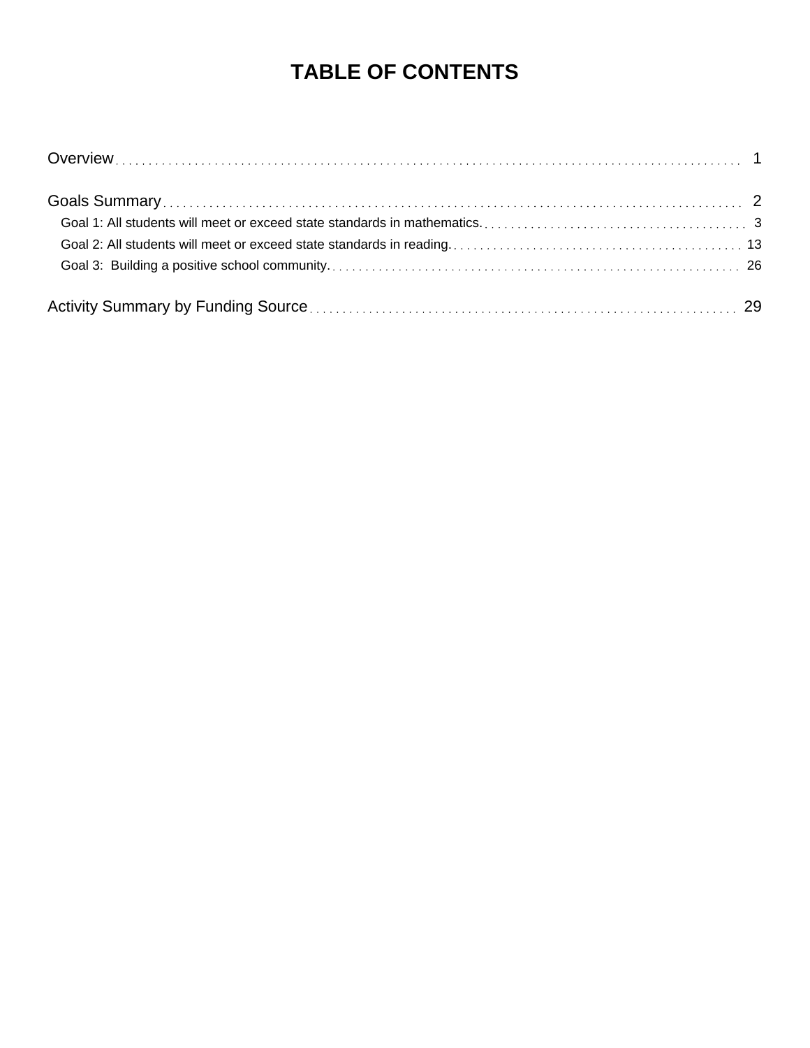# TABLE OF CONTENTS

Overview . . . . . . . . . . . . . . . . . . . . . . . . . . . . . . . . . . . . . . . . . . . . . . . . . . . . . . . . . . . . . . . . . . . . 1

Goals Summary . . . . . . . . . . . . . . . . . . . . . . . . . . . . . . . . . . . . . . . . . . . . . . . . . . . . . . . . . . . . . . . . . 2

- Goal 1: All students will meet or exceed state standards in mathematics. . . . . . . . . . . . . . . . . . . . . . . . . . 3
- Goal 2: All students will meet or exceed state standards in reading. . . . . . . . . . . . . . . . . . . . . . . . . . . . . 13
- Goal 3: Building a positive school community. . . . . . . . . . . . . . . . . . . . . . . . . . . . . . . . . . . . . . . . . 26

Activity Summary by Funding Source . . . . . . . . . . . . . . . . . . . . . . . . . . . . . . . . . . . . . . . . . . . . . . . 29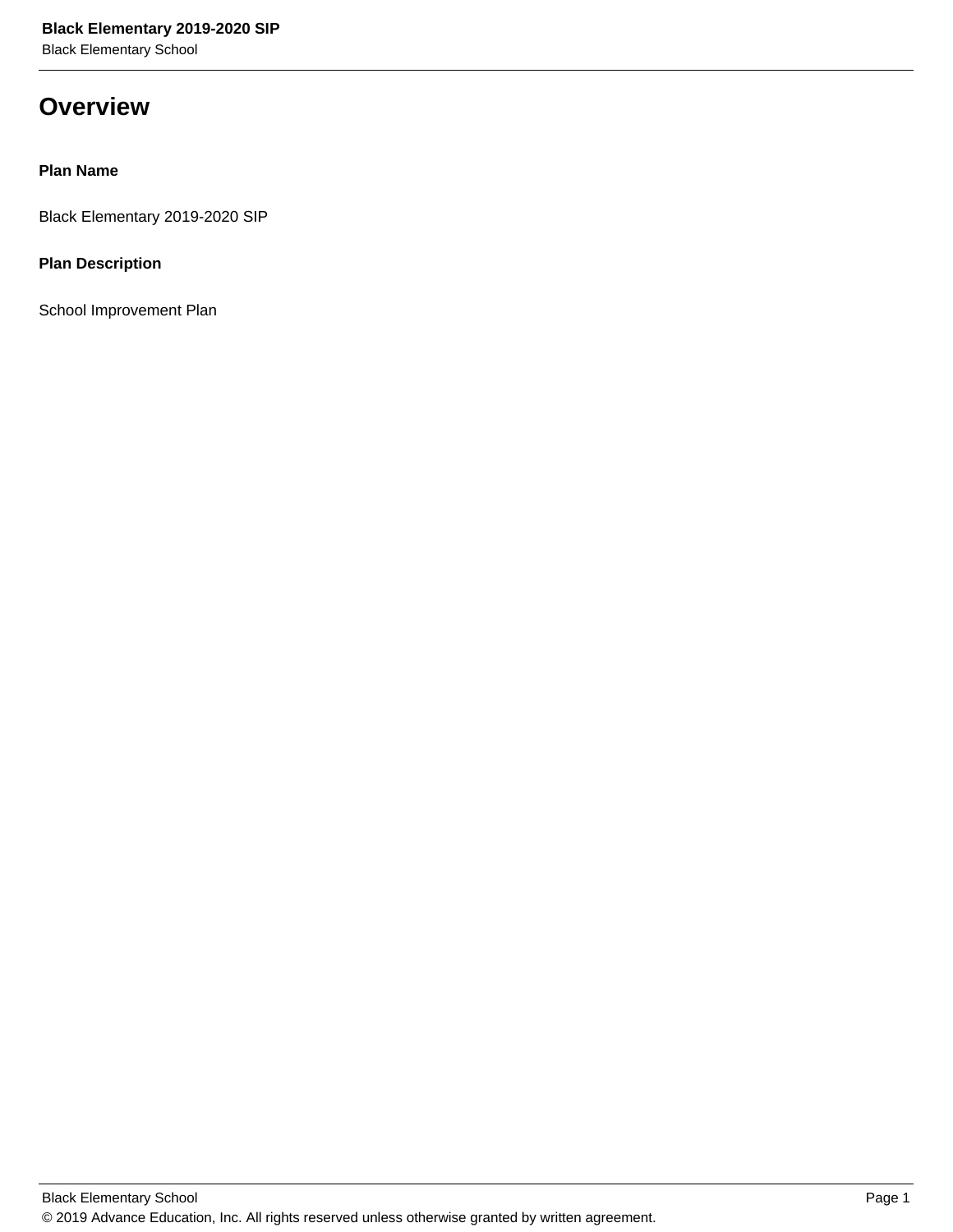# Overview

**Plan Name**

Black Elementary 2019-2020 SIP

**Plan Description**

School Improvement Plan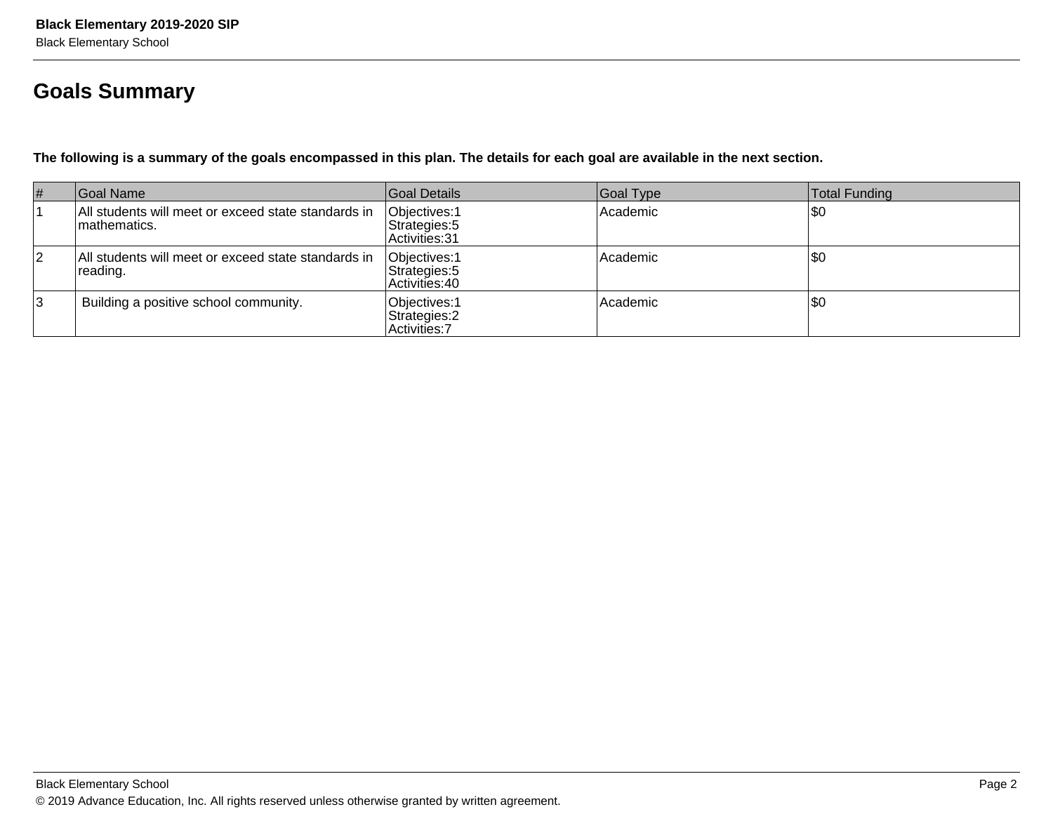## Goals Summary

**The following is a summary of the goals encompassed in this plan. The details for each goal are available in the next section.**

| # | Goal Name | Goal Details | Goal Type | Total Funding |
|---|---|---|---|---|
| 1 | All students will meet or exceed state standards in mathematics. | Objectives:1<br>Strategies:5<br>Activities:31 | Academic | $0 |
| 2 | All students will meet or exceed state standards in reading. | Objectives:1<br>Strategies:5<br>Activities:40 | Academic | $0 |
| 3 | Building a positive school community. | Objectives:1<br>Strategies:2<br>Activities:7 | Academic | $0 |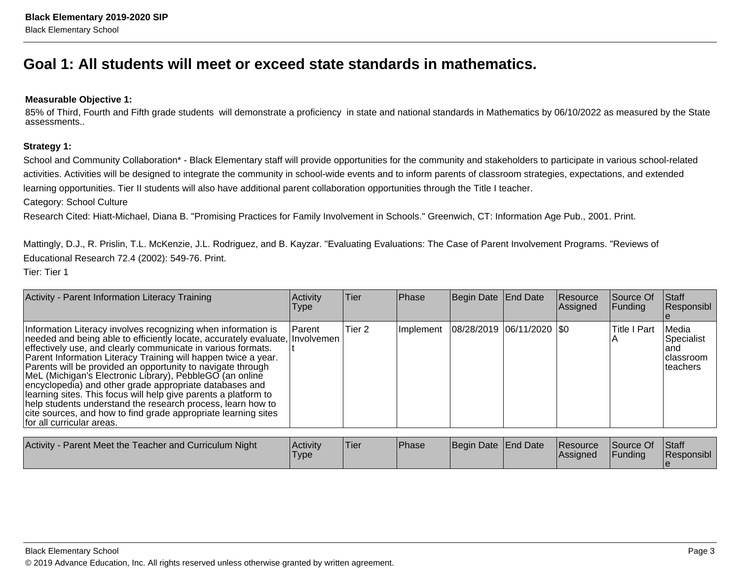# Goal 1: All students will meet or exceed state standards in mathematics.

**Measurable Objective 1:**

85% of Third, Fourth and Fifth grade students will demonstrate a proficiency in state and national standards in Mathematics by 06/10/2022 as measured by the State assessments..

**Strategy 1:**

School and Community Collaboration* - Black Elementary staff will provide opportunities for the community and stakeholders to participate in various school-related activities. Activities will be designed to integrate the community in school-wide events and to inform parents of classroom strategies, expectations, and extended learning opportunities. Tier II students will also have additional parent collaboration opportunities through the Title I teacher.

Category: School Culture

Research Cited: Hiatt-Michael, Diana B. "Promising Practices for Family Involvement in Schools." Greenwich, CT: Information Age Pub., 2001. Print.

Mattingly, D.J., R. Prislin, T.L. McKenzie, J.L. Rodriguez, and B. Kayzar. "Evaluating Evaluations: The Case of Parent Involvement Programs. "Reviews of Educational Research 72.4 (2002): 549-76. Print.

Tier: Tier 1

| Activity - Parent Information Literacy Training | Activity Type | Tier | Phase | Begin Date | End Date | Resource Assigned | Source Of Funding | Staff Responsible |
|---|---|---|---|---|---|---|---|---|
| Information Literacy involves recognizing when information is needed and being able to efficiently locate, accurately evaluate, effectively use, and clearly communicate in various formats. Parent Information Literacy Training will happen twice a year. Parents will be provided an opportunity to navigate through MeL (Michigan's Electronic Library), PebbleGO (an online encyclopedia) and other grade appropriate databases and learning sites. This focus will help give parents a platform to help students understand the research process, learn how to cite sources, and how to find grade appropriate learning sites for all curricular areas. | Parent Involvement | Tier 2 | Implement | 08/28/2019 | 06/11/2020 | $0 | Title I Part A | Media Specialist and classroom teachers |

| Activity - Parent Meet the Teacher and Curriculum Night | Activity Type | Tier | Phase | Begin Date | End Date | Resource Assigned | Source Of Funding | Staff Responsible |
|---|---|---|---|---|---|---|---|---|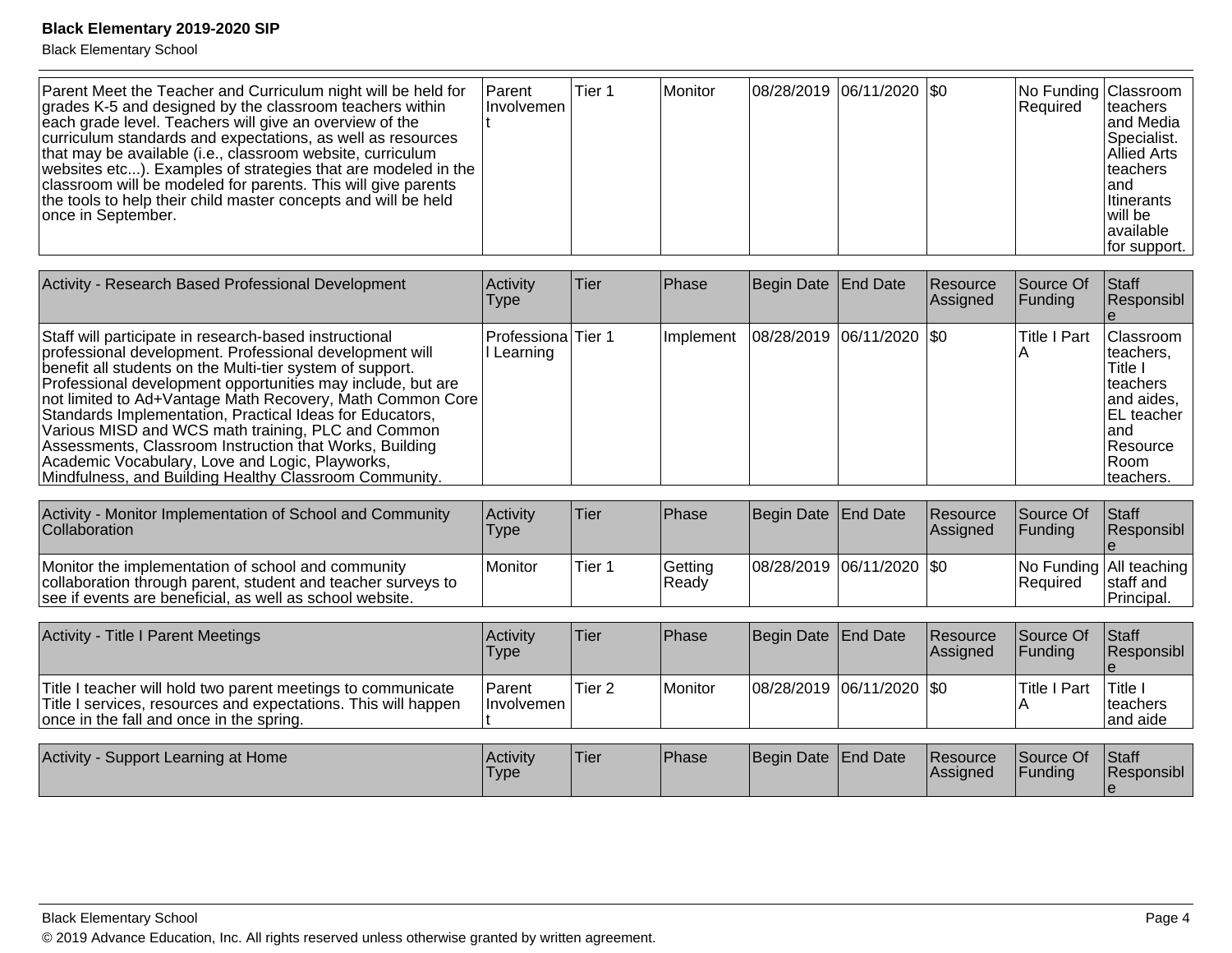| Parent Meet the Teacher and Curriculum night will be held for grades K-5 and designed by the classroom teachers within each grade level. Teachers will give an overview of the curriculum standards and expectations, as well as resources that may be available (i.e., classroom website, curriculum websites etc...). Examples of strategies that are modeled in the classroom will be modeled for parents. This will give parents the tools to help their child master concepts and will be held once in September. | Parent Involvement | Tier 1 | Monitor | 08/28/2019 | 06/11/2020 | $0 | No Funding Required | Classroom teachers and Media Specialist. Allied Arts teachers and Itinerants will be available for support. |
|---|---|---|---|---|---|---|---|---|

| Activity - Research Based Professional Development | Activity Type | Tier | Phase | Begin Date | End Date | Resource Assigned | Source Of Funding | Staff Responsible |
|---|---|---|---|---|---|---|---|---|
| Staff will participate in research-based instructional professional development. Professional development will benefit all students on the Multi-tier system of support. Professional development opportunities may include, but are not limited to Ad+Vantage Math Recovery, Math Common Core Standards Implementation, Practical Ideas for Educators, Various MISD and WCS math training, PLC and Common Assessments, Classroom Instruction that Works, Building Academic Vocabulary, Love and Logic, Playworks, Mindfulness, and Building Healthy Classroom Community. | Professional Learning | Tier 1 | Implement | 08/28/2019 | 06/11/2020 | $0 | Title I Part A | Classroom teachers, Title I teachers and aides, EL teacher and Resource Room teachers. |

| Activity - Monitor Implementation of School and Community Collaboration | Activity Type | Tier | Phase | Begin Date | End Date | Resource Assigned | Source Of Funding | Staff Responsible |
|---|---|---|---|---|---|---|---|---|
| Monitor the implementation of school and community collaboration through parent, student and teacher surveys to see if events are beneficial, as well as school website. | Monitor | Tier 1 | Getting Ready | 08/28/2019 | 06/11/2020 | $0 | No Funding Required | All teaching staff and Principal. |

| Activity - Title I Parent Meetings | Activity Type | Tier | Phase | Begin Date | End Date | Resource Assigned | Source Of Funding | Staff Responsible |
|---|---|---|---|---|---|---|---|---|
| Title I teacher will hold two parent meetings to communicate Title I services, resources and expectations. This will happen once in the fall and once in the spring. | Parent Involvement | Tier 2 | Monitor | 08/28/2019 | 06/11/2020 | $0 | Title I Part A | Title I teachers and aide |

| Activity - Support Learning at Home | Activity Type | Tier | Phase | Begin Date | End Date | Resource Assigned | Source Of Funding | Staff Responsible |
|---|---|---|---|---|---|---|---|---|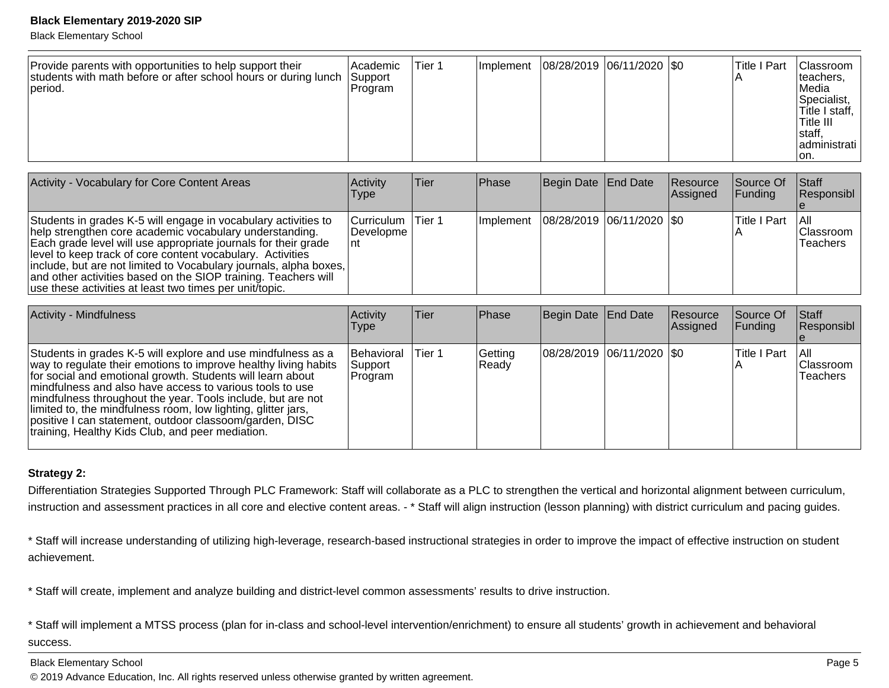| | | | | | | | | |
|---|---|---|---|---|---|---|---|---|
| Provide parents with opportunities to help support their students with math before or after school hours or during lunch period. | Academic Support Program | Tier 1 | Implement | 08/28/2019 | 06/11/2020 | $0 | Title I Part A | Classroom teachers, Media Specialist, Title I staff, Title III staff, administration. |

| Activity - Vocabulary for Core Content Areas | Activity Type | Tier | Phase | Begin Date | End Date | Resource Assigned | Source Of Funding | Staff Responsible |
|---|---|---|---|---|---|---|---|---|
| Students in grades K-5 will engage in vocabulary activities to help strengthen core academic vocabulary understanding. Each grade level will use appropriate journals for their grade level to keep track of core content vocabulary. Activities include, but are not limited to Vocabulary journals, alpha boxes, and other activities based on the SIOP training. Teachers will use these activities at least two times per unit/topic. | Curriculum Development | Tier 1 | Implement | 08/28/2019 | 06/11/2020 | $0 | Title I Part A | All Classroom Teachers |

| Activity - Mindfulness | Activity Type | Tier | Phase | Begin Date | End Date | Resource Assigned | Source Of Funding | Staff Responsible |
|---|---|---|---|---|---|---|---|---|
| Students in grades K-5 will explore and use mindfulness as a way to regulate their emotions to improve healthy living habits for social and emotional growth. Students will learn about mindfulness and also have access to various tools to use mindfulness throughout the year. Tools include, but are not limited to, the mindfulness room, low lighting, glitter jars, positive I can statement, outdoor classoom/garden, DISC training, Healthy Kids Club, and peer mediation. | Behavioral Support Program | Tier 1 | Getting Ready | 08/28/2019 | 06/11/2020 | $0 | Title I Part A | All Classroom Teachers |

**Strategy 2:**

Differentiation Strategies Supported Through PLC Framework: Staff will collaborate as a PLC to strengthen the vertical and horizontal alignment between curriculum, instruction and assessment practices in all core and elective content areas. - * Staff will align instruction (lesson planning) with district curriculum and pacing guides.

* Staff will increase understanding of utilizing high-leverage, research-based instructional strategies in order to improve the impact of effective instruction on student achievement.

* Staff will create, implement and analyze building and district-level common assessments' results to drive instruction.

* Staff will implement a MTSS process (plan for in-class and school-level intervention/enrichment) to ensure all students' growth in achievement and behavioral success.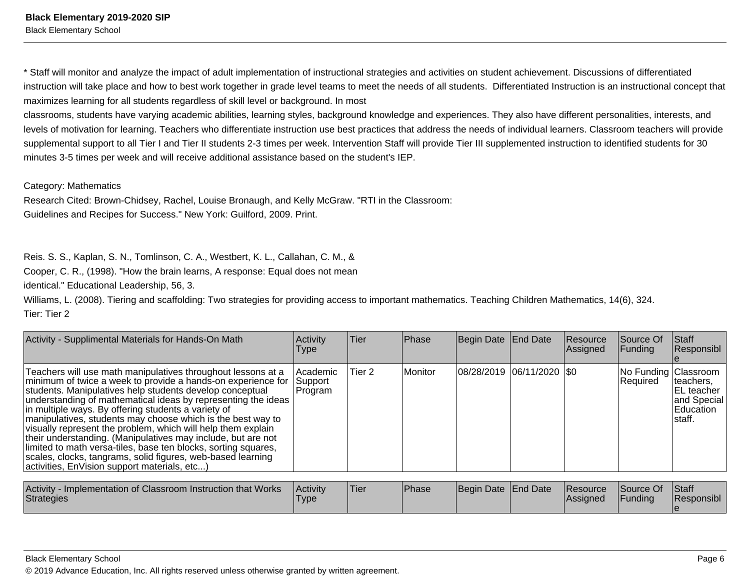* Staff will monitor and analyze the impact of adult implementation of instructional strategies and activities on student achievement. Discussions of differentiated instruction will take place and how to best work together in grade level teams to meet the needs of all students. Differentiated Instruction is an instructional concept that maximizes learning for all students regardless of skill level or background. In most classrooms, students have varying academic abilities, learning styles, background knowledge and experiences. They also have different personalities, interests, and levels of motivation for learning. Teachers who differentiate instruction use best practices that address the needs of individual learners. Classroom teachers will provide supplemental support to all Tier I and Tier II students 2-3 times per week. Intervention Staff will provide Tier III supplemented instruction to identified students for 30 minutes 3-5 times per week and will receive additional assistance based on the student's IEP.

Category: Mathematics

Research Cited: Brown-Chidsey, Rachel, Louise Bronaugh, and Kelly McGraw. "RTI in the Classroom: Guidelines and Recipes for Success." New York: Guilford, 2009. Print.

Reis. S. S., Kaplan, S. N., Tomlinson, C. A., Westbert, K. L., Callahan, C. M., & Cooper, C. R., (1998). "How the brain learns, A response: Equal does not mean identical." Educational Leadership, 56, 3.

Williams, L. (2008). Tiering and scaffolding: Two strategies for providing access to important mathematics. Teaching Children Mathematics, 14(6), 324.

Tier: Tier 2

| Activity - Supplimental Materials for Hands-On Math | Activity Type | Tier | Phase | Begin Date | End Date | Resource Assigned | Source Of Funding | Staff Responsible |
|---|---|---|---|---|---|---|---|---|
| Teachers will use math manipulatives throughout lessons at a minimum of twice a week to provide a hands-on experience for students. Manipulatives help students develop conceptual understanding of mathematical ideas by representing the ideas in multiple ways. By offering students a variety of manipulatives, students may choose which is the best way to visually represent the problem, which will help them explain their understanding. (Manipulatives may include, but are not limited to math versa-tiles, base ten blocks, sorting squares, scales, clocks, tangrams, solid figures, web-based learning activities, EnVision support materials, etc...) | Academic Support Program | Tier 2 | Monitor | 08/28/2019 | 06/11/2020 | $0 | No Funding Required | Classroom teachers, EL teacher and Special Education staff. |

| Activity - Implementation of Classroom Instruction that Works Strategies | Activity Type | Tier | Phase | Begin Date | End Date | Resource Assigned | Source Of Funding | Staff Responsible |
|---|---|---|---|---|---|---|---|---|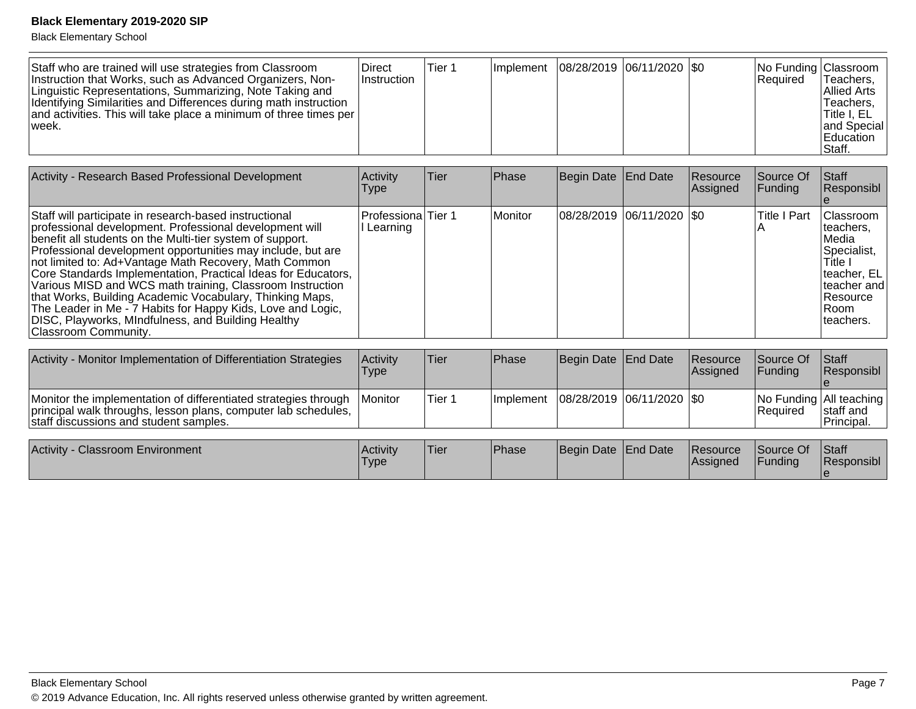| | | | | | | | | |
|---|---|---|---|---|---|---|---|---|
| Staff who are trained will use strategies from Classroom Instruction that Works, such as Advanced Organizers, Non-Linguistic Representations, Summarizing, Note Taking and Identifying Similarities and Differences during math instruction and activities. This will take place a minimum of three times per week. | Direct Instruction | Tier 1 | Implement | 08/28/2019 | 06/11/2020 | $0 | No Funding Required | Classroom Teachers, Allied Arts Teachers, Title I, EL and Special Education Staff. |

| Activity - Research Based Professional Development | Activity Type | Tier | Phase | Begin Date | End Date | Resource Assigned | Source Of Funding | Staff Responsible |
|---|---|---|---|---|---|---|---|---|
| Staff will participate in research-based instructional professional development. Professional development will benefit all students on the Multi-tier system of support. Professional development opportunities may include, but are not limited to: Ad+Vantage Math Recovery, Math Common Core Standards Implementation, Practical Ideas for Educators, Various MISD and WCS math training, Classroom Instruction that Works, Building Academic Vocabulary, Thinking Maps, The Leader in Me - 7 Habits for Happy Kids, Love and Logic, DISC, Playworks, MIndfulness, and Building Healthy Classroom Community. | Professional Learning | Tier 1 | Monitor | 08/28/2019 | 06/11/2020 | $0 | Title I Part A | Classroom teachers, Media Specialist, Title I teacher, EL teacher and Resource Room teachers. |

| Activity - Monitor Implementation of Differentiation Strategies | Activity Type | Tier | Phase | Begin Date | End Date | Resource Assigned | Source Of Funding | Staff Responsible |
|---|---|---|---|---|---|---|---|---|
| Monitor the implementation of differentiated strategies through principal walk throughs, lesson plans, computer lab schedules, staff discussions and student samples. | Monitor | Tier 1 | Implement | 08/28/2019 | 06/11/2020 | $0 | No Funding Required | All teaching staff and Principal. |

| Activity - Classroom Environment | Activity Type | Tier | Phase | Begin Date | End Date | Resource Assigned | Source Of Funding | Staff Responsible |
|---|---|---|---|---|---|---|---|---|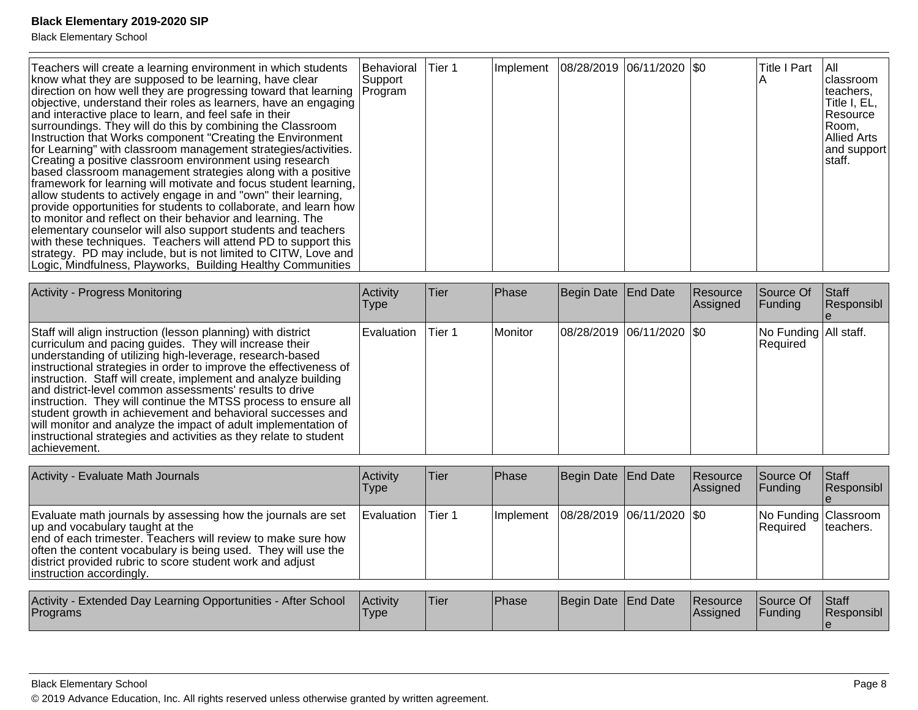| | | | | | | | | |
|---|---|---|---|---|---|---|---|---|
| Teachers will create a learning environment in which students know what they are supposed to be learning, have clear direction on how well they are progressing toward that learning objective, understand their roles as learners, have an engaging and interactive place to learn, and feel safe in their surroundings. They will do this by combining the Classroom Instruction that Works component "Creating the Environment for Learning" with classroom management strategies/activities. Creating a positive classroom environment using research based classroom management strategies along with a positive framework for learning will motivate and focus student learning, allow students to actively engage in and "own" their learning, provide opportunities for students to collaborate, and learn how to monitor and reflect on their behavior and learning. The elementary counselor will also support students and teachers with these techniques. Teachers will attend PD to support this strategy. PD may include, but is not limited to CITW, Love and Logic, Mindfulness, Playworks, Building Healthy Communities | Behavioral Support Program | Tier 1 | Implement | 08/28/2019 | 06/11/2020 | $0 | Title I Part A | All classroom teachers, Title I, EL, Resource Room, Allied Arts and support staff. |

| Activity - Progress Monitoring | Activity Type | Tier | Phase | Begin Date | End Date | Resource Assigned | Source Of Funding | Staff Responsible |
|---|---|---|---|---|---|---|---|---|
| Staff will align instruction (lesson planning) with district curriculum and pacing guides. They will increase their understanding of utilizing high-leverage, research-based instructional strategies in order to improve the effectiveness of instruction. Staff will create, implement and analyze building and district-level common assessments' results to drive instruction. They will continue the MTSS process to ensure all student growth in achievement and behavioral successes and will monitor and analyze the impact of adult implementation of instructional strategies and activities as they relate to student achievement. | Evaluation | Tier 1 | Monitor | 08/28/2019 | 06/11/2020 | $0 | No Funding Required | All staff. |

| Activity - Evaluate Math Journals | Activity Type | Tier | Phase | Begin Date | End Date | Resource Assigned | Source Of Funding | Staff Responsible |
|---|---|---|---|---|---|---|---|---|
| Evaluate math journals by assessing how the journals are set up and vocabulary taught at the end of each trimester. Teachers will review to make sure how often the content vocabulary is being used. They will use the district provided rubric to score student work and adjust instruction accordingly. | Evaluation | Tier 1 | Implement | 08/28/2019 | 06/11/2020 | $0 | No Funding Required | Classroom teachers. |

| Activity - Extended Day Learning Opportunities - After School Programs | Activity Type | Tier | Phase | Begin Date | End Date | Resource Assigned | Source Of Funding | Staff Responsible |
|---|---|---|---|---|---|---|---|---|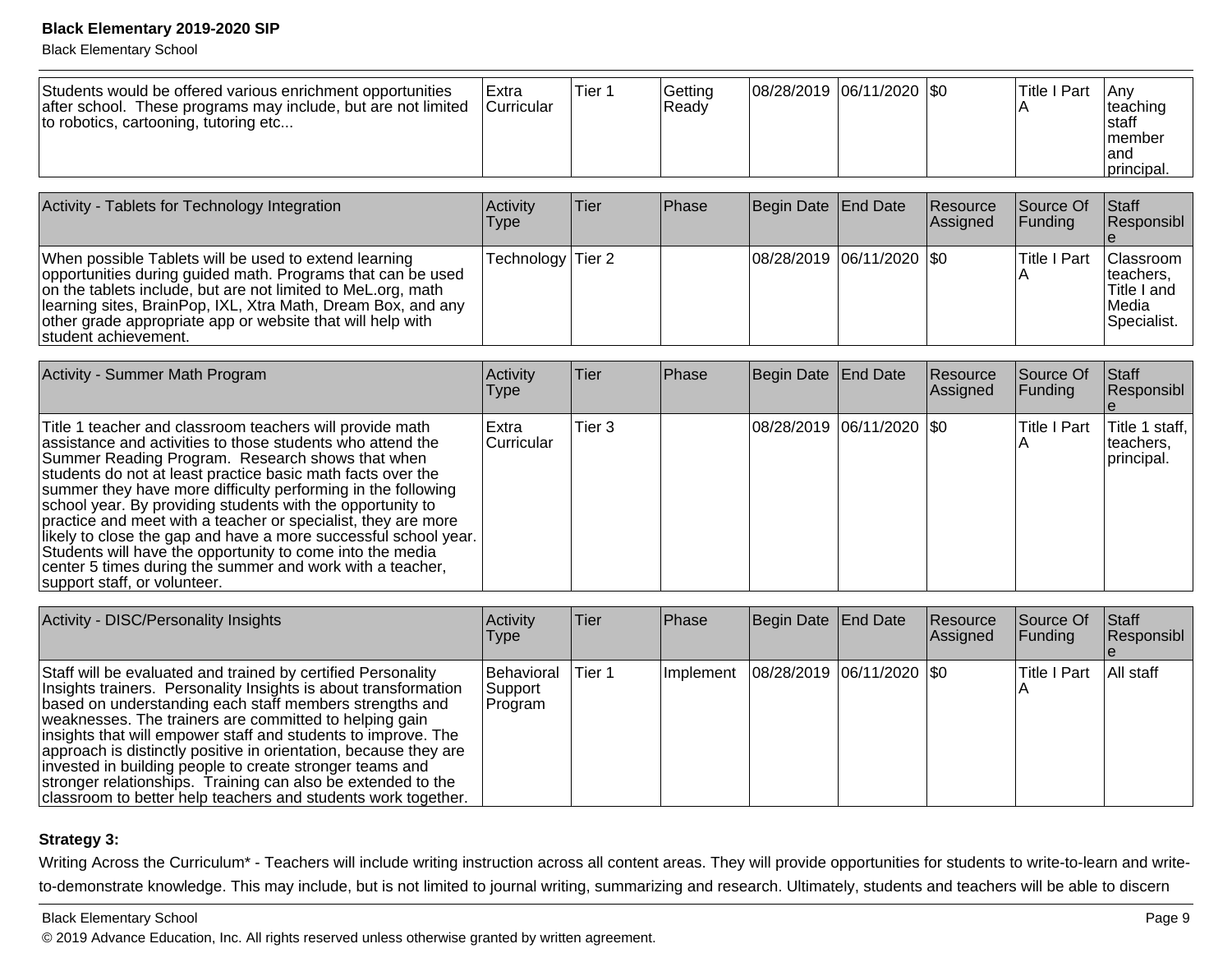| | | | | | | | | |
|---|---|---|---|---|---|---|---|---|
| Students would be offered various enrichment opportunities after school. These programs may include, but are not limited to robotics, cartooning, tutoring etc... | Extra Curricular | Tier 1 | Getting Ready | 08/28/2019 | 06/11/2020 | $0 | Title I Part A | Any teaching staff member and principal. |

| Activity - Tablets for Technology Integration | Activity Type | Tier | Phase | Begin Date | End Date | Resource Assigned | Source Of Funding | Staff Responsible |
|---|---|---|---|---|---|---|---|---|
| When possible Tablets will be used to extend learning opportunities during guided math. Programs that can be used on the tablets include, but are not limited to MeL.org, math learning sites, BrainPop, IXL, Xtra Math, Dream Box, and any other grade appropriate app or website that will help with student achievement. | Technology | Tier 2 | | 08/28/2019 | 06/11/2020 | $0 | Title I Part A | Classroom teachers, Title I and Media Specialist. |

| Activity - Summer Math Program | Activity Type | Tier | Phase | Begin Date | End Date | Resource Assigned | Source Of Funding | Staff Responsible |
|---|---|---|---|---|---|---|---|---|
| Title 1 teacher and classroom teachers will provide math assistance and activities to those students who attend the Summer Reading Program. Research shows that when students do not at least practice basic math facts over the summer they have more difficulty performing in the following school year. By providing students with the opportunity to practice and meet with a teacher or specialist, they are more likely to close the gap and have a more successful school year. Students will have the opportunity to come into the media center 5 times during the summer and work with a teacher, support staff, or volunteer. | Extra Curricular | Tier 3 | | 08/28/2019 | 06/11/2020 | $0 | Title I Part A | Title 1 staff, teachers, principal. |

| Activity - DISC/Personality Insights | Activity Type | Tier | Phase | Begin Date | End Date | Resource Assigned | Source Of Funding | Staff Responsible |
|---|---|---|---|---|---|---|---|---|
| Staff will be evaluated and trained by certified Personality Insights trainers. Personality Insights is about transformation based on understanding each staff members strengths and weaknesses. The trainers are committed to helping gain insights that will empower staff and students to improve. The approach is distinctly positive in orientation, because they are invested in building people to create stronger teams and stronger relationships. Training can also be extended to the classroom to better help teachers and students work together. | Behavioral Support Program | Tier 1 | Implement | 08/28/2019 | 06/11/2020 | $0 | Title I Part A | All staff |

**Strategy 3:**

Writing Across the Curriculum* - Teachers will include writing instruction across all content areas. They will provide opportunities for students to write-to-learn and write-to-demonstrate knowledge. This may include, but is not limited to journal writing, summarizing and research. Ultimately, students and teachers will be able to discern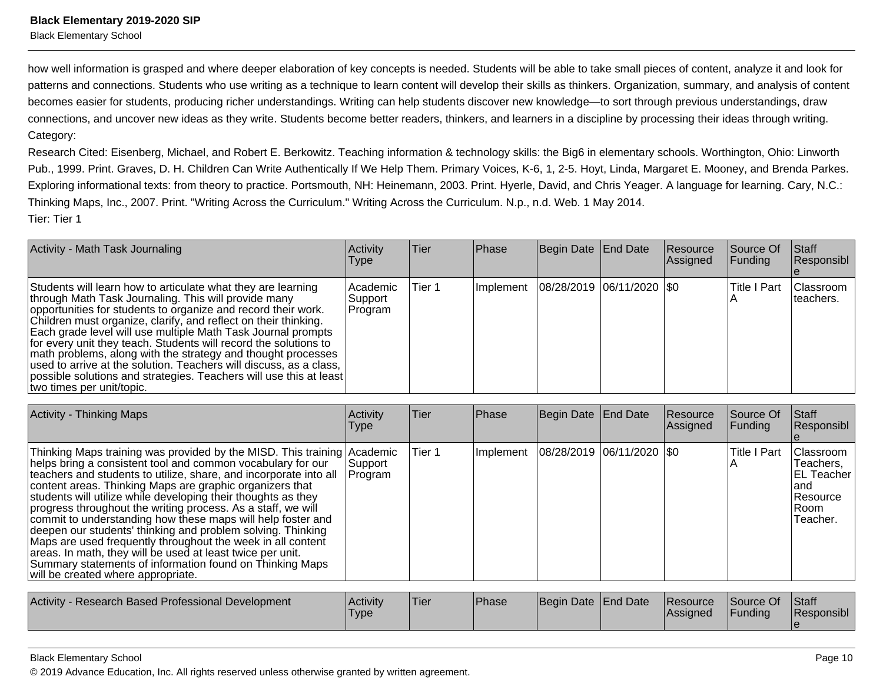how well information is grasped and where deeper elaboration of key concepts is needed. Students will be able to take small pieces of content, analyze it and look for patterns and connections. Students who use writing as a technique to learn content will develop their skills as thinkers. Organization, summary, and analysis of content becomes easier for students, producing richer understandings. Writing can help students discover new knowledge—to sort through previous understandings, draw connections, and uncover new ideas as they write. Students become better readers, thinkers, and learners in a discipline by processing their ideas through writing.

Category:

Research Cited: Eisenberg, Michael, and Robert E. Berkowitz. Teaching information & technology skills: the Big6 in elementary schools. Worthington, Ohio: Linworth Pub., 1999. Print. Graves, D. H. Children Can Write Authentically If We Help Them. Primary Voices, K-6, 1, 2-5. Hoyt, Linda, Margaret E. Mooney, and Brenda Parkes. Exploring informational texts: from theory to practice. Portsmouth, NH: Heinemann, 2003. Print. Hyerle, David, and Chris Yeager. A language for learning. Cary, N.C.: Thinking Maps, Inc., 2007. Print. "Writing Across the Curriculum." Writing Across the Curriculum. N.p., n.d. Web. 1 May 2014.

Tier: Tier 1

| Activity - Math Task Journaling | Activity Type | Tier | Phase | Begin Date | End Date | Resource Assigned | Source Of Funding | Staff Responsible |
|---|---|---|---|---|---|---|---|---|
| Students will learn how to articulate what they are learning through Math Task Journaling. This will provide many opportunities for students to organize and record their work. Children must organize, clarify, and reflect on their thinking. Each grade level will use multiple Math Task Journal prompts for every unit they teach. Students will record the solutions to math problems, along with the strategy and thought processes used to arrive at the solution. Teachers will discuss, as a class, possible solutions and strategies. Teachers will use this at least two times per unit/topic. | Academic Support Program | Tier 1 | Implement | 08/28/2019 | 06/11/2020 | $0 | Title I Part A | Classroom teachers. |

| Activity - Thinking Maps | Activity Type | Tier | Phase | Begin Date | End Date | Resource Assigned | Source Of Funding | Staff Responsible |
|---|---|---|---|---|---|---|---|---|
| Thinking Maps training was provided by the MISD. This training helps bring a consistent tool and common vocabulary for our teachers and students to utilize, share, and incorporate into all content areas. Thinking Maps are graphic organizers that students will utilize while developing their thoughts as they progress throughout the writing process. As a staff, we will commit to understanding how these maps will help foster and deepen our students' thinking and problem solving. Thinking Maps are used frequently throughout the week in all content areas. In math, they will be used at least twice per unit. Summary statements of information found on Thinking Maps will be created where appropriate. | Academic Support Program | Tier 1 | Implement | 08/28/2019 | 06/11/2020 | $0 | Title I Part A | Classroom Teachers, EL Teacher and Resource Room Teacher. |

| Activity - Research Based Professional Development | Activity Type | Tier | Phase | Begin Date | End Date | Resource Assigned | Source Of Funding | Staff Responsible |
|---|---|---|---|---|---|---|---|---|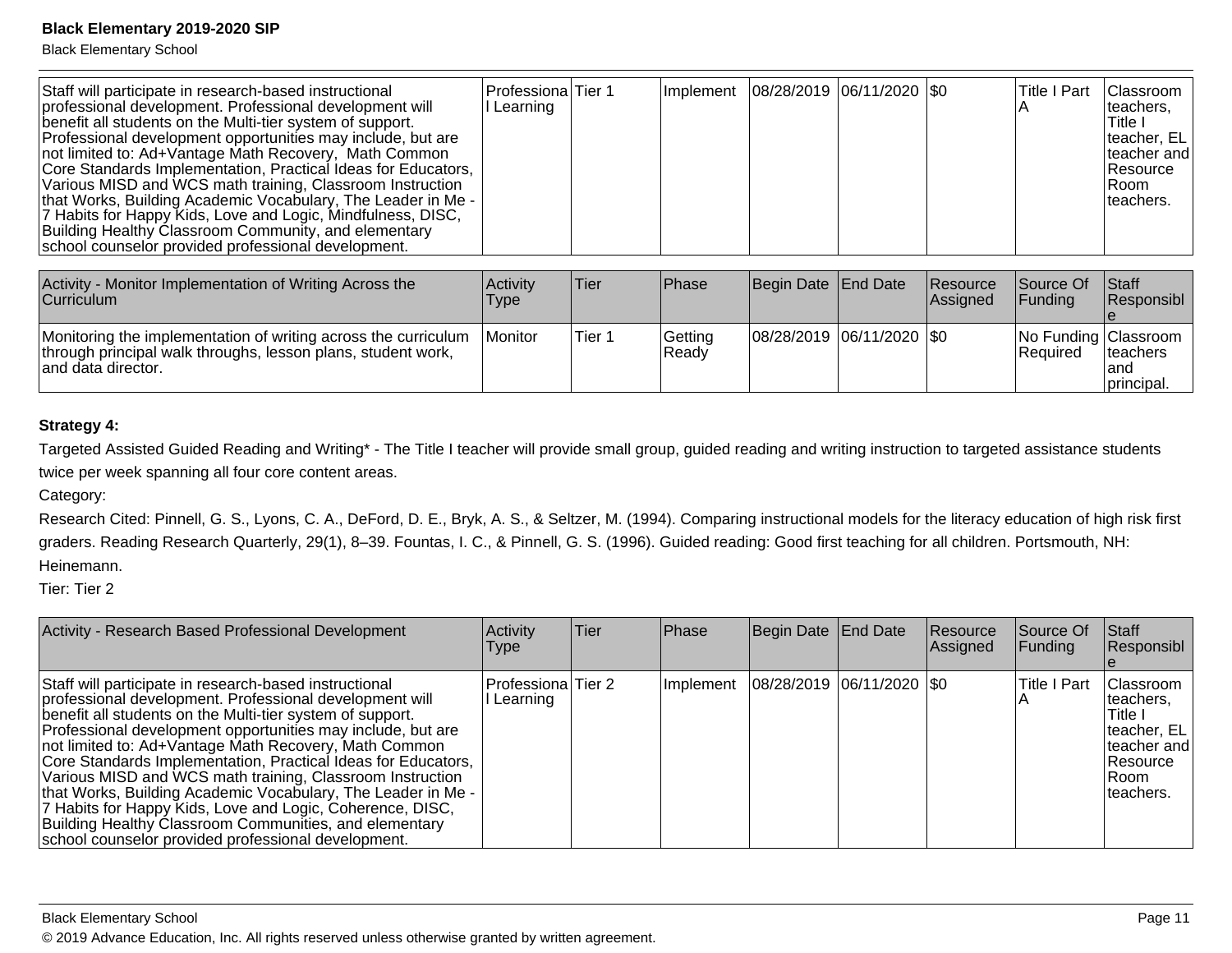| Staff will participate in research-based instructional professional development. Professional development will benefit all students on the Multi-tier system of support. Professional development opportunities may include, but are not limited to: Ad+Vantage Math Recovery, Math Common Core Standards Implementation, Practical Ideas for Educators, Various MISD and WCS math training, Classroom Instruction that Works, Building Academic Vocabulary, The Leader in Me - 7 Habits for Happy Kids, Love and Logic, Mindfulness, DISC, Building Healthy Classroom Community, and elementary school counselor provided professional development. | Professional Learning | Tier 1 | Implement | 08/28/2019 | 06/11/2020 | $0 | Title I Part A | Classroom teachers, Title I teacher, EL teacher and Resource Room teachers. |
|---|---|---|---|---|---|---|---|---|

| Activity - Monitor Implementation of Writing Across the Curriculum | Activity Type | Tier | Phase | Begin Date | End Date | Resource Assigned | Source Of Funding | Staff Responsible |
|---|---|---|---|---|---|---|---|---|
| Monitoring the implementation of writing across the curriculum through principal walk throughs, lesson plans, student work, and data director. | Monitor | Tier 1 | Getting Ready | 08/28/2019 | 06/11/2020 | $0 | No Funding Required | Classroom teachers and principal. |

**Strategy 4:**

Targeted Assisted Guided Reading and Writing* - The Title I teacher will provide small group, guided reading and writing instruction to targeted assistance students twice per week spanning all four core content areas.

Category:

Research Cited: Pinnell, G. S., Lyons, C. A., DeFord, D. E., Bryk, A. S., & Seltzer, M. (1994). Comparing instructional models for the literacy education of high risk first graders. Reading Research Quarterly, 29(1), 8–39. Fountas, I. C., & Pinnell, G. S. (1996). Guided reading: Good first teaching for all children. Portsmouth, NH: Heinemann.

Tier: Tier 2

| Activity - Research Based Professional Development | Activity Type | Tier | Phase | Begin Date | End Date | Resource Assigned | Source Of Funding | Staff Responsible |
|---|---|---|---|---|---|---|---|---|
| Staff will participate in research-based instructional professional development. Professional development will benefit all students on the Multi-tier system of support. Professional development opportunities may include, but are not limited to: Ad+Vantage Math Recovery, Math Common Core Standards Implementation, Practical Ideas for Educators, Various MISD and WCS math training, Classroom Instruction that Works, Building Academic Vocabulary, The Leader in Me - 7 Habits for Happy Kids, Love and Logic, Coherence, DISC, Building Healthy Classroom Communities, and elementary school counselor provided professional development. | Professional Learning | Tier 2 | Implement | 08/28/2019 | 06/11/2020 | $0 | Title I Part A | Classroom teachers, Title I teacher, EL teacher and Resource Room teachers. |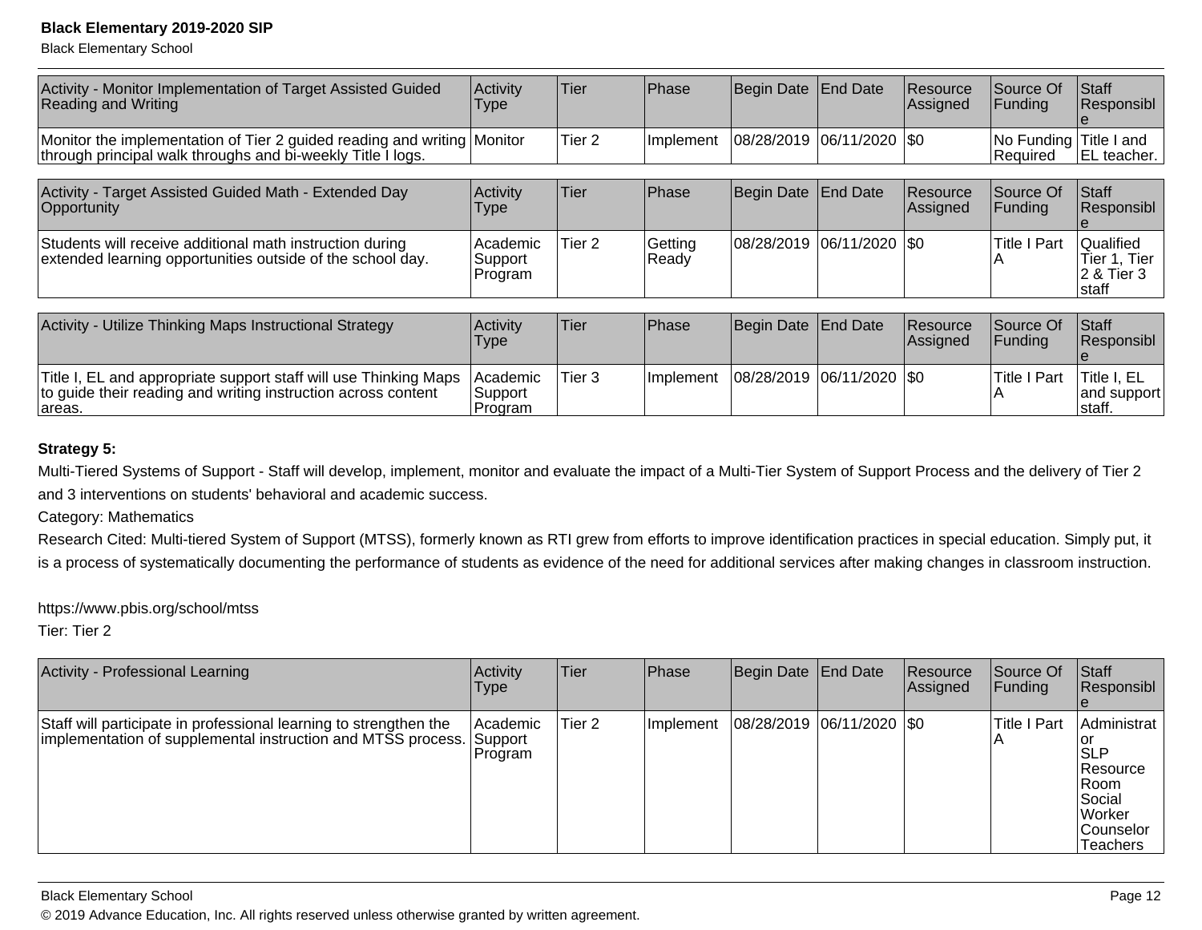| Activity - Monitor Implementation of Target Assisted Guided Reading and Writing | Activity Type | Tier | Phase | Begin Date | End Date | Resource Assigned | Source Of Funding | Staff Responsible |
|---|---|---|---|---|---|---|---|---|
| Monitor the implementation of Tier 2 guided reading and writing through principal walk throughs and bi-weekly Title I logs. | Monitor | Tier 2 | Implement | 08/28/2019 | 06/11/2020 | $0 | No Funding Required | Title I and EL teacher. |

| Activity - Target Assisted Guided Math - Extended Day Opportunity | Activity Type | Tier | Phase | Begin Date | End Date | Resource Assigned | Source Of Funding | Staff Responsible |
|---|---|---|---|---|---|---|---|---|
| Students will receive additional math instruction during extended learning opportunities outside of the school day. | Academic Support Program | Tier 2 | Getting Ready | 08/28/2019 | 06/11/2020 | $0 | Title I Part A | Qualified Tier 1, Tier 2 & Tier 3 staff |

| Activity - Utilize Thinking Maps Instructional Strategy | Activity Type | Tier | Phase | Begin Date | End Date | Resource Assigned | Source Of Funding | Staff Responsible |
|---|---|---|---|---|---|---|---|---|
| Title I, EL and appropriate support staff will use Thinking Maps to guide their reading and writing instruction across content areas. | Academic Support Program | Tier 3 | Implement | 08/28/2019 | 06/11/2020 | $0 | Title I Part A | Title I, EL and support staff. |

**Strategy 5:**

Multi-Tiered Systems of Support - Staff will develop, implement, monitor and evaluate the impact of a Multi-Tier System of Support Process and the delivery of Tier 2 and 3 interventions on students' behavioral and academic success.

Category: Mathematics

Research Cited: Multi-tiered System of Support (MTSS), formerly known as RTI grew from efforts to improve identification practices in special education. Simply put, it is a process of systematically documenting the performance of students as evidence of the need for additional services after making changes in classroom instruction.

https://www.pbis.org/school/mtss

Tier: Tier 2

| Activity - Professional Learning | Activity Type | Tier | Phase | Begin Date | End Date | Resource Assigned | Source Of Funding | Staff Responsible |
|---|---|---|---|---|---|---|---|---|
| Staff will participate in professional learning to strengthen the implementation of supplemental instruction and MTSS process. | Academic Support Program | Tier 2 | Implement | 08/28/2019 | 06/11/2020 | $0 | Title I Part A | Administrator SLP Resource Room Social Worker Counselor Teachers |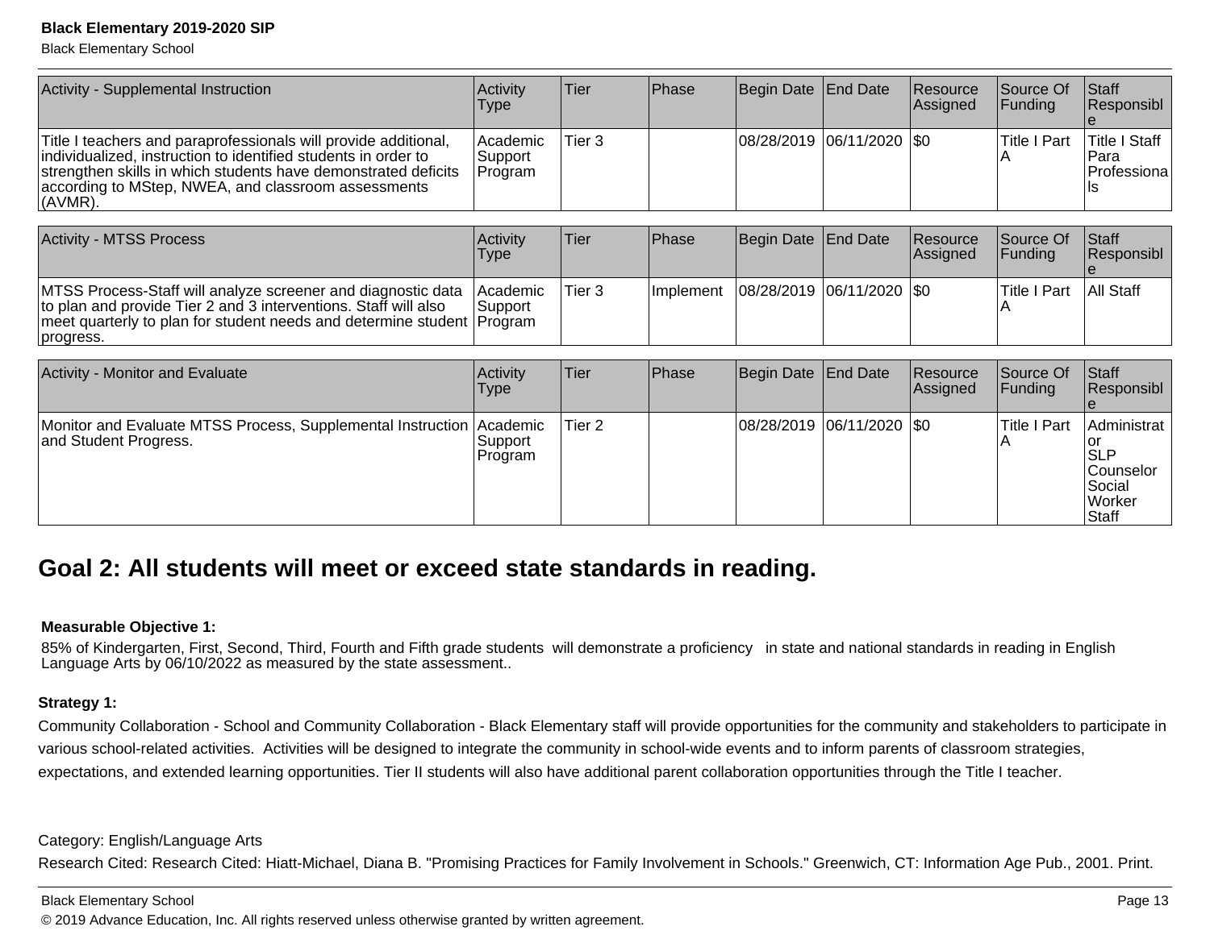| Activity - Supplemental Instruction | Activity Type | Tier | Phase | Begin Date | End Date | Resource Assigned | Source Of Funding | Staff Responsible |
|---|---|---|---|---|---|---|---|---|
| Title I teachers and paraprofessionals will provide additional, individualized, instruction to identified students in order to strengthen skills in which students have demonstrated deficits according to MStep, NWEA, and classroom assessments (AVMR). | Academic Support Program | Tier 3 | | 08/28/2019 | 06/11/2020 | $0 | Title I Part A | Title I Staff Para Professionals |

| Activity - MTSS Process | Activity Type | Tier | Phase | Begin Date | End Date | Resource Assigned | Source Of Funding | Staff Responsible |
|---|---|---|---|---|---|---|---|---|
| MTSS Process-Staff will analyze screener and diagnostic data to plan and provide Tier 2 and 3 interventions. Staff will also meet quarterly to plan for student needs and determine student progress. | Academic Support Program | Tier 3 | Implement | 08/28/2019 | 06/11/2020 | $0 | Title I Part A | All Staff |

| Activity - Monitor and Evaluate | Activity Type | Tier | Phase | Begin Date | End Date | Resource Assigned | Source Of Funding | Staff Responsible |
|---|---|---|---|---|---|---|---|---|
| Monitor and Evaluate MTSS Process, Supplemental Instruction and Student Progress. | Academic Support Program | Tier 2 | | 08/28/2019 | 06/11/2020 | $0 | Title I Part A | Administrator SLP Counselor Social Worker Staff |

## Goal 2: All students will meet or exceed state standards in reading.

**Measurable Objective 1:**

85% of Kindergarten, First, Second, Third, Fourth and Fifth grade students will demonstrate a proficiency in state and national standards in reading in English Language Arts by 06/10/2022 as measured by the state assessment..

**Strategy 1:**

Community Collaboration - School and Community Collaboration - Black Elementary staff will provide opportunities for the community and stakeholders to participate in various school-related activities. Activities will be designed to integrate the community in school-wide events and to inform parents of classroom strategies, expectations, and extended learning opportunities. Tier II students will also have additional parent collaboration opportunities through the Title I teacher.

Category: English/Language Arts

Research Cited: Research Cited: Hiatt-Michael, Diana B. "Promising Practices for Family Involvement in Schools." Greenwich, CT: Information Age Pub., 2001. Print.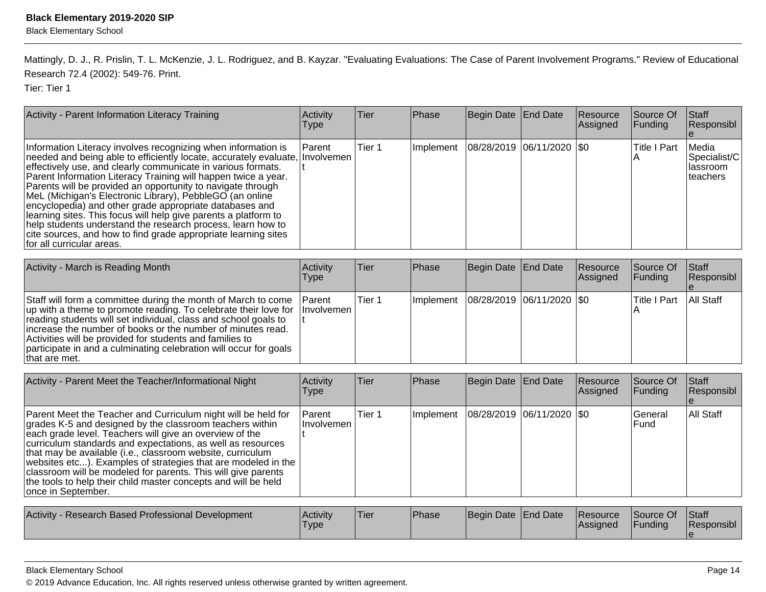Mattingly, D. J., R. Prislin, T. L. McKenzie, J. L. Rodriguez, and B. Kayzar. "Evaluating Evaluations: The Case of Parent Involvement Programs." Review of Educational Research 72.4 (2002): 549-76. Print.

Tier: Tier 1

| Activity - Parent Information Literacy Training | Activity Type | Tier | Phase | Begin Date | End Date | Resource Assigned | Source Of Funding | Staff Responsible |
|---|---|---|---|---|---|---|---|---|
| Information Literacy involves recognizing when information is needed and being able to efficiently locate, accurately evaluate, effectively use, and clearly communicate in various formats. Parent Information Literacy Training will happen twice a year. Parents will be provided an opportunity to navigate through MeL (Michigan's Electronic Library), PebbleGO (an online encyclopedia) and other grade appropriate databases and learning sites. This focus will help give parents a platform to help students understand the research process, learn how to cite sources, and how to find grade appropriate learning sites for all curricular areas. | Parent Involvement | Tier 1 | Implement | 08/28/2019 | 06/11/2020 | $0 | Title I Part A | Media Specialist/Classroom teachers |

| Activity - March is Reading Month | Activity Type | Tier | Phase | Begin Date | End Date | Resource Assigned | Source Of Funding | Staff Responsible |
|---|---|---|---|---|---|---|---|---|
| Staff will form a committee during the month of March to come up with a theme to promote reading. To celebrate their love for reading students will set individual, class and school goals to increase the number of books or the number of minutes read. Activities will be provided for students and families to participate in and a culminating celebration will occur for goals that are met. | Parent Involvement | Tier 1 | Implement | 08/28/2019 | 06/11/2020 | $0 | Title I Part A | All Staff |

| Activity - Parent Meet the Teacher/Informational Night | Activity Type | Tier | Phase | Begin Date | End Date | Resource Assigned | Source Of Funding | Staff Responsible |
|---|---|---|---|---|---|---|---|---|
| Parent Meet the Teacher and Curriculum night will be held for grades K-5 and designed by the classroom teachers within each grade level. Teachers will give an overview of the curriculum standards and expectations, as well as resources that may be available (i.e., classroom website, curriculum websites etc...). Examples of strategies that are modeled in the classroom will be modeled for parents. This will give parents the tools to help their child master concepts and will be held once in September. | Parent Involvement | Tier 1 | Implement | 08/28/2019 | 06/11/2020 | $0 | General Fund | All Staff |

| Activity - Research Based Professional Development | Activity Type | Tier | Phase | Begin Date | End Date | Resource Assigned | Source Of Funding | Staff Responsible |
|---|---|---|---|---|---|---|---|---|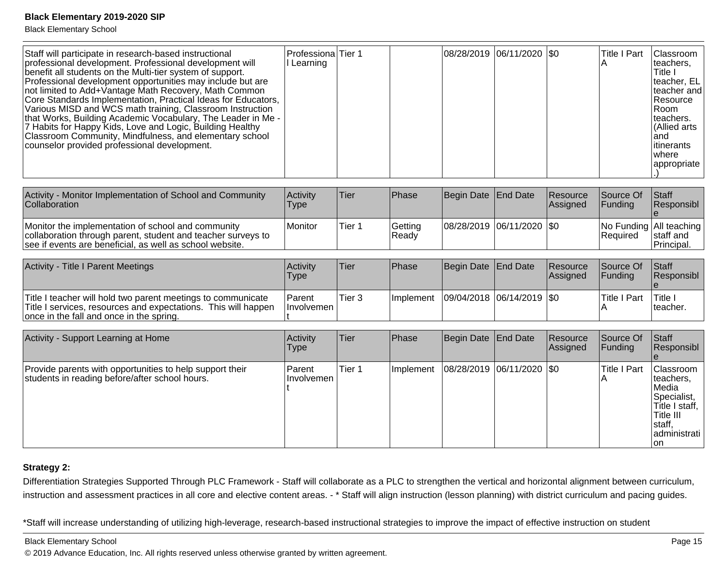| | | | | | | | | |
|---|---|---|---|---|---|---|---|---|
| Staff will participate in research-based instructional professional development. Professional development will benefit all students on the Multi-tier system of support. Professional development opportunities may include but are not limited to Add+Vantage Math Recovery, Math Common Core Standards Implementation, Practical Ideas for Educators, Various MISD and WCS math training, Classroom Instruction that Works, Building Academic Vocabulary, The Leader in Me - 7 Habits for Happy Kids, Love and Logic, Building Healthy Classroom Community, Mindfulness, and elementary school counselor provided professional development. | Professional Learning | Tier 1 | | 08/28/2019 | 06/11/2020 | $0 | Title I Part A | Classroom teachers, Title I teacher, EL teacher and Resource Room teachers. (Allied arts and itinerants where appropriate.) |

| Activity - Monitor Implementation of School and Community Collaboration | Activity Type | Tier | Phase | Begin Date | End Date | Resource Assigned | Source Of Funding | Staff Responsible |
|---|---|---|---|---|---|---|---|---|
| Monitor the implementation of school and community collaboration through parent, student and teacher surveys to see if events are beneficial, as well as school website. | Monitor | Tier 1 | Getting Ready | 08/28/2019 | 06/11/2020 | $0 | No Funding Required | All teaching staff and Principal. |

| Activity - Title I Parent Meetings | Activity Type | Tier | Phase | Begin Date | End Date | Resource Assigned | Source Of Funding | Staff Responsible |
|---|---|---|---|---|---|---|---|---|
| Title I teacher will hold two parent meetings to communicate Title I services, resources and expectations. This will happen once in the fall and once in the spring. | Parent Involvement | Tier 3 | Implement | 09/04/2018 | 06/14/2019 | $0 | Title I Part A | Title I teacher. |

| Activity - Support Learning at Home | Activity Type | Tier | Phase | Begin Date | End Date | Resource Assigned | Source Of Funding | Staff Responsible |
|---|---|---|---|---|---|---|---|---|
| Provide parents with opportunities to help support their students in reading before/after school hours. | Parent Involvement | Tier 1 | Implement | 08/28/2019 | 06/11/2020 | $0 | Title I Part A | Classroom teachers, Media Specialist, Title I staff, Title III staff, administration |

**Strategy 2:**

Differentiation Strategies Supported Through PLC Framework - Staff will collaborate as a PLC to strengthen the vertical and horizontal alignment between curriculum, instruction and assessment practices in all core and elective content areas. - * Staff will align instruction (lesson planning) with district curriculum and pacing guides.

*Staff will increase understanding of utilizing high-leverage, research-based instructional strategies to improve the impact of effective instruction on student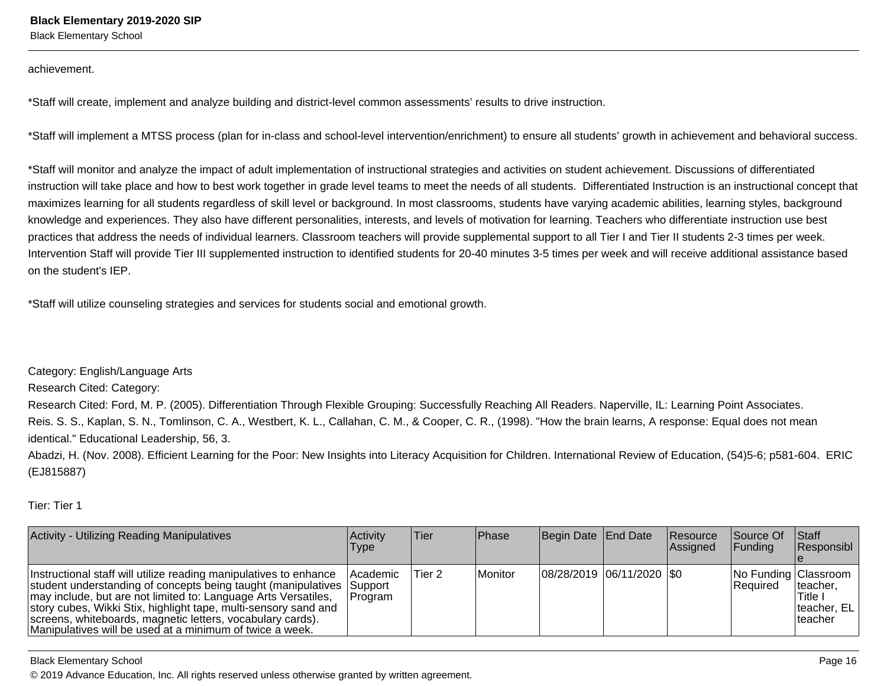achievement.

*Staff will create, implement and analyze building and district-level common assessments' results to drive instruction.

*Staff will implement a MTSS process (plan for in-class and school-level intervention/enrichment) to ensure all students' growth in achievement and behavioral success.

*Staff will monitor and analyze the impact of adult implementation of instructional strategies and activities on student achievement. Discussions of differentiated instruction will take place and how to best work together in grade level teams to meet the needs of all students.  Differentiated Instruction is an instructional concept that maximizes learning for all students regardless of skill level or background. In most classrooms, students have varying academic abilities, learning styles, background knowledge and experiences. They also have different personalities, interests, and levels of motivation for learning. Teachers who differentiate instruction use best practices that address the needs of individual learners. Classroom teachers will provide supplemental support to all Tier I and Tier II students 2-3 times per week. Intervention Staff will provide Tier III supplemented instruction to identified students for 20-40 minutes 3-5 times per week and will receive additional assistance based on the student's IEP.

*Staff will utilize counseling strategies and services for students social and emotional growth.

Category: English/Language Arts

Research Cited: Category:

Research Cited: Ford, M. P. (2005). Differentiation Through Flexible Grouping: Successfully Reaching All Readers. Naperville, IL: Learning Point Associates.

Reis. S. S., Kaplan, S. N., Tomlinson, C. A., Westbert, K. L., Callahan, C. M., & Cooper, C. R., (1998). "How the brain learns, A response: Equal does not mean identical." Educational Leadership, 56, 3.

Abadzi, H. (Nov. 2008). Efficient Learning for the Poor: New Insights into Literacy Acquisition for Children. International Review of Education, (54)5-6; p581-604.  ERIC (EJ815887)

Tier: Tier 1

| Activity - Utilizing Reading Manipulatives | Activity Type | Tier | Phase | Begin Date | End Date | Resource Assigned | Source Of Funding | Staff Responsible |
|---|---|---|---|---|---|---|---|---|
| Instructional staff will utilize reading manipulatives to enhance student understanding of concepts being taught (manipulatives may include, but are not limited to: Language Arts Versatiles, story cubes, Wikki Stix, highlight tape, multi-sensory sand and screens, whiteboards, magnetic letters, vocabulary cards). Manipulatives will be used at a minimum of twice a week. | Academic Support Program | Tier 2 | Monitor | 08/28/2019 | 06/11/2020 | $0 | No Funding Required | Classroom teacher, Title I teacher, EL teacher |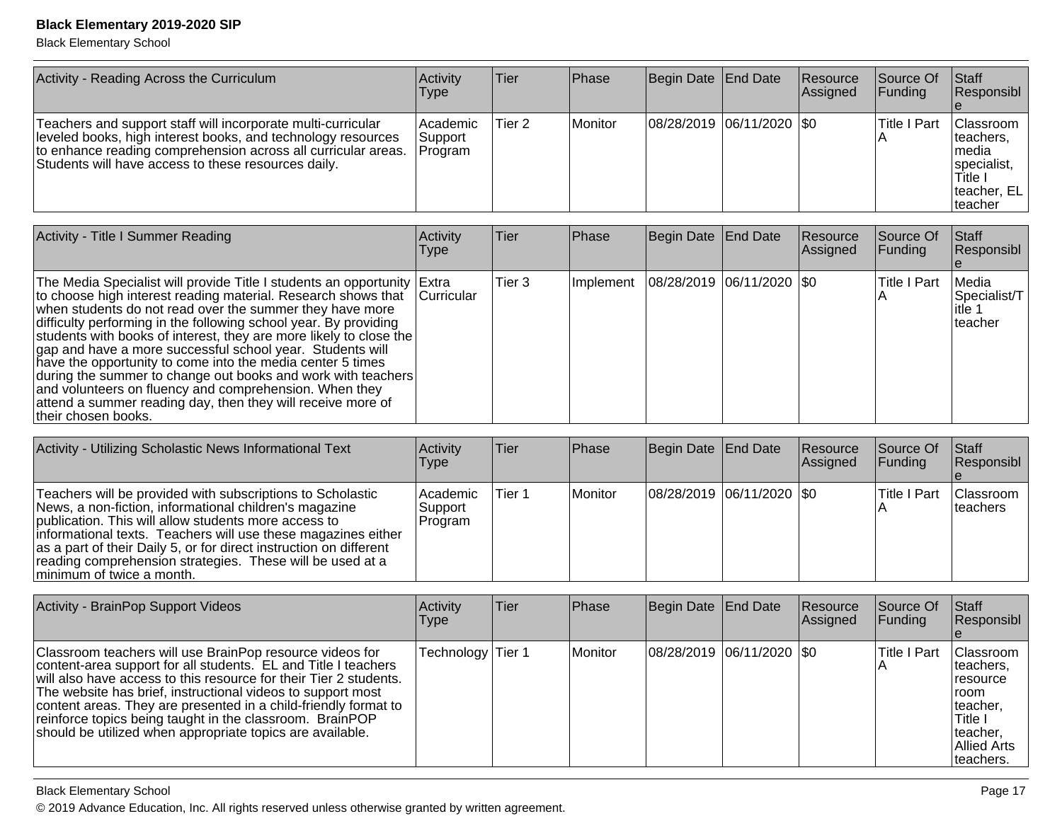| Activity - Reading Across the Curriculum | Activity Type | Tier | Phase | Begin Date | End Date | Resource Assigned | Source Of Funding | Staff Responsible |
|---|---|---|---|---|---|---|---|---|
| Teachers and support staff will incorporate multi-curricular leveled books, high interest books, and technology resources to enhance reading comprehension across all curricular areas. Students will have access to these resources daily. | Academic Support Program | Tier 2 | Monitor | 08/28/2019 | 06/11/2020 | $0 | Title I Part A | Classroom teachers, media specialist, Title I teacher, EL teacher |

| Activity - Title I Summer Reading | Activity Type | Tier | Phase | Begin Date | End Date | Resource Assigned | Source Of Funding | Staff Responsible |
|---|---|---|---|---|---|---|---|---|
| The Media Specialist will provide Title I students an opportunity to choose high interest reading material. Research shows that when students do not read over the summer they have more difficulty performing in the following school year. By providing students with books of interest, they are more likely to close the gap and have a more successful school year. Students will have the opportunity to come into the media center 5 times during the summer to change out books and work with teachers and volunteers on fluency and comprehension. When they attend a summer reading day, then they will receive more of their chosen books. | Extra Curricular | Tier 3 | Implement | 08/28/2019 | 06/11/2020 | $0 | Title I Part A | Media Specialist/Title 1 teacher |

| Activity - Utilizing Scholastic News Informational Text | Activity Type | Tier | Phase | Begin Date | End Date | Resource Assigned | Source Of Funding | Staff Responsible |
|---|---|---|---|---|---|---|---|---|
| Teachers will be provided with subscriptions to Scholastic News, a non-fiction, informational children's magazine publication. This will allow students more access to informational texts. Teachers will use these magazines either as a part of their Daily 5, or for direct instruction on different reading comprehension strategies. These will be used at a minimum of twice a month. | Academic Support Program | Tier 1 | Monitor | 08/28/2019 | 06/11/2020 | $0 | Title I Part A | Classroom teachers |

| Activity - BrainPop Support Videos | Activity Type | Tier | Phase | Begin Date | End Date | Resource Assigned | Source Of Funding | Staff Responsible |
|---|---|---|---|---|---|---|---|---|
| Classroom teachers will use BrainPop resource videos for content-area support for all students. EL and Title I teachers will also have access to this resource for their Tier 2 students. The website has brief, instructional videos to support most content areas. They are presented in a child-friendly format to reinforce topics being taught in the classroom. BrainPOP should be utilized when appropriate topics are available. | Technology | Tier 1 | Monitor | 08/28/2019 | 06/11/2020 | $0 | Title I Part A | Classroom teachers, resource room teacher, Title I teacher, Allied Arts teachers. |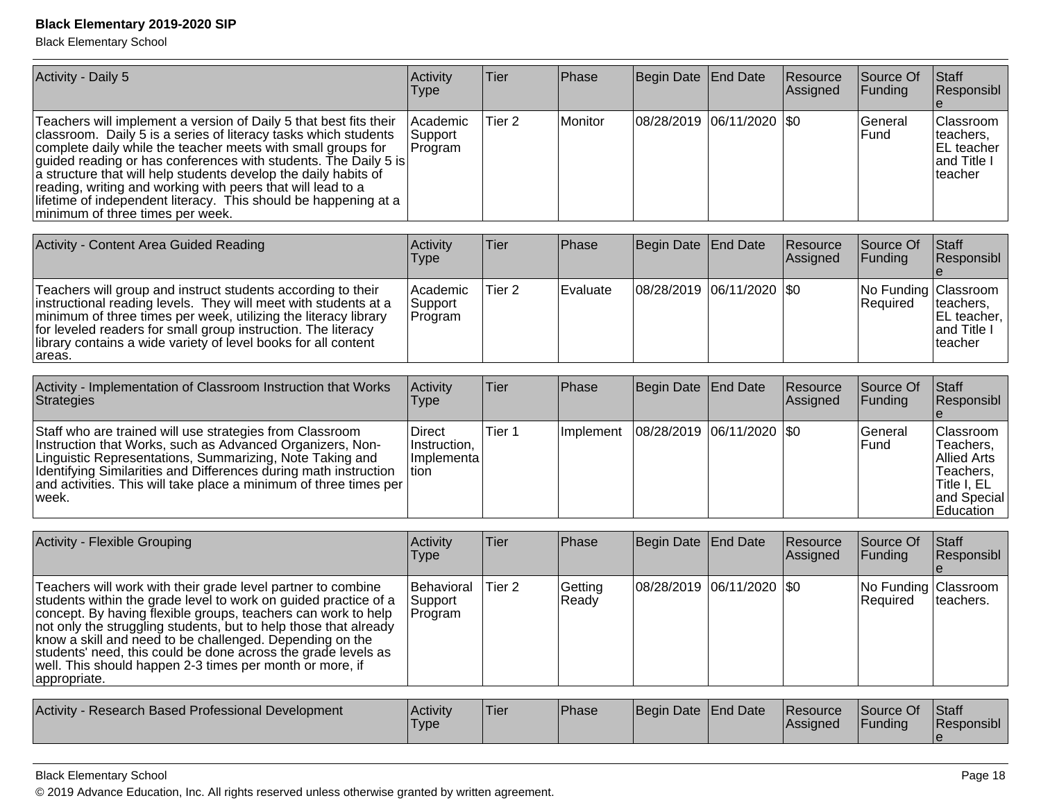| Activity - Daily 5 | Activity Type | Tier | Phase | Begin Date | End Date | Resource Assigned | Source Of Funding | Staff Responsible |
|---|---|---|---|---|---|---|---|---|
| Teachers will implement a version of Daily 5 that best fits their classroom. Daily 5 is a series of literacy tasks which students complete daily while the teacher meets with small groups for guided reading or has conferences with students. The Daily 5 is a structure that will help students develop the daily habits of reading, writing and working with peers that will lead to a lifetime of independent literacy. This should be happening at a minimum of three times per week. | Academic Support Program | Tier 2 | Monitor | 08/28/2019 | 06/11/2020 | $0 | General Fund | Classroom teachers, EL teacher and Title I teacher |

| Activity - Content Area Guided Reading | Activity Type | Tier | Phase | Begin Date | End Date | Resource Assigned | Source Of Funding | Staff Responsible |
|---|---|---|---|---|---|---|---|---|
| Teachers will group and instruct students according to their instructional reading levels. They will meet with students at a minimum of three times per week, utilizing the literacy library for leveled readers for small group instruction. The literacy library contains a wide variety of level books for all content areas. | Academic Support Program | Tier 2 | Evaluate | 08/28/2019 | 06/11/2020 | $0 | No Funding Required | Classroom teachers, EL teacher, and Title I teacher |

| Activity - Implementation of Classroom Instruction that Works Strategies | Activity Type | Tier | Phase | Begin Date | End Date | Resource Assigned | Source Of Funding | Staff Responsible |
|---|---|---|---|---|---|---|---|---|
| Staff who are trained will use strategies from Classroom Instruction that Works, such as Advanced Organizers, Non-Linguistic Representations, Summarizing, Note Taking and Identifying Similarities and Differences during math instruction and activities. This will take place a minimum of three times per week. | Direct Instruction, Implementation | Tier 1 | Implement | 08/28/2019 | 06/11/2020 | $0 | General Fund | Classroom Teachers, Allied Arts Teachers, Title I, EL and Special Education |

| Activity - Flexible Grouping | Activity Type | Tier | Phase | Begin Date | End Date | Resource Assigned | Source Of Funding | Staff Responsible |
|---|---|---|---|---|---|---|---|---|
| Teachers will work with their grade level partner to combine students within the grade level to work on guided practice of a concept. By having flexible groups, teachers can work to help not only the struggling students, but to help those that already know a skill and need to be challenged. Depending on the students' need, this could be done across the grade levels as well. This should happen 2-3 times per month or more, if appropriate. | Behavioral Support Program | Tier 2 | Getting Ready | 08/28/2019 | 06/11/2020 | $0 | No Funding Required | Classroom teachers. |

| Activity - Research Based Professional Development | Activity Type | Tier | Phase | Begin Date | End Date | Resource Assigned | Source Of Funding | Staff Responsible |
|---|---|---|---|---|---|---|---|---|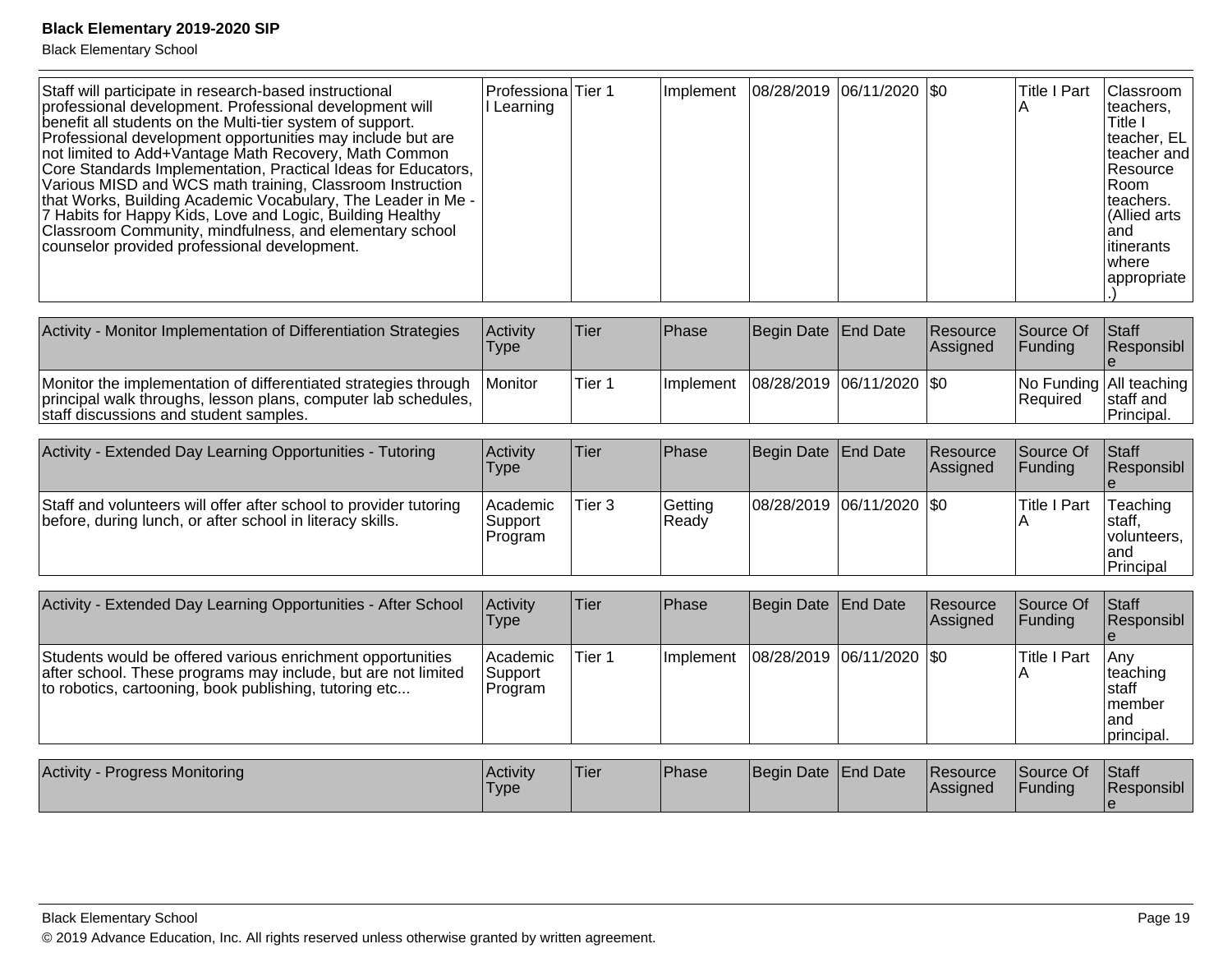| Staff will participate in research-based instructional professional development. Professional development will benefit all students on the Multi-tier system of support. Professional development opportunities may include but are not limited to Add+Vantage Math Recovery, Math Common Core Standards Implementation, Practical Ideas for Educators, Various MISD and WCS math training, Classroom Instruction that Works, Building Academic Vocabulary, The Leader in Me - 7 Habits for Happy Kids, Love and Logic, Building Healthy Classroom Community, mindfulness, and elementary school counselor provided professional development. | Professional Learning | Tier 1 | Implement | 08/28/2019 | 06/11/2020 | $0 | Title I Part A | Classroom teachers, Title I teacher, EL teacher and Resource Room teachers. (Allied arts and itinerants where appropriate.) |
|---|---|---|---|---|---|---|---|---|

| Activity - Monitor Implementation of Differentiation Strategies | Activity Type | Tier | Phase | Begin Date | End Date | Resource Assigned | Source Of Funding | Staff Responsible |
|---|---|---|---|---|---|---|---|---|
| Monitor the implementation of differentiated strategies through principal walk throughs, lesson plans, computer lab schedules, staff discussions and student samples. | Monitor | Tier 1 | Implement | 08/28/2019 | 06/11/2020 | $0 | No Funding Required | All teaching staff and Principal. |

| Activity - Extended Day Learning Opportunities - Tutoring | Activity Type | Tier | Phase | Begin Date | End Date | Resource Assigned | Source Of Funding | Staff Responsible |
|---|---|---|---|---|---|---|---|---|
| Staff and volunteers will offer after school to provider tutoring before, during lunch, or after school in literacy skills. | Academic Support Program | Tier 3 | Getting Ready | 08/28/2019 | 06/11/2020 | $0 | Title I Part A | Teaching staff, volunteers, and Principal |

| Activity - Extended Day Learning Opportunities - After School | Activity Type | Tier | Phase | Begin Date | End Date | Resource Assigned | Source Of Funding | Staff Responsible |
|---|---|---|---|---|---|---|---|---|
| Students would be offered various enrichment opportunities after school. These programs may include, but are not limited to robotics, cartooning, book publishing, tutoring etc... | Academic Support Program | Tier 1 | Implement | 08/28/2019 | 06/11/2020 | $0 | Title I Part A | Any teaching staff member and principal. |

| Activity - Progress Monitoring | Activity Type | Tier | Phase | Begin Date | End Date | Resource Assigned | Source Of Funding | Staff Responsible |
|---|---|---|---|---|---|---|---|---|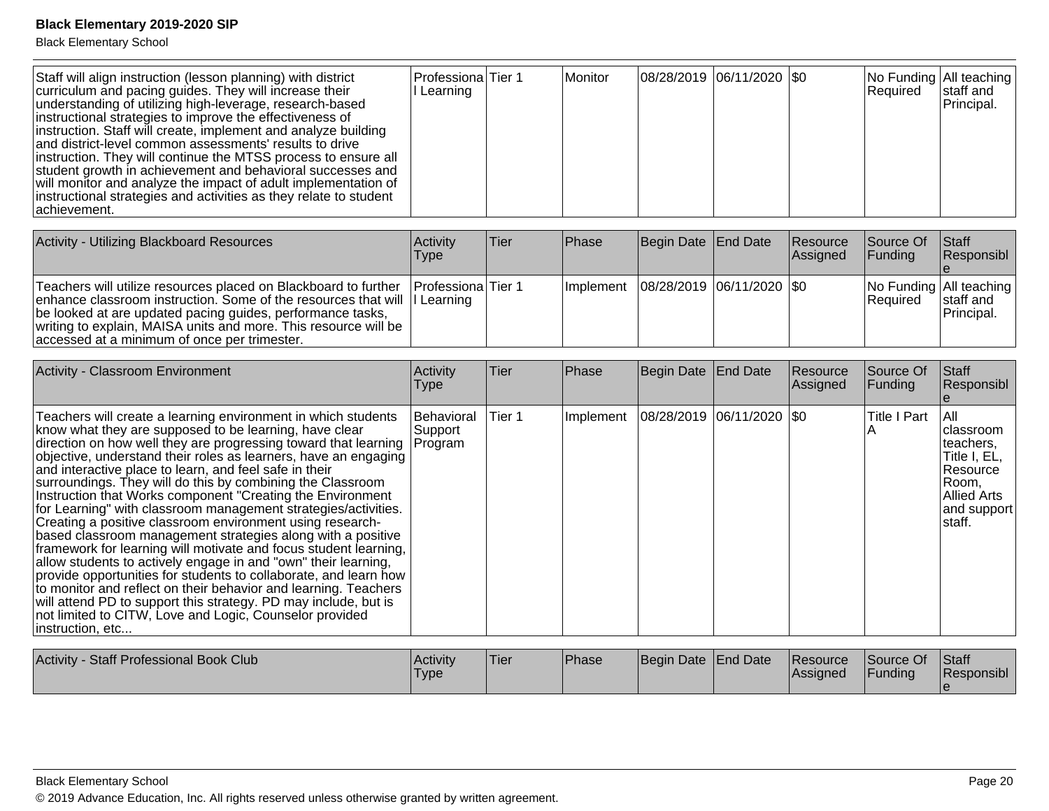| | | | | | | | | |
|---|---|---|---|---|---|---|---|---|
| Staff will align instruction (lesson planning) with district curriculum and pacing guides. They will increase their understanding of utilizing high-leverage, research-based instructional strategies to improve the effectiveness of instruction. Staff will create, implement and analyze building and district-level common assessments' results to drive instruction. They will continue the MTSS process to ensure all student growth in achievement and behavioral successes and will monitor and analyze the impact of adult implementation of instructional strategies and activities as they relate to student achievement. | Professional Learning | Tier 1 | Monitor | 08/28/2019 | 06/11/2020 | $0 | No Funding Required | All teaching staff and Principal. |

| Activity - Utilizing Blackboard Resources | Activity Type | Tier | Phase | Begin Date | End Date | Resource Assigned | Source Of Funding | Staff Responsible |
|---|---|---|---|---|---|---|---|---|
| Teachers will utilize resources placed on Blackboard to further enhance classroom instruction. Some of the resources that will be looked at are updated pacing guides, performance tasks, writing to explain, MAISA units and more. This resource will be accessed at a minimum of once per trimester. | Professional Learning | Tier 1 | Implement | 08/28/2019 | 06/11/2020 | $0 | No Funding Required | All teaching staff and Principal. |

| Activity - Classroom Environment | Activity Type | Tier | Phase | Begin Date | End Date | Resource Assigned | Source Of Funding | Staff Responsible |
|---|---|---|---|---|---|---|---|---|
| Teachers will create a learning environment in which students know what they are supposed to be learning, have clear direction on how well they are progressing toward that learning objective, understand their roles as learners, have an engaging and interactive place to learn, and feel safe in their surroundings. They will do this by combining the Classroom Instruction that Works component "Creating the Environment for Learning" with classroom management strategies/activities. Creating a positive classroom environment using research-based classroom management strategies along with a positive framework for learning will motivate and focus student learning, allow students to actively engage in and "own" their learning, provide opportunities for students to collaborate, and learn how to monitor and reflect on their behavior and learning. Teachers will attend PD to support this strategy. PD may include, but is not limited to CITW, Love and Logic, Counselor provided instruction, etc... | Behavioral Support Program | Tier 1 | Implement | 08/28/2019 | 06/11/2020 | $0 | Title I Part A | All classroom teachers, Title I, EL, Resource Room, Allied Arts and support staff. |

| Activity - Staff Professional Book Club | Activity Type | Tier | Phase | Begin Date | End Date | Resource Assigned | Source Of Funding | Staff Responsible |
|---|---|---|---|---|---|---|---|---|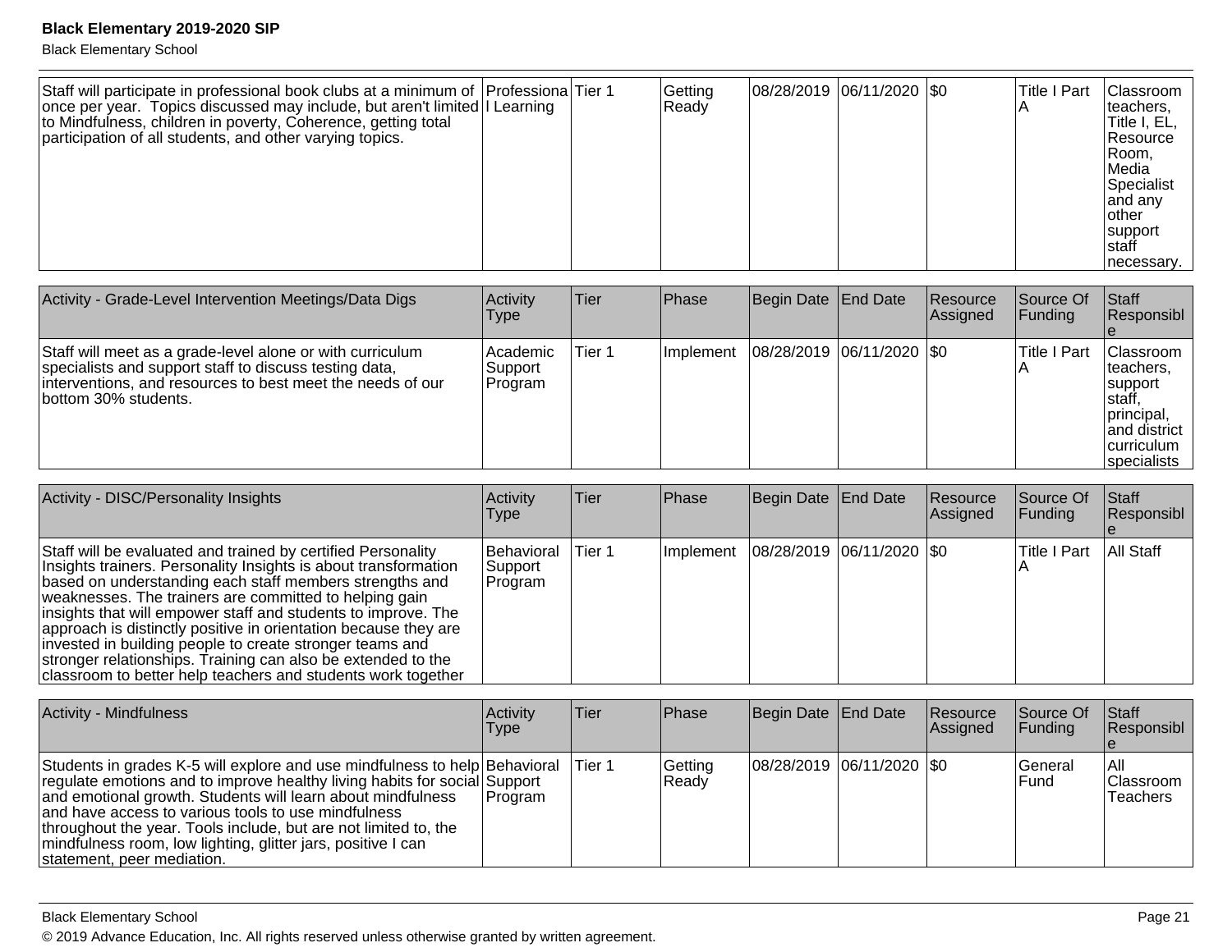| Staff will participate in professional book clubs at a minimum of once per year. Topics discussed may include, but aren't limited to Mindfulness, children in poverty, Coherence, getting total participation of all students, and other varying topics. | Professional Learning | Tier 1 | Getting Ready | 08/28/2019 | 06/11/2020 | $0 | Title I Part A | Classroom teachers, Title I, EL, Resource Room, Media Specialist and any other support staff necessary. |
|---|---|---|---|---|---|---|---|---|

| Activity - Grade-Level Intervention Meetings/Data Digs | Activity Type | Tier | Phase | Begin Date | End Date | Resource Assigned | Source Of Funding | Staff Responsible |
|---|---|---|---|---|---|---|---|---|
| Staff will meet as a grade-level alone or with curriculum specialists and support staff to discuss testing data, interventions, and resources to best meet the needs of our bottom 30% students. | Academic Support Program | Tier 1 | Implement | 08/28/2019 | 06/11/2020 | $0 | Title I Part A | Classroom teachers, support staff, principal, and district curriculum specialists |

| Activity - DISC/Personality Insights | Activity Type | Tier | Phase | Begin Date | End Date | Resource Assigned | Source Of Funding | Staff Responsible |
|---|---|---|---|---|---|---|---|---|
| Staff will be evaluated and trained by certified Personality Insights trainers. Personality Insights is about transformation based on understanding each staff members strengths and weaknesses. The trainers are committed to helping gain insights that will empower staff and students to improve. The approach is distinctly positive in orientation because they are invested in building people to create stronger teams and stronger relationships. Training can also be extended to the classroom to better help teachers and students work together | Behavioral Support Program | Tier 1 | Implement | 08/28/2019 | 06/11/2020 | $0 | Title I Part A | All Staff |

| Activity - Mindfulness | Activity Type | Tier | Phase | Begin Date | End Date | Resource Assigned | Source Of Funding | Staff Responsible |
|---|---|---|---|---|---|---|---|---|
| Students in grades K-5 will explore and use mindfulness to help regulate emotions and to improve healthy living habits for social and emotional growth. Students will learn about mindfulness and have access to various tools to use mindfulness throughout the year. Tools include, but are not limited to, the mindfulness room, low lighting, glitter jars, positive I can statement, peer mediation. | Behavioral Support Program | Tier 1 | Getting Ready | 08/28/2019 | 06/11/2020 | $0 | General Fund | All Classroom Teachers |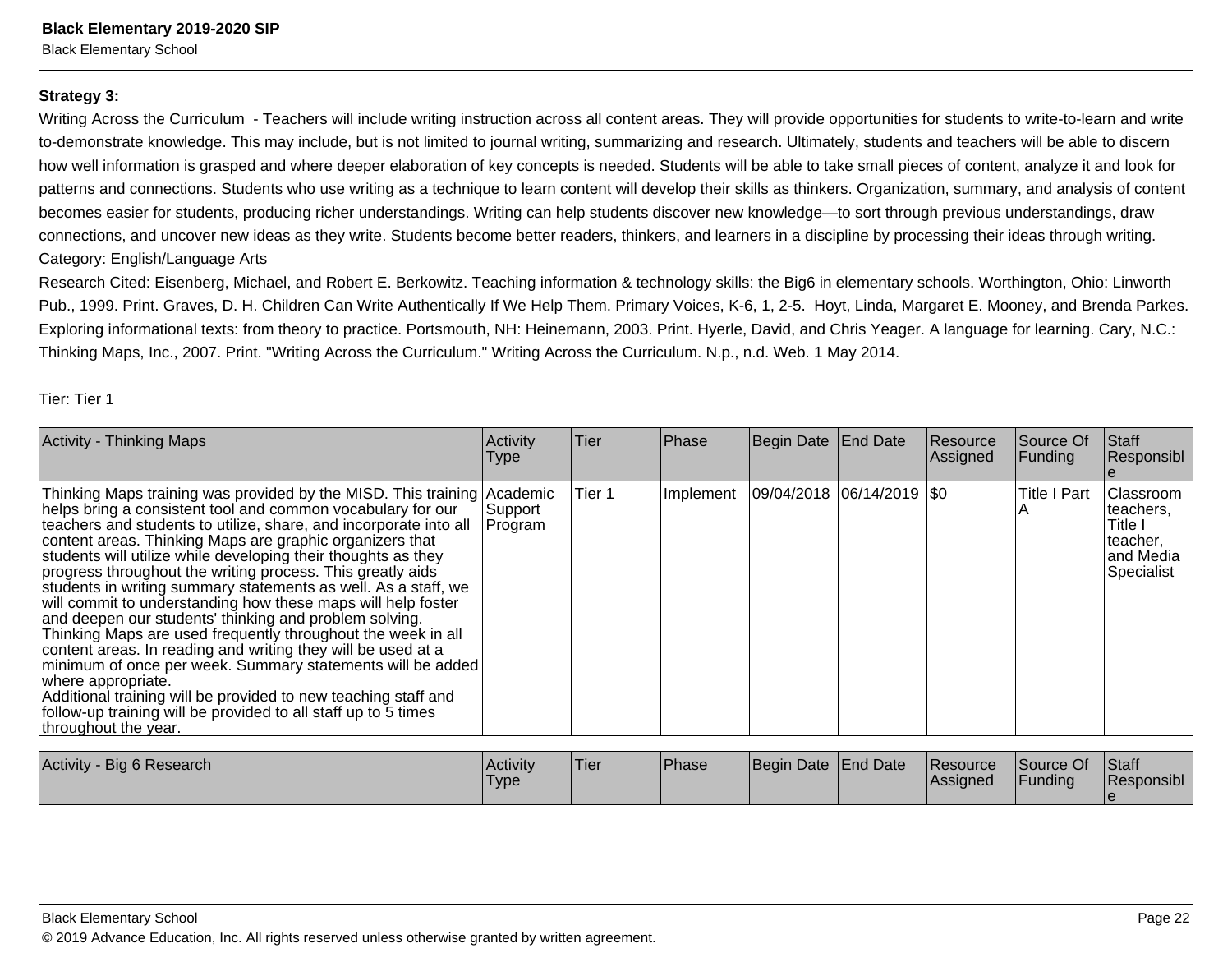**Strategy 3:**

Writing Across the Curriculum - Teachers will include writing instruction across all content areas. They will provide opportunities for students to write-to-learn and write to-demonstrate knowledge. This may include, but is not limited to journal writing, summarizing and research. Ultimately, students and teachers will be able to discern how well information is grasped and where deeper elaboration of key concepts is needed. Students will be able to take small pieces of content, analyze it and look for patterns and connections. Students who use writing as a technique to learn content will develop their skills as thinkers. Organization, summary, and analysis of content becomes easier for students, producing richer understandings. Writing can help students discover new knowledge—to sort through previous understandings, draw connections, and uncover new ideas as they write. Students become better readers, thinkers, and learners in a discipline by processing their ideas through writing.

Category: English/Language Arts

Research Cited: Eisenberg, Michael, and Robert E. Berkowitz. Teaching information & technology skills: the Big6 in elementary schools. Worthington, Ohio: Linworth Pub., 1999. Print. Graves, D. H. Children Can Write Authentically If We Help Them. Primary Voices, K-6, 1, 2-5. Hoyt, Linda, Margaret E. Mooney, and Brenda Parkes. Exploring informational texts: from theory to practice. Portsmouth, NH: Heinemann, 2003. Print. Hyerle, David, and Chris Yeager. A language for learning. Cary, N.C.: Thinking Maps, Inc., 2007. Print. "Writing Across the Curriculum." Writing Across the Curriculum. N.p., n.d. Web. 1 May 2014.

Tier: Tier 1

| Activity - Thinking Maps | Activity Type | Tier | Phase | Begin Date | End Date | Resource Assigned | Source Of Funding | Staff Responsible |
|---|---|---|---|---|---|---|---|---|
| Thinking Maps training was provided by the MISD. This training helps bring a consistent tool and common vocabulary for our teachers and students to utilize, share, and incorporate into all content areas. Thinking Maps are graphic organizers that students will utilize while developing their thoughts as they progress throughout the writing process. This greatly aids students in writing summary statements as well. As a staff, we will commit to understanding how these maps will help foster and deepen our students' thinking and problem solving. Thinking Maps are used frequently throughout the week in all content areas. In reading and writing they will be used at a minimum of once per week. Summary statements will be added where appropriate. Additional training will be provided to new teaching staff and follow-up training will be provided to all staff up to 5 times throughout the year. | Academic Support Program | Tier 1 | Implement | 09/04/2018 | 06/14/2019 | $0 | Title I Part A | Classroom teachers, Title I teacher, and Media Specialist |

| Activity - Big 6 Research | Activity Type | Tier | Phase | Begin Date | End Date | Resource Assigned | Source Of Funding | Staff Responsible |
|---|---|---|---|---|---|---|---|---|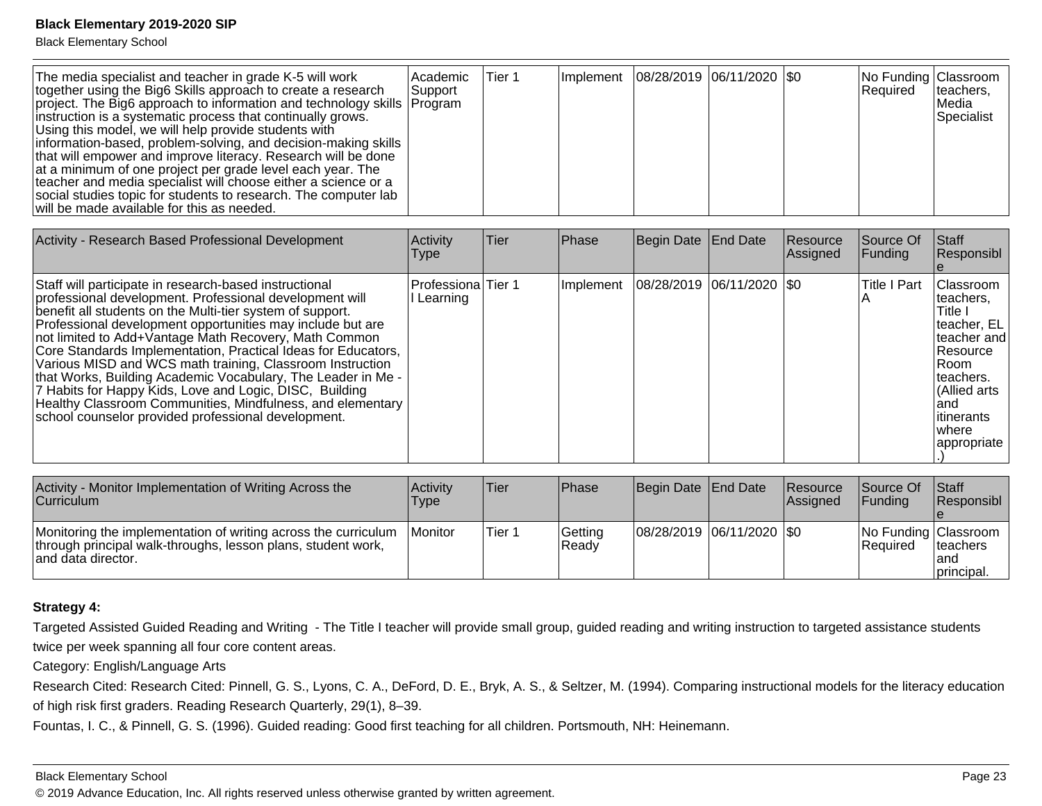| The media specialist and teacher in grade K-5 will work together using the Big6 Skills approach to create a research project. The Big6 approach to information and technology skills instruction is a systematic process that continually grows. Using this model, we will help provide students with information-based, problem-solving, and decision-making skills that will empower and improve literacy. Research will be done at a minimum of one project per grade level each year. The teacher and media specialist will choose either a science or a social studies topic for students to research. The computer lab will be made available for this as needed. | Academic Support Program | Tier 1 | Implement | 08/28/2019 | 06/11/2020 | $0 | No Funding Required | Classroom teachers, Media Specialist |
|---|---|---|---|---|---|---|---|---|

| Activity - Research Based Professional Development | Activity Type | Tier | Phase | Begin Date | End Date | Resource Assigned | Source Of Funding | Staff Responsible |
|---|---|---|---|---|---|---|---|---|
| Staff will participate in research-based instructional professional development. Professional development will benefit all students on the Multi-tier system of support. Professional development opportunities may include but are not limited to Add+Vantage Math Recovery, Math Common Core Standards Implementation, Practical Ideas for Educators, Various MISD and WCS math training, Classroom Instruction that Works, Building Academic Vocabulary, The Leader in Me - 7 Habits for Happy Kids, Love and Logic, DISC, Building Healthy Classroom Communities, Mindfulness, and elementary school counselor provided professional development. | Professional Learning | Tier 1 | Implement | 08/28/2019 | 06/11/2020 | $0 | Title I Part A | Classroom teachers, Title I teacher, EL teacher and Resource Room teachers. (Allied arts and itinerants where appropriate.) |

| Activity - Monitor Implementation of Writing Across the Curriculum | Activity Type | Tier | Phase | Begin Date | End Date | Resource Assigned | Source Of Funding | Staff Responsible |
|---|---|---|---|---|---|---|---|---|
| Monitoring the implementation of writing across the curriculum through principal walk-throughs, lesson plans, student work, and data director. | Monitor | Tier 1 | Getting Ready | 08/28/2019 | 06/11/2020 | $0 | No Funding Required | Classroom teachers and principal. |

**Strategy 4:**

Targeted Assisted Guided Reading and Writing - The Title I teacher will provide small group, guided reading and writing instruction to targeted assistance students twice per week spanning all four core content areas.

Category: English/Language Arts

Research Cited: Research Cited: Pinnell, G. S., Lyons, C. A., DeFord, D. E., Bryk, A. S., & Seltzer, M. (1994). Comparing instructional models for the literacy education of high risk first graders. Reading Research Quarterly, 29(1), 8–39.

Fountas, I. C., & Pinnell, G. S. (1996). Guided reading: Good first teaching for all children. Portsmouth, NH: Heinemann.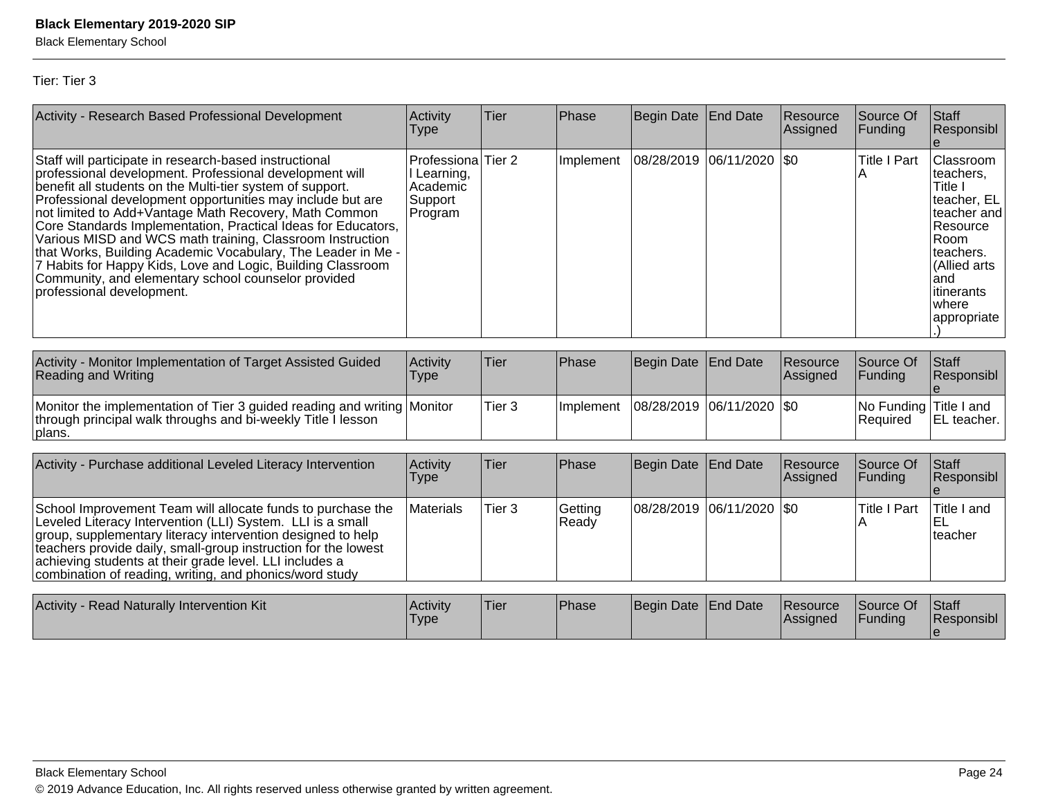Tier: Tier 3

| Activity - Research Based Professional Development | Activity Type | Tier | Phase | Begin Date | End Date | Resource Assigned | Source Of Funding | Staff Responsible |
|---|---|---|---|---|---|---|---|---|
| Staff will participate in research-based instructional professional development. Professional development will benefit all students on the Multi-tier system of support. Professional development opportunities may include but are not limited to Add+Vantage Math Recovery, Math Common Core Standards Implementation, Practical Ideas for Educators, Various MISD and WCS math training, Classroom Instruction that Works, Building Academic Vocabulary, The Leader in Me - 7 Habits for Happy Kids, Love and Logic, Building Classroom Community, and elementary school counselor provided professional development. | Professional Learning, Academic Support Program | Tier 2 | Implement | 08/28/2019 | 06/11/2020 | $0 | Title I Part A | Classroom teachers, Title I teacher, EL teacher and Resource Room teachers. (Allied arts and itinerants where appropriate.) |

| Activity - Monitor Implementation of Target Assisted Guided Reading and Writing | Activity Type | Tier | Phase | Begin Date | End Date | Resource Assigned | Source Of Funding | Staff Responsible |
|---|---|---|---|---|---|---|---|---|
| Monitor the implementation of Tier 3 guided reading and writing through principal walk throughs and bi-weekly Title I lesson plans. | Monitor | Tier 3 | Implement | 08/28/2019 | 06/11/2020 | $0 | No Funding Required | Title I and EL teacher. |

| Activity - Purchase additional Leveled Literacy Intervention | Activity Type | Tier | Phase | Begin Date | End Date | Resource Assigned | Source Of Funding | Staff Responsible |
|---|---|---|---|---|---|---|---|---|
| School Improvement Team will allocate funds to purchase the Leveled Literacy Intervention (LLI) System. LLI is a small group, supplementary literacy intervention designed to help teachers provide daily, small-group instruction for the lowest achieving students at their grade level. LLI includes a combination of reading, writing, and phonics/word study | Materials | Tier 3 | Getting Ready | 08/28/2019 | 06/11/2020 | $0 | Title I Part A | Title I and EL teacher |

| Activity - Read Naturally Intervention Kit | Activity Type | Tier | Phase | Begin Date | End Date | Resource Assigned | Source Of Funding | Staff Responsible |
|---|---|---|---|---|---|---|---|---|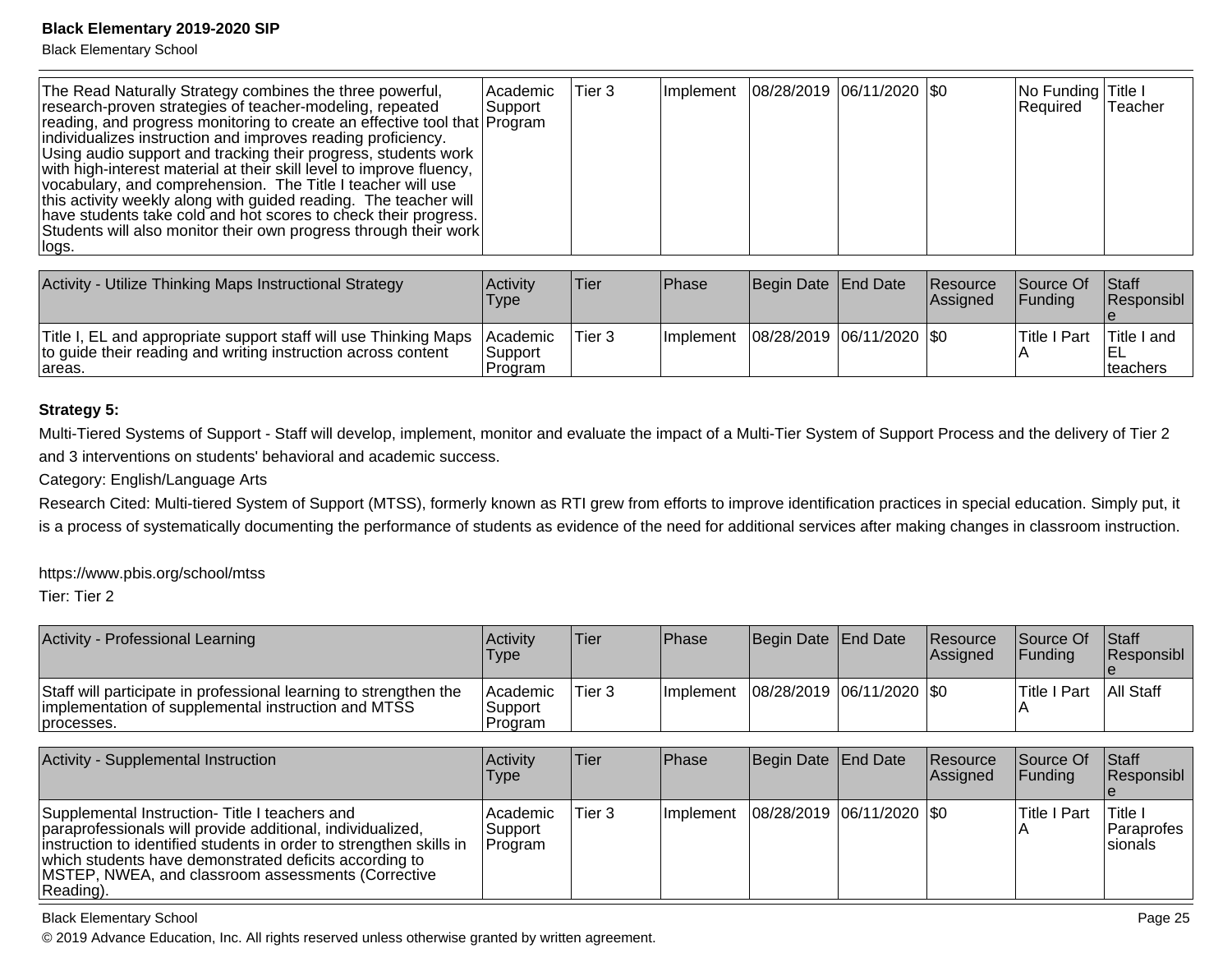| | | | | | | | | |
|---|---|---|---|---|---|---|---|---|
| The Read Naturally Strategy combines the three powerful, research-proven strategies of teacher-modeling, repeated reading, and progress monitoring to create an effective tool that individualizes instruction and improves reading proficiency. Using audio support and tracking their progress, students work with high-interest material at their skill level to improve fluency, vocabulary, and comprehension. The Title I teacher will use this activity weekly along with guided reading. The teacher will have students take cold and hot scores to check their progress. Students will also monitor their own progress through their work logs. | Academic Support Program | Tier 3 | Implement | 08/28/2019 | 06/11/2020 | $0 | No Funding Required | Title I Teacher |

| Activity - Utilize Thinking Maps Instructional Strategy | Activity Type | Tier | Phase | Begin Date | End Date | Resource Assigned | Source Of Funding | Staff Responsible |
|---|---|---|---|---|---|---|---|---|
| Title I, EL and appropriate support staff will use Thinking Maps to guide their reading and writing instruction across content areas. | Academic Support Program | Tier 3 | Implement | 08/28/2019 | 06/11/2020 | $0 | Title I Part A | Title I and EL teachers |

**Strategy 5:**

Multi-Tiered Systems of Support - Staff will develop, implement, monitor and evaluate the impact of a Multi-Tier System of Support Process and the delivery of Tier 2 and 3 interventions on students' behavioral and academic success.

Category: English/Language Arts

Research Cited: Multi-tiered System of Support (MTSS), formerly known as RTI grew from efforts to improve identification practices in special education. Simply put, it is a process of systematically documenting the performance of students as evidence of the need for additional services after making changes in classroom instruction.

https://www.pbis.org/school/mtss

Tier: Tier 2

| Activity - Professional Learning | Activity Type | Tier | Phase | Begin Date | End Date | Resource Assigned | Source Of Funding | Staff Responsible |
|---|---|---|---|---|---|---|---|---|
| Staff will participate in professional learning to strengthen the implementation of supplemental instruction and MTSS processes. | Academic Support Program | Tier 3 | Implement | 08/28/2019 | 06/11/2020 | $0 | Title I Part A | All Staff |

| Activity - Supplemental Instruction | Activity Type | Tier | Phase | Begin Date | End Date | Resource Assigned | Source Of Funding | Staff Responsible |
|---|---|---|---|---|---|---|---|---|
| Supplemental Instruction- Title I teachers and paraprofessionals will provide additional, individualized, instruction to identified students in order to strengthen skills in which students have demonstrated deficits according to MSTEP, NWEA, and classroom assessments (Corrective Reading). | Academic Support Program | Tier 3 | Implement | 08/28/2019 | 06/11/2020 | $0 | Title I Part A | Title I Paraprofessionals |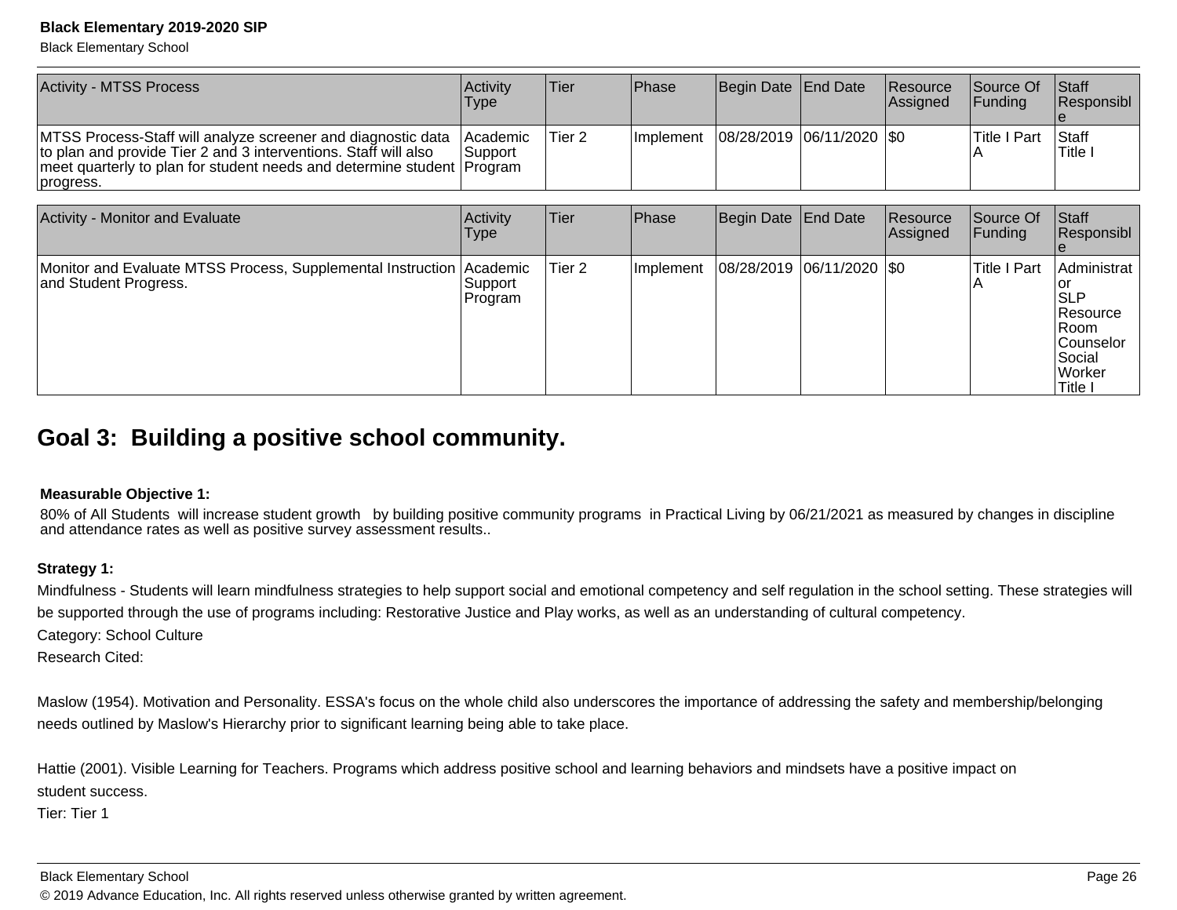| Activity - MTSS Process | Activity Type | Tier | Phase | Begin Date | End Date | Resource Assigned | Source Of Funding | Staff Responsible |
|---|---|---|---|---|---|---|---|---|
| MTSS Process-Staff will analyze screener and diagnostic data to plan and provide Tier 2 and 3 interventions. Staff will also meet quarterly to plan for student needs and determine student progress. | Academic Support Program | Tier 2 | Implement | 08/28/2019 | 06/11/2020 | $0 | Title I Part A | Staff Title I |

| Activity - Monitor and Evaluate | Activity Type | Tier | Phase | Begin Date | End Date | Resource Assigned | Source Of Funding | Staff Responsible |
|---|---|---|---|---|---|---|---|---|
| Monitor and Evaluate MTSS Process, Supplemental Instruction and Student Progress. | Academic Support Program | Tier 2 | Implement | 08/28/2019 | 06/11/2020 | $0 | Title I Part A | Administrator SLP Resource Room Counselor Social Worker Title I |

## Goal 3: Building a positive school community.

**Measurable Objective 1:**

80% of All Students will increase student growth by building positive community programs in Practical Living by 06/21/2021 as measured by changes in discipline and attendance rates as well as positive survey assessment results..

**Strategy 1:**

Mindfulness - Students will learn mindfulness strategies to help support social and emotional competency and self regulation in the school setting. These strategies will be supported through the use of programs including: Restorative Justice and Play works, as well as an understanding of cultural competency.

Category: School Culture

Research Cited:

Maslow (1954). Motivation and Personality. ESSA's focus on the whole child also underscores the importance of addressing the safety and membership/belonging needs outlined by Maslow's Hierarchy prior to significant learning being able to take place.

Hattie (2001). Visible Learning for Teachers. Programs which address positive school and learning behaviors and mindsets have a positive impact on student success.

Tier: Tier 1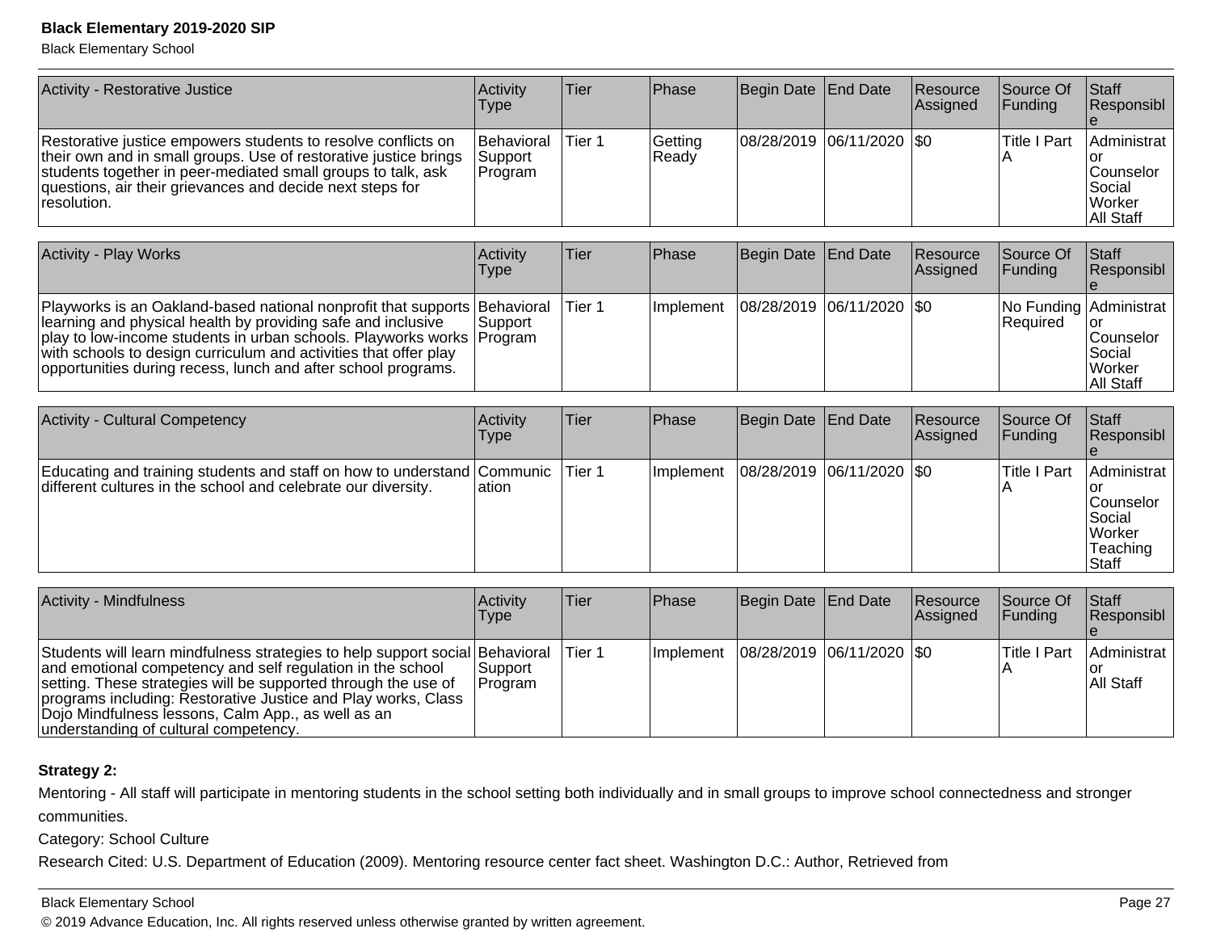| Activity - Restorative Justice | Activity Type | Tier | Phase | Begin Date | End Date | Resource Assigned | Source Of Funding | Staff Responsible |
|---|---|---|---|---|---|---|---|---|
| Restorative justice empowers students to resolve conflicts on their own and in small groups. Use of restorative justice brings students together in peer-mediated small groups to talk, ask questions, air their grievances and decide next steps for resolution. | Behavioral Support Program | Tier 1 | Getting Ready | 08/28/2019 | 06/11/2020 | $0 | Title I Part A | Administrator<br>Counselor<br>Social Worker<br>All Staff |

| Activity - Play Works | Activity Type | Tier | Phase | Begin Date | End Date | Resource Assigned | Source Of Funding | Staff Responsible |
|---|---|---|---|---|---|---|---|---|
| Playworks is an Oakland-based national nonprofit that supports learning and physical health by providing safe and inclusive play to low-income students in urban schools. Playworks works with schools to design curriculum and activities that offer play opportunities during recess, lunch and after school programs. | Behavioral Support Program | Tier 1 | Implement | 08/28/2019 | 06/11/2020 | $0 | No Funding Required | Administrator<br>Counselor<br>Social Worker<br>All Staff |

| Activity - Cultural Competency | Activity Type | Tier | Phase | Begin Date | End Date | Resource Assigned | Source Of Funding | Staff Responsible |
|---|---|---|---|---|---|---|---|---|
| Educating and training students and staff on how to understand different cultures in the school and celebrate our diversity. | Communication | Tier 1 | Implement | 08/28/2019 | 06/11/2020 | $0 | Title I Part A | Administrator<br>Counselor<br>Social Worker<br>Teaching Staff |

| Activity - Mindfulness | Activity Type | Tier | Phase | Begin Date | End Date | Resource Assigned | Source Of Funding | Staff Responsible |
|---|---|---|---|---|---|---|---|---|
| Students will learn mindfulness strategies to help support social and emotional competency and self regulation in the school setting. These strategies will be supported through the use of programs including: Restorative Justice and Play works, Class Dojo Mindfulness lessons, Calm App., as well as an understanding of cultural competency. | Behavioral Support Program | Tier 1 | Implement | 08/28/2019 | 06/11/2020 | $0 | Title I Part A | Administrator<br>All Staff |

**Strategy 2:**

Mentoring - All staff will participate in mentoring students in the school setting both individually and in small groups to improve school connectedness and stronger communities.

Category: School Culture

Research Cited: U.S. Department of Education (2009). Mentoring resource center fact sheet. Washington D.C.: Author, Retrieved from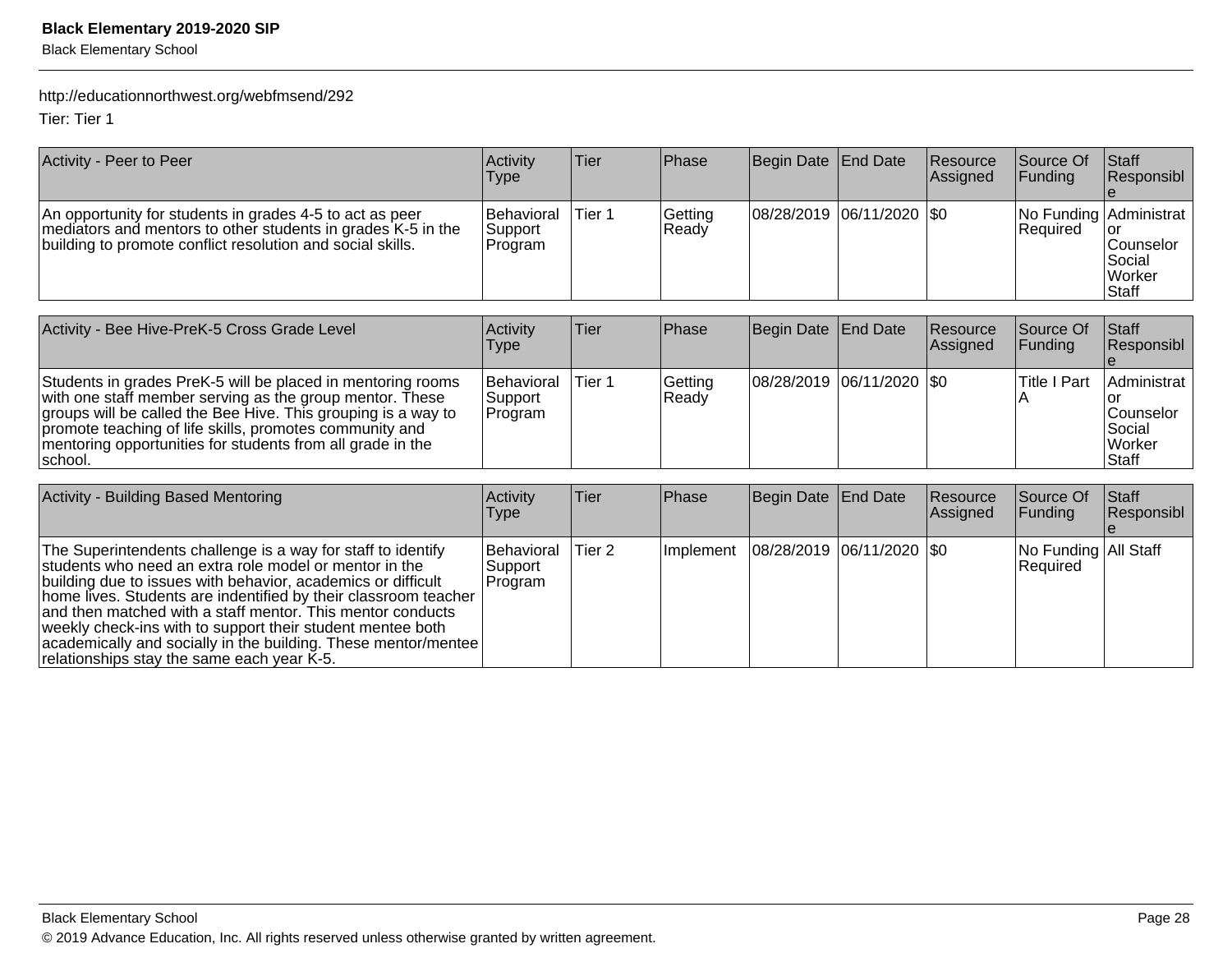http://educationnorthwest.org/webfmsend/292

Tier: Tier 1

| Activity - Peer to Peer | Activity Type | Tier | Phase | Begin Date | End Date | Resource Assigned | Source Of Funding | Staff Responsible |
|---|---|---|---|---|---|---|---|---|
| An opportunity for students in grades 4-5 to act as peer mediators and mentors to other students in grades K-5 in the building to promote conflict resolution and social skills. | Behavioral Support Program | Tier 1 | Getting Ready | 08/28/2019 | 06/11/2020 | $0 | No Funding Required | Administrator Counselor Social Worker Staff |

| Activity - Bee Hive-PreK-5 Cross Grade Level | Activity Type | Tier | Phase | Begin Date | End Date | Resource Assigned | Source Of Funding | Staff Responsible |
|---|---|---|---|---|---|---|---|---|
| Students in grades PreK-5 will be placed in mentoring rooms with one staff member serving as the group mentor. These groups will be called the Bee Hive. This grouping is a way to promote teaching of life skills, promotes community and mentoring opportunities for students from all grade in the school. | Behavioral Support Program | Tier 1 | Getting Ready | 08/28/2019 | 06/11/2020 | $0 | Title I Part A | Administrator Counselor Social Worker Staff |

| Activity - Building Based Mentoring | Activity Type | Tier | Phase | Begin Date | End Date | Resource Assigned | Source Of Funding | Staff Responsible |
|---|---|---|---|---|---|---|---|---|
| The Superintendents challenge is a way for staff to identify students who need an extra role model or mentor in the building due to issues with behavior, academics or difficult home lives. Students are indentified by their classroom teacher and then matched with a staff mentor. This mentor conducts weekly check-ins with to support their student mentee both academically and socially in the building. These mentor/mentee relationships stay the same each year K-5. | Behavioral Support Program | Tier 2 | Implement | 08/28/2019 | 06/11/2020 | $0 | No Funding Required | All Staff |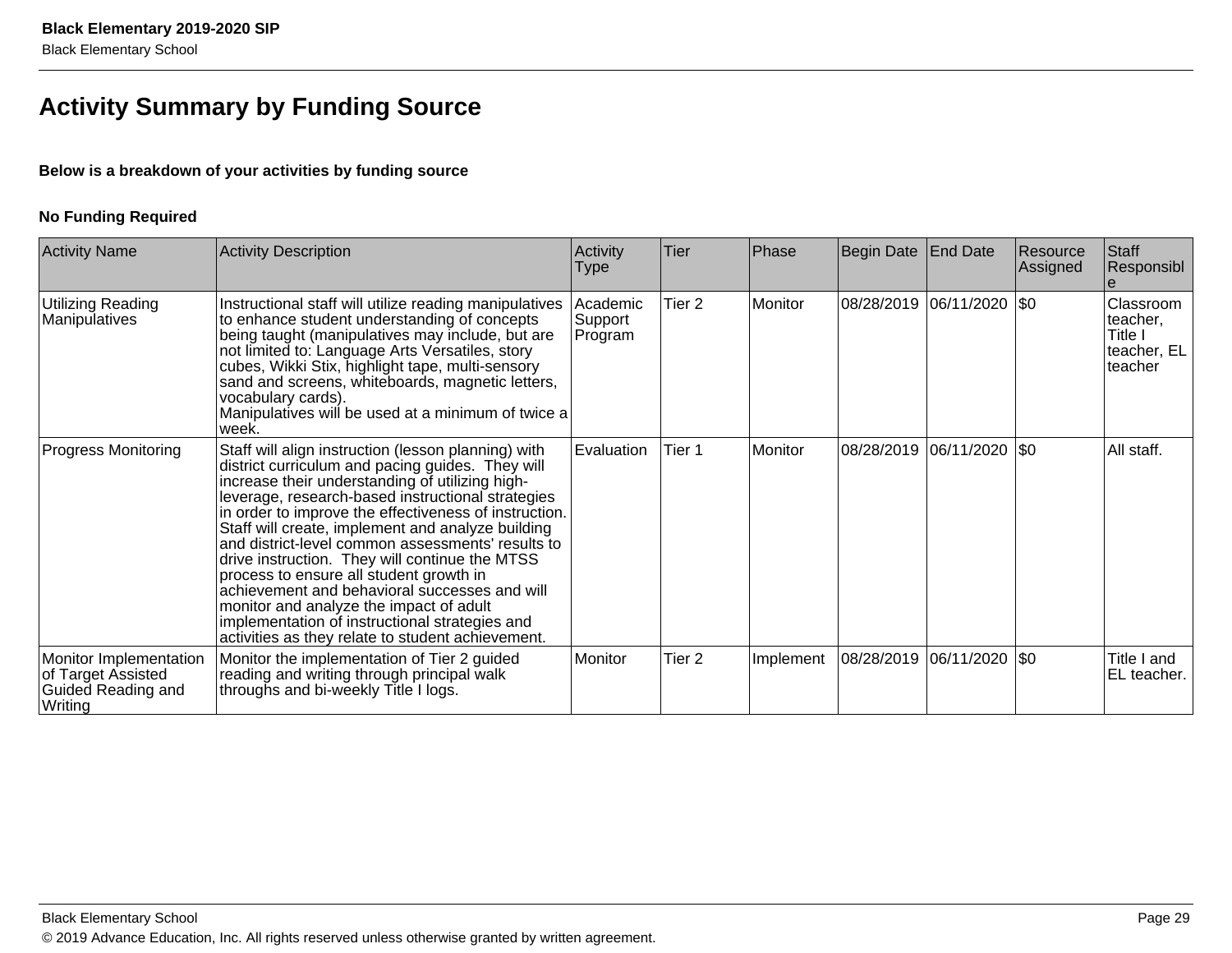# Activity Summary by Funding Source

**Below is a breakdown of your activities by funding source**

**No Funding Required**

| Activity Name | Activity Description | Activity Type | Tier | Phase | Begin Date | End Date | Resource Assigned | Staff Responsible |
|---|---|---|---|---|---|---|---|---|
| Utilizing Reading Manipulatives | Instructional staff will utilize reading manipulatives to enhance student understanding of concepts being taught (manipulatives may include, but are not limited to: Language Arts Versatiles, story cubes, Wikki Stix, highlight tape, multi-sensory sand and screens, whiteboards, magnetic letters, vocabulary cards). Manipulatives will be used at a minimum of twice a week. | Academic Support Program | Tier 2 | Monitor | 08/28/2019 | 06/11/2020 | $0 | Classroom teacher, Title I teacher, EL teacher |
| Progress Monitoring | Staff will align instruction (lesson planning) with district curriculum and pacing guides. They will increase their understanding of utilizing high-leverage, research-based instructional strategies in order to improve the effectiveness of instruction. Staff will create, implement and analyze building and district-level common assessments' results to drive instruction. They will continue the MTSS process to ensure all student growth in achievement and behavioral successes and will monitor and analyze the impact of adult implementation of instructional strategies and activities as they relate to student achievement. | Evaluation | Tier 1 | Monitor | 08/28/2019 | 06/11/2020 | $0 | All staff. |
| Monitor Implementation of Target Assisted Guided Reading and Writing | Monitor the implementation of Tier 2 guided reading and writing through principal walk throughs and bi-weekly Title I logs. | Monitor | Tier 2 | Implement | 08/28/2019 | 06/11/2020 | $0 | Title I and EL teacher. |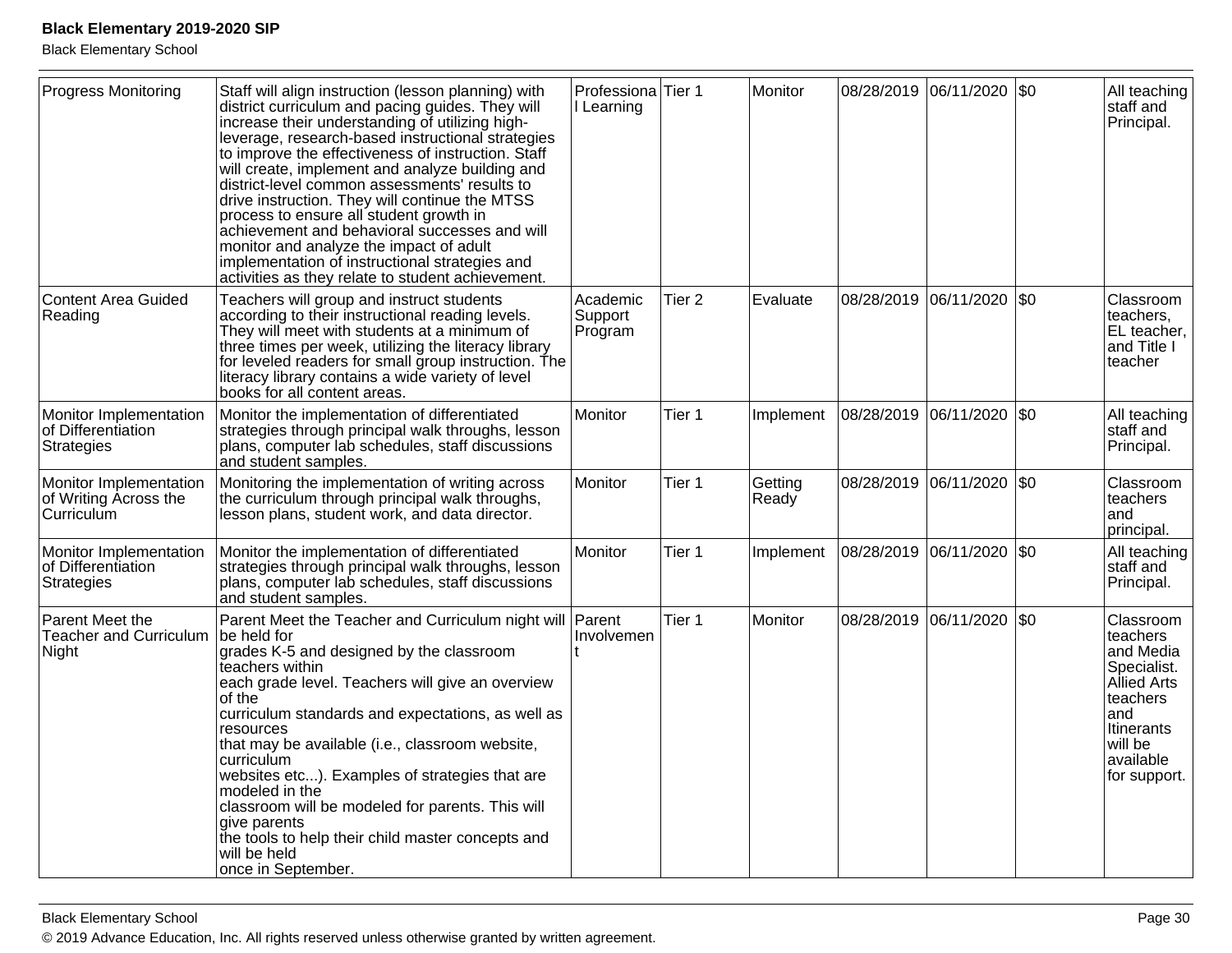| Progress Monitoring | Staff will align instruction (lesson planning) with district curriculum and pacing guides. They will increase their understanding of utilizing high-leverage, research-based instructional strategies to improve the effectiveness of instruction. Staff will create, implement and analyze building and district-level common assessments' results to drive instruction. They will continue the MTSS process to ensure all student growth in achievement and behavioral successes and will monitor and analyze the impact of adult implementation of instructional strategies and activities as they relate to student achievement. | Professional Learning | Tier 1 | Monitor | 08/28/2019 | 06/11/2020 | $0 | All teaching staff and Principal. |
|---|---|---|---|---|---|---|---|---|
| Content Area Guided Reading | Teachers will group and instruct students according to their instructional reading levels. They will meet with students at a minimum of three times per week, utilizing the literacy library for leveled readers for small group instruction. The literacy library contains a wide variety of level books for all content areas. | Academic Support Program | Tier 2 | Evaluate | 08/28/2019 | 06/11/2020 | $0 | Classroom teachers, EL teacher, and Title I teacher |
| Monitor Implementation of Differentiation Strategies | Monitor the implementation of differentiated strategies through principal walk throughs, lesson plans, computer lab schedules, staff discussions and student samples. | Monitor | Tier 1 | Implement | 08/28/2019 | 06/11/2020 | $0 | All teaching staff and Principal. |
| Monitor Implementation of Writing Across the Curriculum | Monitoring the implementation of writing across the curriculum through principal walk throughs, lesson plans, student work, and data director. | Monitor | Tier 1 | Getting Ready | 08/28/2019 | 06/11/2020 | $0 | Classroom teachers and principal. |
| Monitor Implementation of Differentiation Strategies | Monitor the implementation of differentiated strategies through principal walk throughs, lesson plans, computer lab schedules, staff discussions and student samples. | Monitor | Tier 1 | Implement | 08/28/2019 | 06/11/2020 | $0 | All teaching staff and Principal. |
| Parent Meet the Teacher and Curriculum Night | Parent Meet the Teacher and Curriculum night will be held for grades K-5 and designed by the classroom teachers within each grade level. Teachers will give an overview of the curriculum standards and expectations, as well as resources that may be available (i.e., classroom website, curriculum websites etc...). Examples of strategies that are modeled in the classroom will be modeled for parents. This will give parents the tools to help their child master concepts and will be held once in September. | Parent Involvement | Tier 1 | Monitor | 08/28/2019 | 06/11/2020 | $0 | Classroom teachers and Media Specialist. Allied Arts teachers and Itinerants will be available for support. |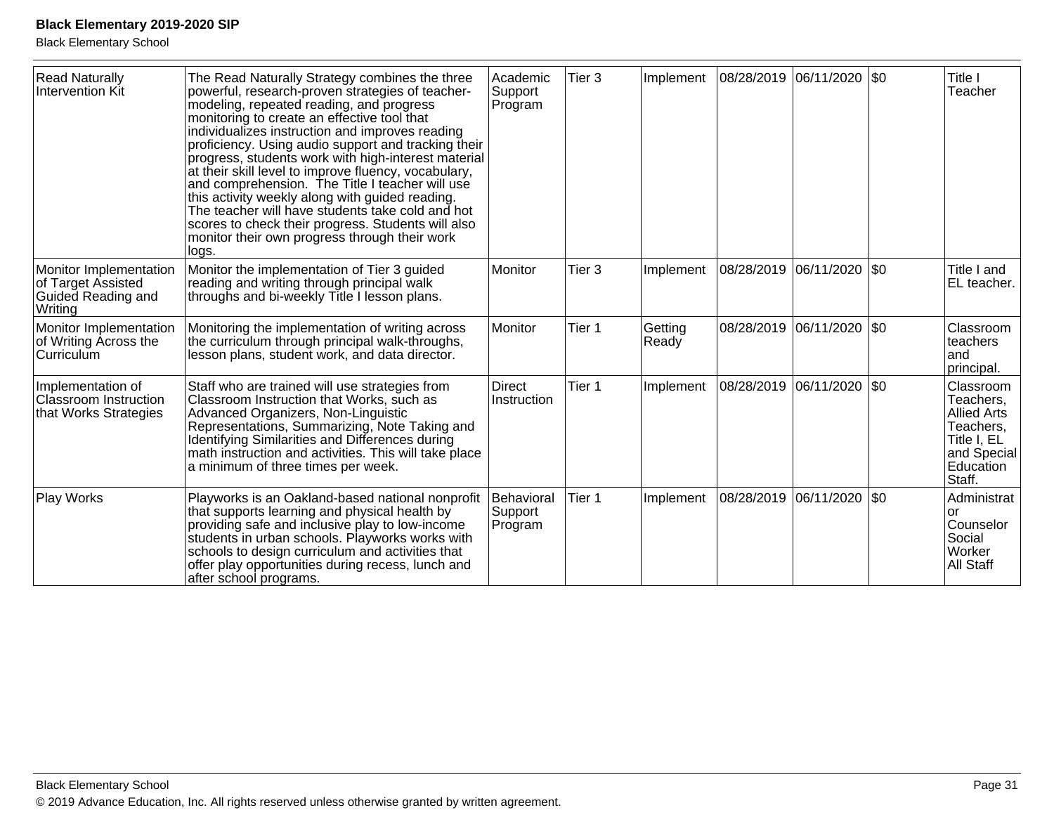| | | | | | | | | |
|---|---|---|---|---|---|---|---|---|
| Read Naturally Intervention Kit | The Read Naturally Strategy combines the three powerful, research-proven strategies of teacher-modeling, repeated reading, and progress monitoring to create an effective tool that individualizes instruction and improves reading proficiency. Using audio support and tracking their progress, students work with high-interest material at their skill level to improve fluency, vocabulary, and comprehension. The Title I teacher will use this activity weekly along with guided reading. The teacher will have students take cold and hot scores to check their progress. Students will also monitor their own progress through their work logs. | Academic Support Program | Tier 3 | Implement | 08/28/2019 | 06/11/2020 | $0 | Title I Teacher |
| Monitor Implementation of Target Assisted Guided Reading and Writing | Monitor the implementation of Tier 3 guided reading and writing through principal walk throughs and bi-weekly Title I lesson plans. | Monitor | Tier 3 | Implement | 08/28/2019 | 06/11/2020 | $0 | Title I and EL teacher. |
| Monitor Implementation of Writing Across the Curriculum | Monitoring the implementation of writing across the curriculum through principal walk-throughs, lesson plans, student work, and data director. | Monitor | Tier 1 | Getting Ready | 08/28/2019 | 06/11/2020 | $0 | Classroom teachers and principal. |
| Implementation of Classroom Instruction that Works Strategies | Staff who are trained will use strategies from Classroom Instruction that Works, such as Advanced Organizers, Non-Linguistic Representations, Summarizing, Note Taking and Identifying Similarities and Differences during math instruction and activities. This will take place a minimum of three times per week. | Direct Instruction | Tier 1 | Implement | 08/28/2019 | 06/11/2020 | $0 | Classroom Teachers, Allied Arts Teachers, Title I, EL and Special Education Staff. |
| Play Works | Playworks is an Oakland-based national nonprofit that supports learning and physical health by providing safe and inclusive play to low-income students in urban schools. Playworks works with schools to design curriculum and activities that offer play opportunities during recess, lunch and after school programs. | Behavioral Support Program | Tier 1 | Implement | 08/28/2019 | 06/11/2020 | $0 | Administrator Counselor Social Worker All Staff |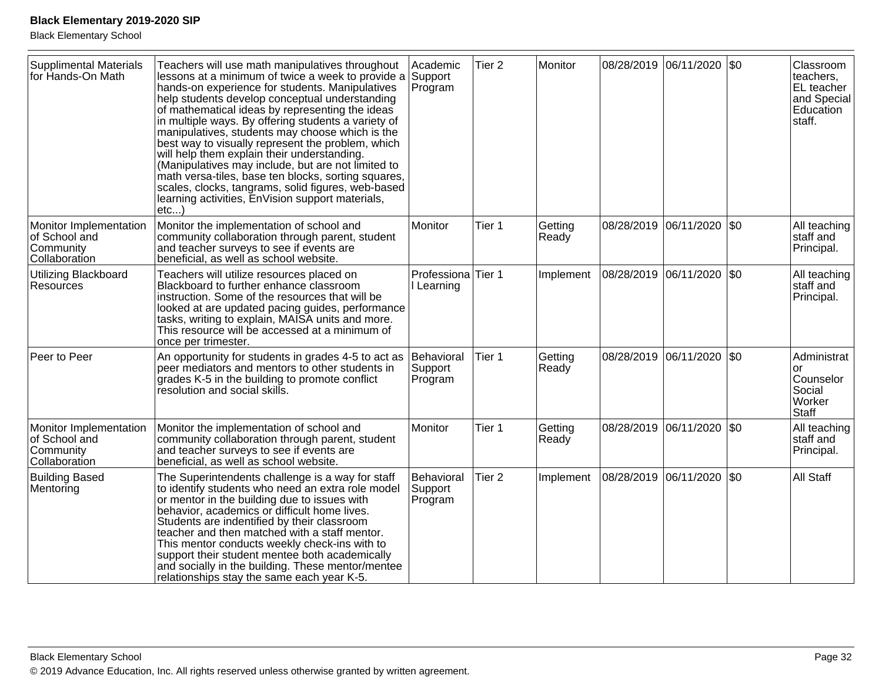| | | | | | | | | |
|---|---|---|---|---|---|---|---|---|
| Supplimental Materials for Hands-On Math | Teachers will use math manipulatives throughout lessons at a minimum of twice a week to provide a hands-on experience for students. Manipulatives help students develop conceptual understanding of mathematical ideas by representing the ideas in multiple ways. By offering students a variety of manipulatives, students may choose which is the best way to visually represent the problem, which will help them explain their understanding. (Manipulatives may include, but are not limited to math versa-tiles, base ten blocks, sorting squares, scales, clocks, tangrams, solid figures, web-based learning activities, EnVision support materials, etc...) | Academic Support Program | Tier 2 | Monitor | 08/28/2019 | 06/11/2020 | $0 | Classroom teachers, EL teacher and Special Education staff. |
| Monitor Implementation of School and Community Collaboration | Monitor the implementation of school and community collaboration through parent, student and teacher surveys to see if events are beneficial, as well as school website. | Monitor | Tier 1 | Getting Ready | 08/28/2019 | 06/11/2020 | $0 | All teaching staff and Principal. |
| Utilizing Blackboard Resources | Teachers will utilize resources placed on Blackboard to further enhance classroom instruction. Some of the resources that will be looked at are updated pacing guides, performance tasks, writing to explain, MAISA units and more. This resource will be accessed at a minimum of once per trimester. | Professional Learning | Tier 1 | Implement | 08/28/2019 | 06/11/2020 | $0 | All teaching staff and Principal. |
| Peer to Peer | An opportunity for students in grades 4-5 to act as peer mediators and mentors to other students in grades K-5 in the building to promote conflict resolution and social skills. | Behavioral Support Program | Tier 1 | Getting Ready | 08/28/2019 | 06/11/2020 | $0 | Administrator Counselor Social Worker Staff |
| Monitor Implementation of School and Community Collaboration | Monitor the implementation of school and community collaboration through parent, student and teacher surveys to see if events are beneficial, as well as school website. | Monitor | Tier 1 | Getting Ready | 08/28/2019 | 06/11/2020 | $0 | All teaching staff and Principal. |
| Building Based Mentoring | The Superintendents challenge is a way for staff to identify students who need an extra role model or mentor in the building due to issues with behavior, academics or difficult home lives. Students are indentified by their classroom teacher and then matched with a staff mentor. This mentor conducts weekly check-ins with to support their student mentee both academically and socially in the building. These mentor/mentee relationships stay the same each year K-5. | Behavioral Support Program | Tier 2 | Implement | 08/28/2019 | 06/11/2020 | $0 | All Staff |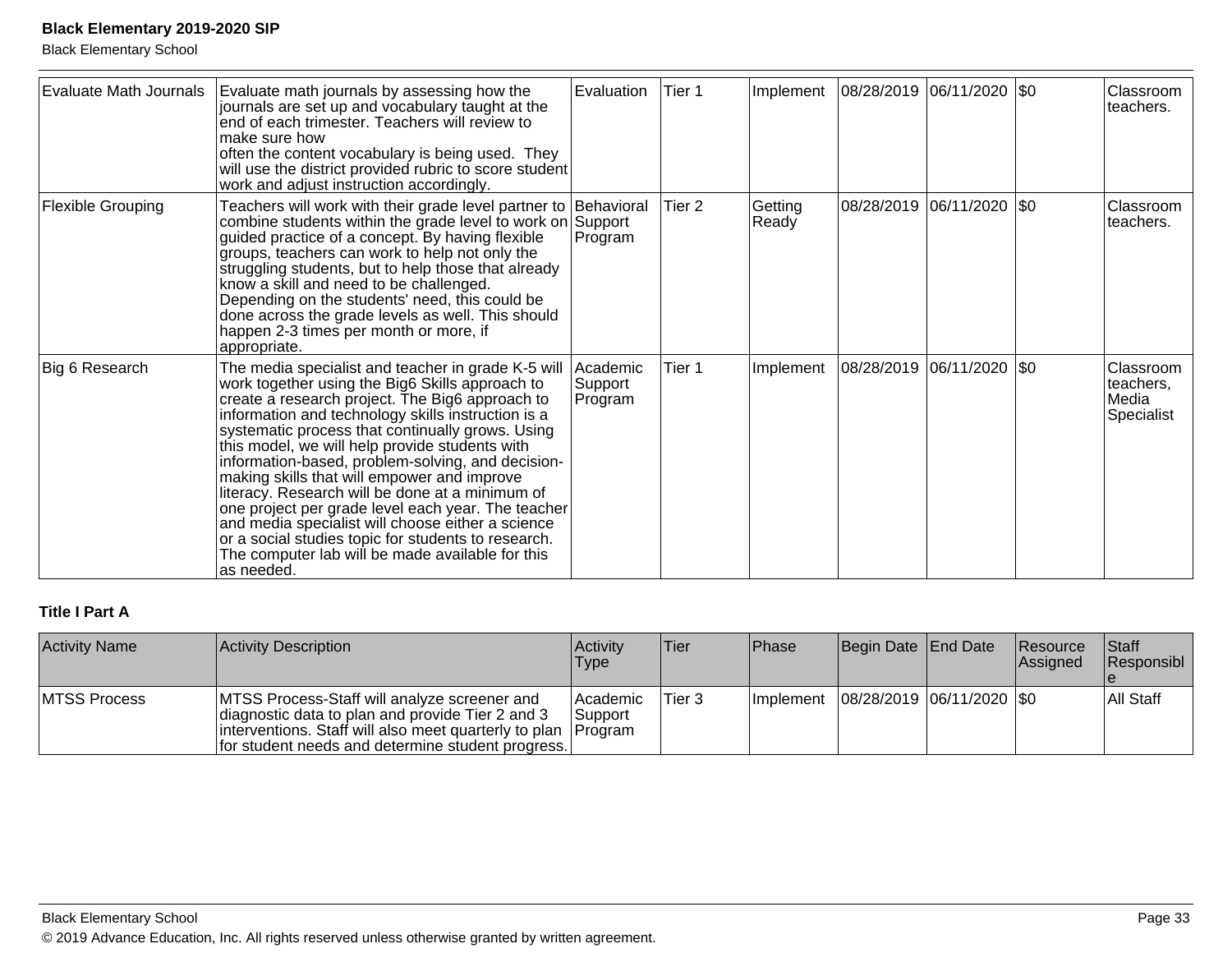| Evaluate Math Journals | Evaluate math journals by assessing how the journals are set up and vocabulary taught at the end of each trimester. Teachers will review to make sure how often the content vocabulary is being used. They will use the district provided rubric to score student work and adjust instruction accordingly. | Evaluation | Tier 1 | Implement | 08/28/2019 | 06/11/2020 | $0 | Classroom teachers. |
|---|---|---|---|---|---|---|---|---|
| Flexible Grouping | Teachers will work with their grade level partner to combine students within the grade level to work on guided practice of a concept. By having flexible groups, teachers can work to help not only the struggling students, but to help those that already know a skill and need to be challenged. Depending on the students' need, this could be done across the grade levels as well. This should happen 2-3 times per month or more, if appropriate. | Behavioral Support Program | Tier 2 | Getting Ready | 08/28/2019 | 06/11/2020 | $0 | Classroom teachers. |
| Big 6 Research | The media specialist and teacher in grade K-5 will work together using the Big6 Skills approach to create a research project. The Big6 approach to information and technology skills instruction is a systematic process that continually grows. Using this model, we will help provide students with information-based, problem-solving, and decision-making skills that will empower and improve literacy. Research will be done at a minimum of one project per grade level each year. The teacher and media specialist will choose either a science or a social studies topic for students to research. The computer lab will be made available for this as needed. | Academic Support Program | Tier 1 | Implement | 08/28/2019 | 06/11/2020 | $0 | Classroom teachers, Media Specialist |

**Title I Part A**

| Activity Name | Activity Description | Activity Type | Tier | Phase | Begin Date | End Date | Resource Assigned | Staff Responsible |
|---|---|---|---|---|---|---|---|---|
| MTSS Process | MTSS Process-Staff will analyze screener and diagnostic data to plan and provide Tier 2 and 3 interventions. Staff will also meet quarterly to plan for student needs and determine student progress. | Academic Support Program | Tier 3 | Implement | 08/28/2019 | 06/11/2020 | $0 | All Staff |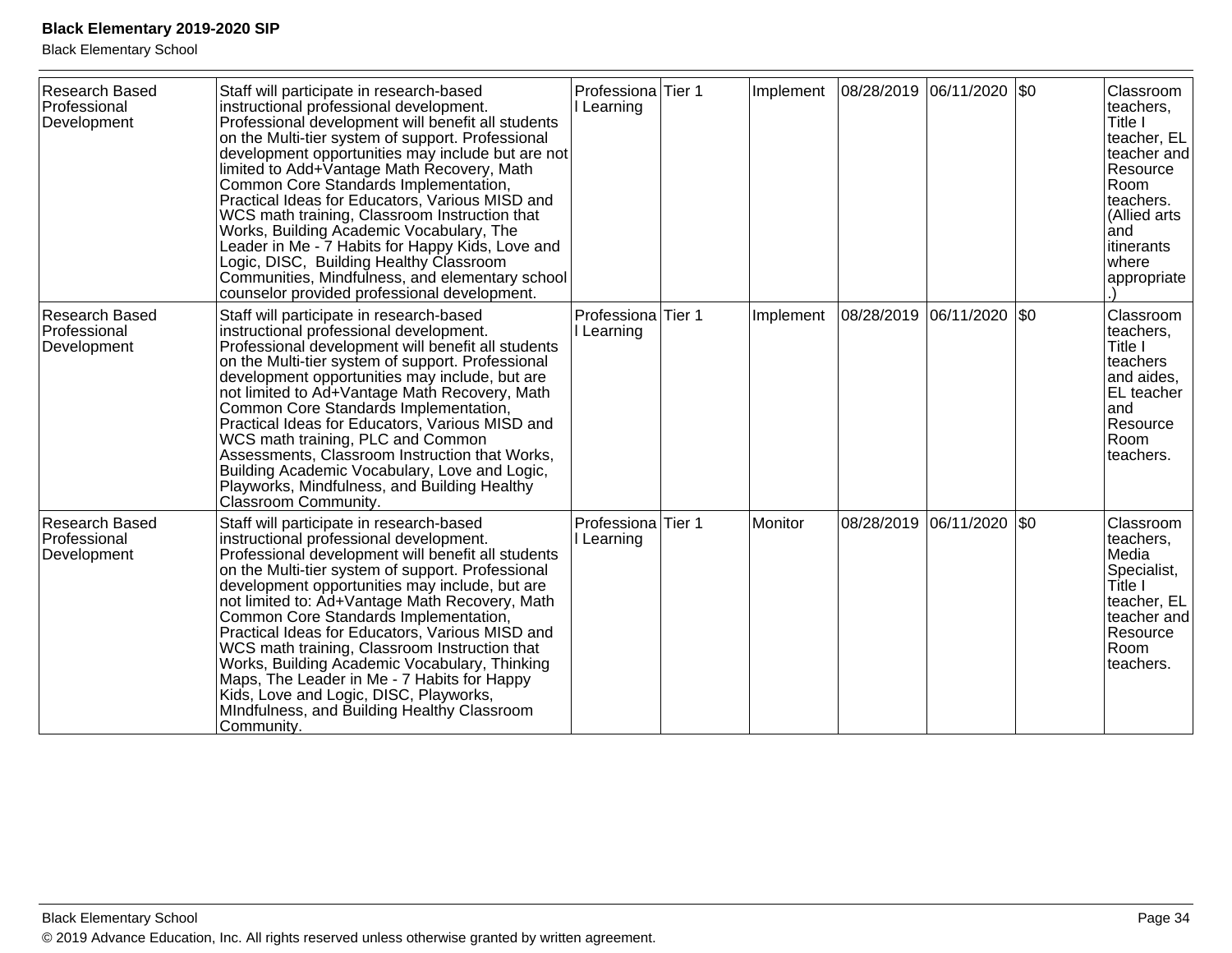| Research Based Professional Development | Staff will participate in research-based instructional professional development. Professional development will benefit all students on the Multi-tier system of support. Professional development opportunities may include but are not limited to Add+Vantage Math Recovery, Math Common Core Standards Implementation, Practical Ideas for Educators, Various MISD and WCS math training, Classroom Instruction that Works, Building Academic Vocabulary, The Leader in Me - 7 Habits for Happy Kids, Love and Logic, DISC, Building Healthy Classroom Communities, Mindfulness, and elementary school counselor provided professional development. | Professional Learning | Tier 1 | Implement | 08/28/2019 | 06/11/2020 | $0 | Classroom teachers, Title I teacher, EL teacher and Resource Room teachers. (Allied arts and itinerants where appropriate.) |
|---|---|---|---|---|---|---|---|---|
| Research Based Professional Development | Staff will participate in research-based instructional professional development. Professional development will benefit all students on the Multi-tier system of support. Professional development opportunities may include, but are not limited to Ad+Vantage Math Recovery, Math Common Core Standards Implementation, Practical Ideas for Educators, Various MISD and WCS math training, PLC and Common Assessments, Classroom Instruction that Works, Building Academic Vocabulary, Love and Logic, Playworks, Mindfulness, and Building Healthy Classroom Community. | Professional Learning | Tier 1 | Implement | 08/28/2019 | 06/11/2020 | $0 | Classroom teachers, Title I teachers and aides, EL teacher and Resource Room teachers. |
| Research Based Professional Development | Staff will participate in research-based instructional professional development. Professional development will benefit all students on the Multi-tier system of support. Professional development opportunities may include, but are not limited to: Ad+Vantage Math Recovery, Math Common Core Standards Implementation, Practical Ideas for Educators, Various MISD and WCS math training, Classroom Instruction that Works, Building Academic Vocabulary, Thinking Maps, The Leader in Me - 7 Habits for Happy Kids, Love and Logic, DISC, Playworks, MIndfulness, and Building Healthy Classroom Community. | Professional Learning | Tier 1 | Monitor | 08/28/2019 | 06/11/2020 | $0 | Classroom teachers, Media Specialist, Title I teacher, EL teacher and Resource Room teachers. |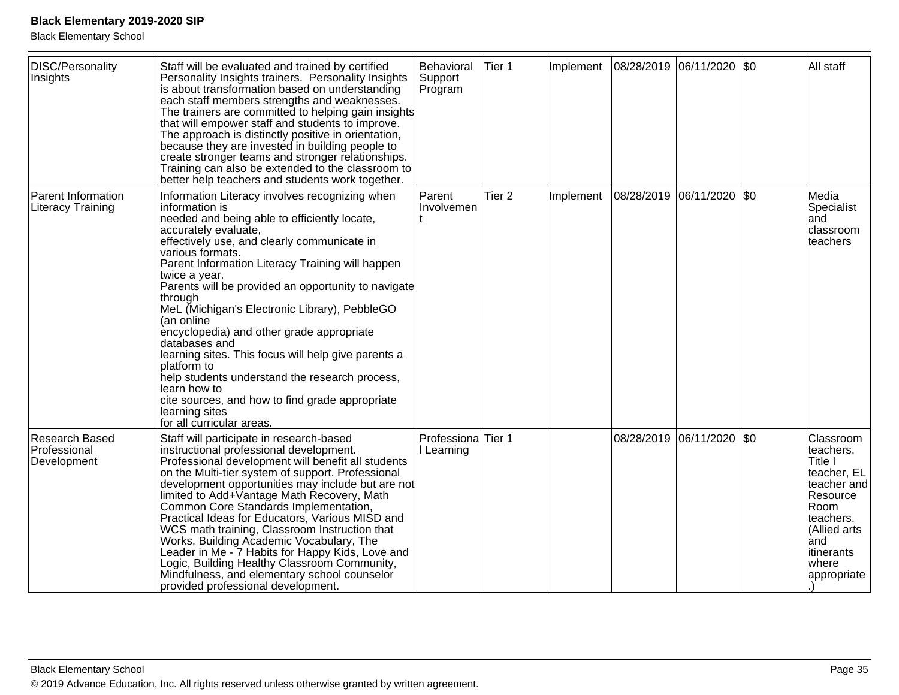| DISC/Personality Insights | Staff will be evaluated and trained by certified Personality Insights trainers. Personality Insights is about transformation based on understanding each staff members strengths and weaknesses. The trainers are committed to helping gain insights that will empower staff and students to improve. The approach is distinctly positive in orientation, because they are invested in building people to create stronger teams and stronger relationships. Training can also be extended to the classroom to better help teachers and students work together. | Behavioral Support Program | Tier 1 | Implement | 08/28/2019 | 06/11/2020 | $0 | All staff |
|---|---|---|---|---|---|---|---|---|
| Parent Information Literacy Training | Information Literacy involves recognizing when information is needed and being able to efficiently locate, accurately evaluate, effectively use, and clearly communicate in various formats. Parent Information Literacy Training will happen twice a year. Parents will be provided an opportunity to navigate through MeL (Michigan's Electronic Library), PebbleGO (an online encyclopedia) and other grade appropriate databases and learning sites. This focus will help give parents a platform to help students understand the research process, learn how to cite sources, and how to find grade appropriate learning sites for all curricular areas. | Parent Involvement | Tier 2 | Implement | 08/28/2019 | 06/11/2020 | $0 | Media Specialist and classroom teachers |
| Research Based Professional Development | Staff will participate in research-based instructional professional development. Professional development will benefit all students on the Multi-tier system of support. Professional development opportunities may include but are not limited to Add+Vantage Math Recovery, Math Common Core Standards Implementation, Practical Ideas for Educators, Various MISD and WCS math training, Classroom Instruction that Works, Building Academic Vocabulary, The Leader in Me - 7 Habits for Happy Kids, Love and Logic, Building Healthy Classroom Community, Mindfulness, and elementary school counselor provided professional development. | Professional Learning | Tier 1 | | 08/28/2019 | 06/11/2020 | $0 | Classroom teachers, Title I teacher, EL teacher and Resource Room teachers. (Allied arts and itinerants where appropriate.) |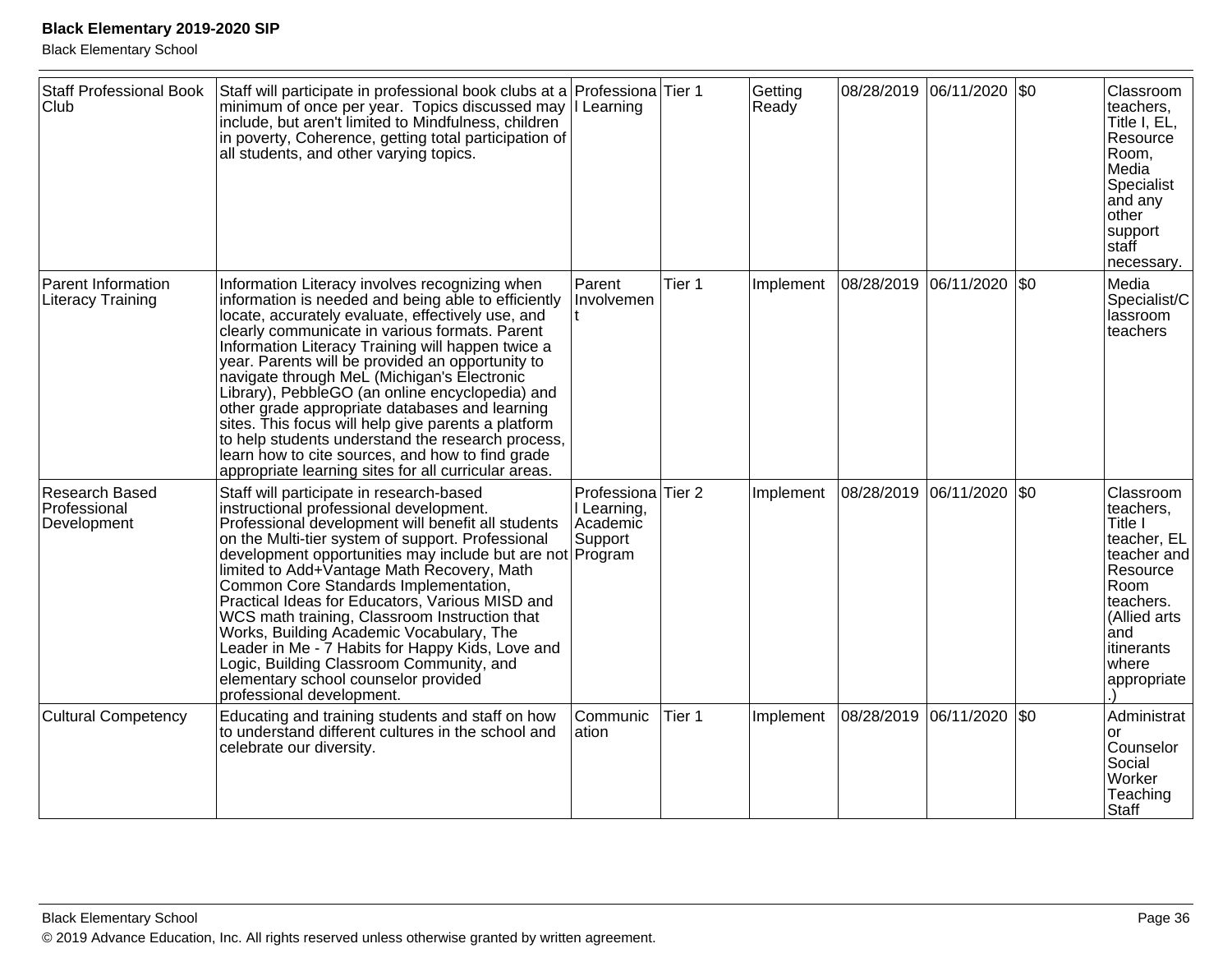| | | | | | | | | |
|---|---|---|---|---|---|---|---|---|
| Staff Professional Book Club | Staff will participate in professional book clubs at a minimum of once per year. Topics discussed may include, but aren't limited to Mindfulness, children in poverty, Coherence, getting total participation of all students, and other varying topics. | Professional Learning | Tier 1 | Getting Ready | 08/28/2019 | 06/11/2020 | $0 | Classroom teachers, Title I, EL, Resource Room, Media Specialist and any other support staff necessary. |
| Parent Information Literacy Training | Information Literacy involves recognizing when information is needed and being able to efficiently locate, accurately evaluate, effectively use, and clearly communicate in various formats. Parent Information Literacy Training will happen twice a year. Parents will be provided an opportunity to navigate through MeL (Michigan's Electronic Library), PebbleGO (an online encyclopedia) and other grade appropriate databases and learning sites. This focus will help give parents a platform to help students understand the research process, learn how to cite sources, and how to find grade appropriate learning sites for all curricular areas. | Parent Involvement | Tier 1 | Implement | 08/28/2019 | 06/11/2020 | $0 | Media Specialist/Classroom teachers |
| Research Based Professional Development | Staff will participate in research-based instructional professional development. Professional development will benefit all students on the Multi-tier system of support. Professional development opportunities may include but are not limited to Add+Vantage Math Recovery, Math Common Core Standards Implementation, Practical Ideas for Educators, Various MISD and WCS math training, Classroom Instruction that Works, Building Academic Vocabulary, The Leader in Me - 7 Habits for Happy Kids, Love and Logic, Building Classroom Community, and elementary school counselor provided professional development. | Professional Learning, Academic Support Program | Tier 2 | Implement | 08/28/2019 | 06/11/2020 | $0 | Classroom teachers, Title I teacher, EL teacher and Resource Room teachers. (Allied arts and itinerants where appropriate.) |
| Cultural Competency | Educating and training students and staff on how to understand different cultures in the school and celebrate our diversity. | Communication | Tier 1 | Implement | 08/28/2019 | 06/11/2020 | $0 | Administrator Counselor Social Worker Teaching Staff |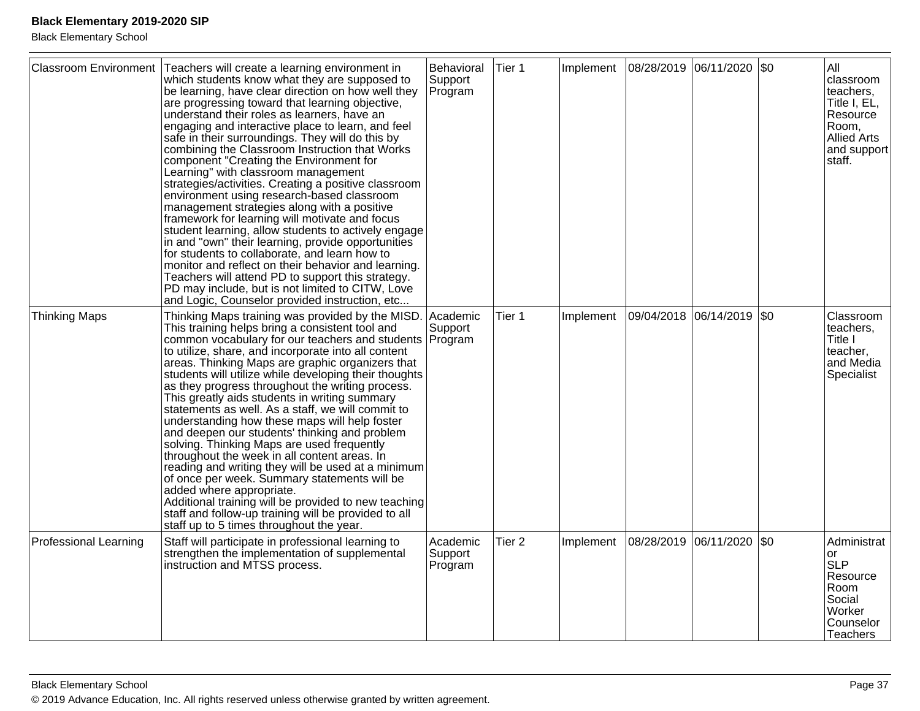| | | | | | | | | |
|---|---|---|---|---|---|---|---|---|
| Classroom Environment | Teachers will create a learning environment in which students know what they are supposed to be learning, have clear direction on how well they are progressing toward that learning objective, understand their roles as learners, have an engaging and interactive place to learn, and feel safe in their surroundings. They will do this by combining the Classroom Instruction that Works component "Creating the Environment for Learning" with classroom management strategies/activities. Creating a positive classroom environment using research-based classroom management strategies along with a positive framework for learning will motivate and focus student learning, allow students to actively engage in and "own" their learning, provide opportunities for students to collaborate, and learn how to monitor and reflect on their behavior and learning. Teachers will attend PD to support this strategy. PD may include, but is not limited to CITW, Love and Logic, Counselor provided instruction, etc... | Behavioral Support Program | Tier 1 | Implement | 08/28/2019 | 06/11/2020 | $0 | All classroom teachers, Title I, EL, Resource Room, Allied Arts and support staff. |
| Thinking Maps | Thinking Maps training was provided by the MISD. This training helps bring a consistent tool and common vocabulary for our teachers and students to utilize, share, and incorporate into all content areas. Thinking Maps are graphic organizers that students will utilize while developing their thoughts as they progress throughout the writing process. This greatly aids students in writing summary statements as well. As a staff, we will commit to understanding how these maps will help foster and deepen our students' thinking and problem solving. Thinking Maps are used frequently throughout the week in all content areas. In reading and writing they will be used at a minimum of once per week. Summary statements will be added where appropriate.<br>Additional training will be provided to new teaching staff and follow-up training will be provided to all staff up to 5 times throughout the year. | Academic Support Program | Tier 1 | Implement | 09/04/2018 | 06/14/2019 | $0 | Classroom teachers, Title I teacher, and Media Specialist |
| Professional Learning | Staff will participate in professional learning to strengthen the implementation of supplemental instruction and MTSS process. | Academic Support Program | Tier 2 | Implement | 08/28/2019 | 06/11/2020 | $0 | Administrator<br>SLP<br>Resource Room<br>Social Worker<br>Counselor<br>Teachers |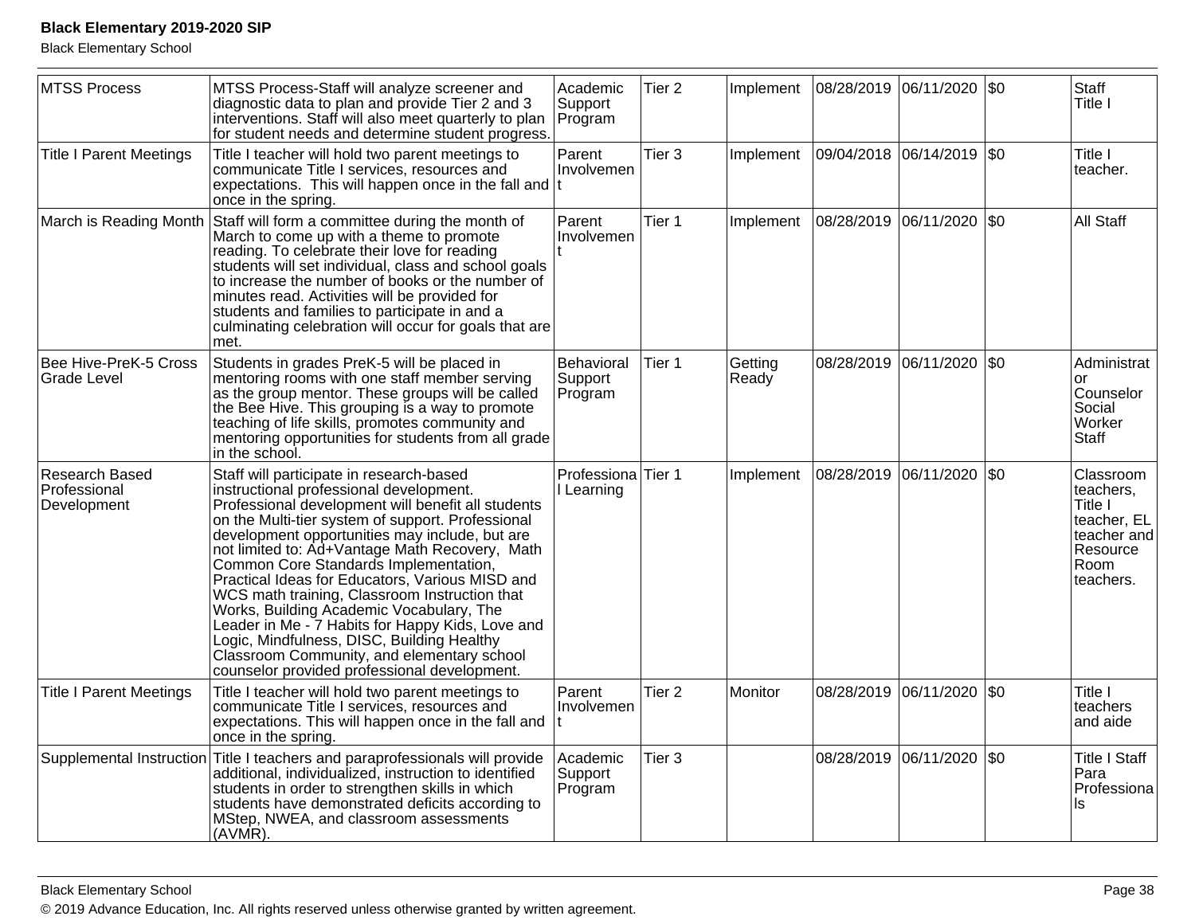| MTSS Process | MTSS Process-Staff will analyze screener and diagnostic data to plan and provide Tier 2 and 3 interventions. Staff will also meet quarterly to plan for student needs and determine student progress. | Academic Support Program | Tier 2 | Implement | 08/28/2019 | 06/11/2020 | $0 | Staff Title I |
|---|---|---|---|---|---|---|---|---|
| Title I Parent Meetings | Title I teacher will hold two parent meetings to communicate Title I services, resources and expectations. This will happen once in the fall and once in the spring. | Parent Involvement | Tier 3 | Implement | 09/04/2018 | 06/14/2019 | $0 | Title I teacher. |
| March is Reading Month | Staff will form a committee during the month of March to come up with a theme to promote reading. To celebrate their love for reading students will set individual, class and school goals to increase the number of books or the number of minutes read. Activities will be provided for students and families to participate in and a culminating celebration will occur for goals that are met. | Parent Involvement | Tier 1 | Implement | 08/28/2019 | 06/11/2020 | $0 | All Staff |
| Bee Hive-PreK-5 Cross Grade Level | Students in grades PreK-5 will be placed in mentoring rooms with one staff member serving as the group mentor. These groups will be called the Bee Hive. This grouping is a way to promote teaching of life skills, promotes community and mentoring opportunities for students from all grade in the school. | Behavioral Support Program | Tier 1 | Getting Ready | 08/28/2019 | 06/11/2020 | $0 | Administrator Counselor Social Worker Staff |
| Research Based Professional Development | Staff will participate in research-based instructional professional development. Professional development will benefit all students on the Multi-tier system of support. Professional development opportunities may include, but are not limited to: Ad+Vantage Math Recovery, Math Common Core Standards Implementation, Practical Ideas for Educators, Various MISD and WCS math training, Classroom Instruction that Works, Building Academic Vocabulary, The Leader in Me - 7 Habits for Happy Kids, Love and Logic, Mindfulness, DISC, Building Healthy Classroom Community, and elementary school counselor provided professional development. | Professional Learning | Tier 1 | Implement | 08/28/2019 | 06/11/2020 | $0 | Classroom teachers, Title I teacher, EL teacher and Resource Room teachers. |
| Title I Parent Meetings | Title I teacher will hold two parent meetings to communicate Title I services, resources and expectations. This will happen once in the fall and once in the spring. | Parent Involvement | Tier 2 | Monitor | 08/28/2019 | 06/11/2020 | $0 | Title I teachers and aide |
| Supplemental Instruction | Title I teachers and paraprofessionals will provide additional, individualized, instruction to identified students in order to strengthen skills in which students have demonstrated deficits according to MStep, NWEA, and classroom assessments (AVMR). | Academic Support Program | Tier 3 | | 08/28/2019 | 06/11/2020 | $0 | Title I Staff Para Professionals |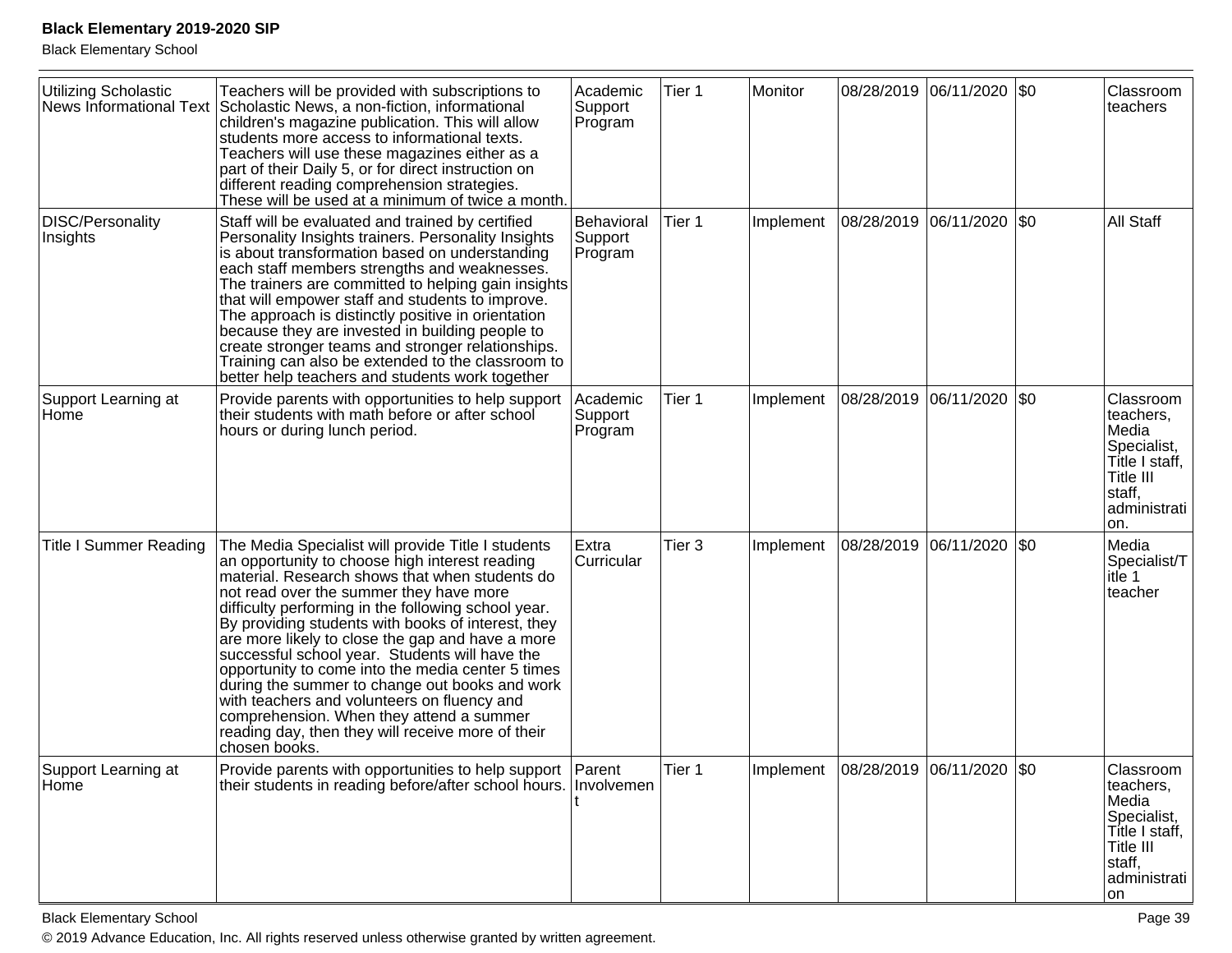| Utilizing Scholastic News Informational Text | Teachers will be provided with subscriptions to Scholastic News, a non-fiction, informational children's magazine publication. This will allow students more access to informational texts. Teachers will use these magazines either as a part of their Daily 5, or for direct instruction on different reading comprehension strategies. These will be used at a minimum of twice a month. | Academic Support Program | Tier 1 | Monitor | 08/28/2019 | 06/11/2020 | $0 | Classroom teachers |
|---|---|---|---|---|---|---|---|---|
| DISC/Personality Insights | Staff will be evaluated and trained by certified Personality Insights trainers. Personality Insights is about transformation based on understanding each staff members strengths and weaknesses. The trainers are committed to helping gain insights that will empower staff and students to improve. The approach is distinctly positive in orientation because they are invested in building people to create stronger teams and stronger relationships. Training can also be extended to the classroom to better help teachers and students work together | Behavioral Support Program | Tier 1 | Implement | 08/28/2019 | 06/11/2020 | $0 | All Staff |
| Support Learning at Home | Provide parents with opportunities to help support their students with math before or after school hours or during lunch period. | Academic Support Program | Tier 1 | Implement | 08/28/2019 | 06/11/2020 | $0 | Classroom teachers, Media Specialist, Title I staff, Title III staff, administration. |
| Title I Summer Reading | The Media Specialist will provide Title I students an opportunity to choose high interest reading material. Research shows that when students do not read over the summer they have more difficulty performing in the following school year. By providing students with books of interest, they are more likely to close the gap and have a more successful school year. Students will have the opportunity to come into the media center 5 times during the summer to change out books and work with teachers and volunteers on fluency and comprehension. When they attend a summer reading day, then they will receive more of their chosen books. | Extra Curricular | Tier 3 | Implement | 08/28/2019 | 06/11/2020 | $0 | Media Specialist/Title 1 teacher |
| Support Learning at Home | Provide parents with opportunities to help support their students in reading before/after school hours. | Parent Involvement | Tier 1 | Implement | 08/28/2019 | 06/11/2020 | $0 | Classroom teachers, Media Specialist, Title I staff, Title III staff, administration |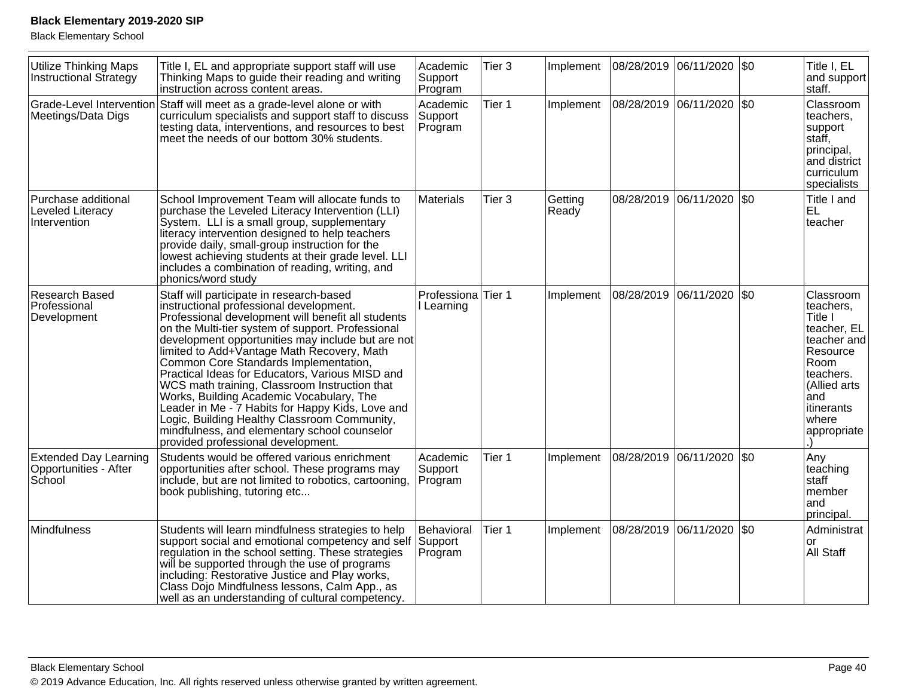| Utilize Thinking Maps Instructional Strategy | Title I, EL and appropriate support staff will use Thinking Maps to guide their reading and writing instruction across content areas. | Academic Support Program | Tier 3 | Implement | 08/28/2019 | 06/11/2020 | $0 | Title I, EL and support staff. |
|---|---|---|---|---|---|---|---|---|
| Grade-Level Intervention Meetings/Data Digs | Staff will meet as a grade-level alone or with curriculum specialists and support staff to discuss testing data, interventions, and resources to best meet the needs of our bottom 30% students. | Academic Support Program | Tier 1 | Implement | 08/28/2019 | 06/11/2020 | $0 | Classroom teachers, support staff, principal, and district curriculum specialists |
| Purchase additional Leveled Literacy Intervention | School Improvement Team will allocate funds to purchase the Leveled Literacy Intervention (LLI) System. LLI is a small group, supplementary literacy intervention designed to help teachers provide daily, small-group instruction for the lowest achieving students at their grade level. LLI includes a combination of reading, writing, and phonics/word study | Materials | Tier 3 | Getting Ready | 08/28/2019 | 06/11/2020 | $0 | Title I and EL teacher |
| Research Based Professional Development | Staff will participate in research-based instructional professional development. Professional development will benefit all students on the Multi-tier system of support. Professional development opportunities may include but are not limited to Add+Vantage Math Recovery, Math Common Core Standards Implementation, Practical Ideas for Educators, Various MISD and WCS math training, Classroom Instruction that Works, Building Academic Vocabulary, The Leader in Me - 7 Habits for Happy Kids, Love and Logic, Building Healthy Classroom Community, mindfulness, and elementary school counselor provided professional development. | Professional Learning | Tier 1 | Implement | 08/28/2019 | 06/11/2020 | $0 | Classroom teachers, Title I teacher, EL teacher and Resource Room teachers. (Allied arts and itinerants where appropriate.) |
| Extended Day Learning Opportunities - After School | Students would be offered various enrichment opportunities after school. These programs may include, but are not limited to robotics, cartooning, book publishing, tutoring etc... | Academic Support Program | Tier 1 | Implement | 08/28/2019 | 06/11/2020 | $0 | Any teaching staff member and principal. |
| Mindfulness | Students will learn mindfulness strategies to help support social and emotional competency and self regulation in the school setting. These strategies will be supported through the use of programs including: Restorative Justice and Play works, Class Dojo Mindfulness lessons, Calm App., as well as an understanding of cultural competency. | Behavioral Support Program | Tier 1 | Implement | 08/28/2019 | 06/11/2020 | $0 | Administrator All Staff |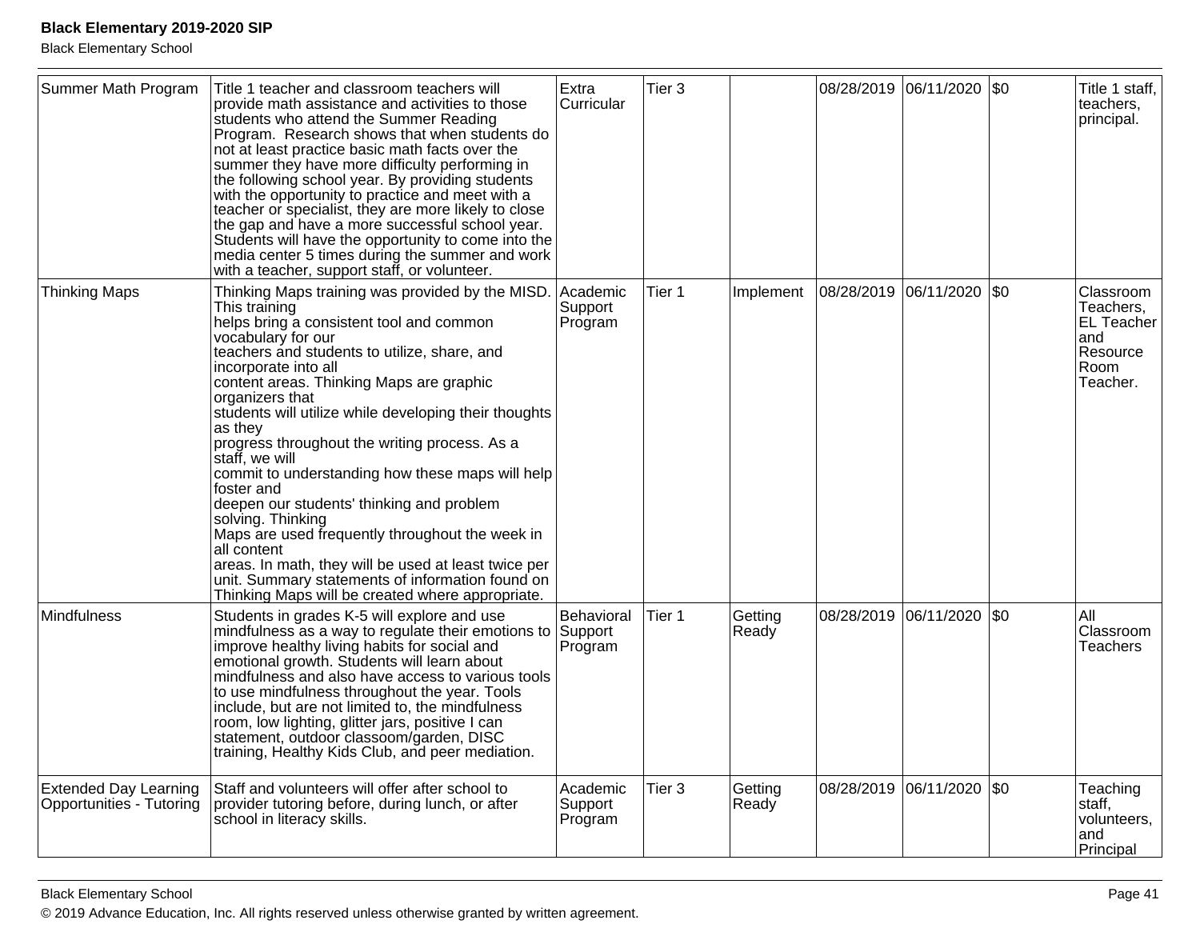| Summer Math Program | Title 1 teacher and classroom teachers will provide math assistance and activities to those students who attend the Summer Reading Program. Research shows that when students do not at least practice basic math facts over the summer they have more difficulty performing in the following school year. By providing students with the opportunity to practice and meet with a teacher or specialist, they are more likely to close the gap and have a more successful school year. Students will have the opportunity to come into the media center 5 times during the summer and work with a teacher, support staff, or volunteer. | Extra Curricular | Tier 3 | | 08/28/2019 | 06/11/2020 | $0 | Title 1 staff, teachers, principal. |
|---|---|---|---|---|---|---|---|---|
| Thinking Maps | Thinking Maps training was provided by the MISD. This training helps bring a consistent tool and common vocabulary for our teachers and students to utilize, share, and incorporate into all content areas. Thinking Maps are graphic organizers that students will utilize while developing their thoughts as they progress throughout the writing process. As a staff, we will commit to understanding how these maps will help foster and deepen our students' thinking and problem solving. Thinking Maps are used frequently throughout the week in all content areas. In math, they will be used at least twice per unit. Summary statements of information found on Thinking Maps will be created where appropriate. | Academic Support Program | Tier 1 | Implement | 08/28/2019 | 06/11/2020 | $0 | Classroom Teachers, EL Teacher and Resource Room Teacher. |
| Mindfulness | Students in grades K-5 will explore and use mindfulness as a way to regulate their emotions to improve healthy living habits for social and emotional growth. Students will learn about mindfulness and also have access to various tools to use mindfulness throughout the year. Tools include, but are not limited to, the mindfulness room, low lighting, glitter jars, positive I can statement, outdoor classoom/garden, DISC training, Healthy Kids Club, and peer mediation. | Behavioral Support Program | Tier 1 | Getting Ready | 08/28/2019 | 06/11/2020 | $0 | All Classroom Teachers |
| Extended Day Learning Opportunities - Tutoring | Staff and volunteers will offer after school to provider tutoring before, during lunch, or after school in literacy skills. | Academic Support Program | Tier 3 | Getting Ready | 08/28/2019 | 06/11/2020 | $0 | Teaching staff, volunteers, and Principal |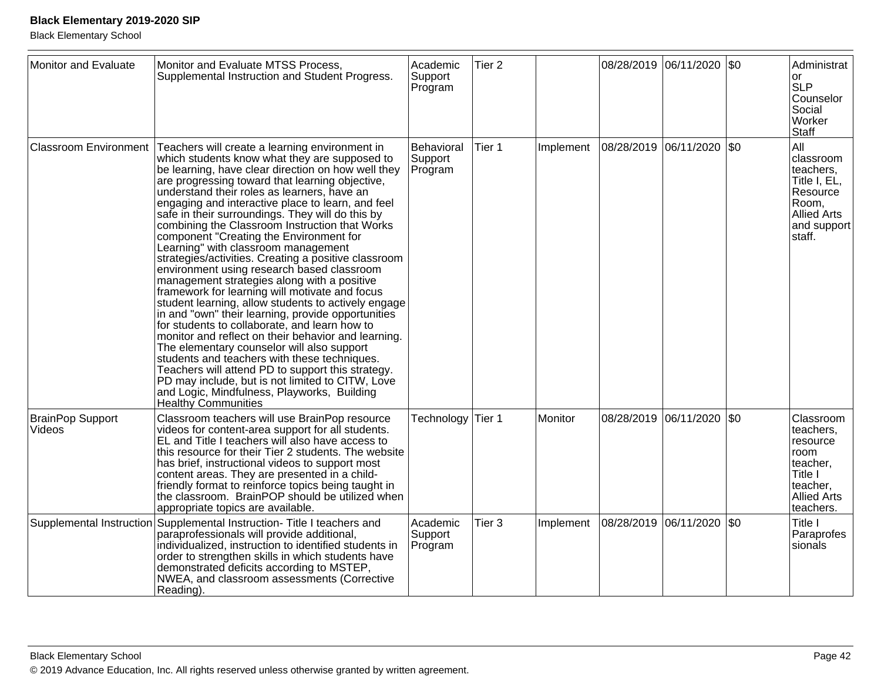| | | | | | | | | |
|---|---|---|---|---|---|---|---|---|
| Monitor and Evaluate | Monitor and Evaluate MTSS Process, Supplemental Instruction and Student Progress. | Academic Support Program | Tier 2 | | 08/28/2019 | 06/11/2020 | $0 | Administrator SLP Counselor Social Worker Staff |
| Classroom Environment | Teachers will create a learning environment in which students know what they are supposed to be learning, have clear direction on how well they are progressing toward that learning objective, understand their roles as learners, have an engaging and interactive place to learn, and feel safe in their surroundings. They will do this by combining the Classroom Instruction that Works component "Creating the Environment for Learning" with classroom management strategies/activities. Creating a positive classroom environment using research based classroom management strategies along with a positive framework for learning will motivate and focus student learning, allow students to actively engage in and "own" their learning, provide opportunities for students to collaborate, and learn how to monitor and reflect on their behavior and learning. The elementary counselor will also support students and teachers with these techniques. Teachers will attend PD to support this strategy. PD may include, but is not limited to CITW, Love and Logic, Mindfulness, Playworks, Building Healthy Communities | Behavioral Support Program | Tier 1 | Implement | 08/28/2019 | 06/11/2020 | $0 | All classroom teachers, Title I, EL, Resource Room, Allied Arts and support staff. |
| BrainPop Support Videos | Classroom teachers will use BrainPop resource videos for content-area support for all students. EL and Title I teachers will also have access to this resource for their Tier 2 students. The website has brief, instructional videos to support most content areas. They are presented in a child-friendly format to reinforce topics being taught in the classroom. BrainPOP should be utilized when appropriate topics are available. | Technology | Tier 1 | Monitor | 08/28/2019 | 06/11/2020 | $0 | Classroom teachers, resource room teacher, Title I teacher, Allied Arts teachers. |
| Supplemental Instruction | Supplemental Instruction- Title I teachers and paraprofessionals will provide additional, individualized, instruction to identified students in order to strengthen skills in which students have demonstrated deficits according to MSTEP, NWEA, and classroom assessments (Corrective Reading). | Academic Support Program | Tier 3 | Implement | 08/28/2019 | 06/11/2020 | $0 | Title I Paraprofessionals |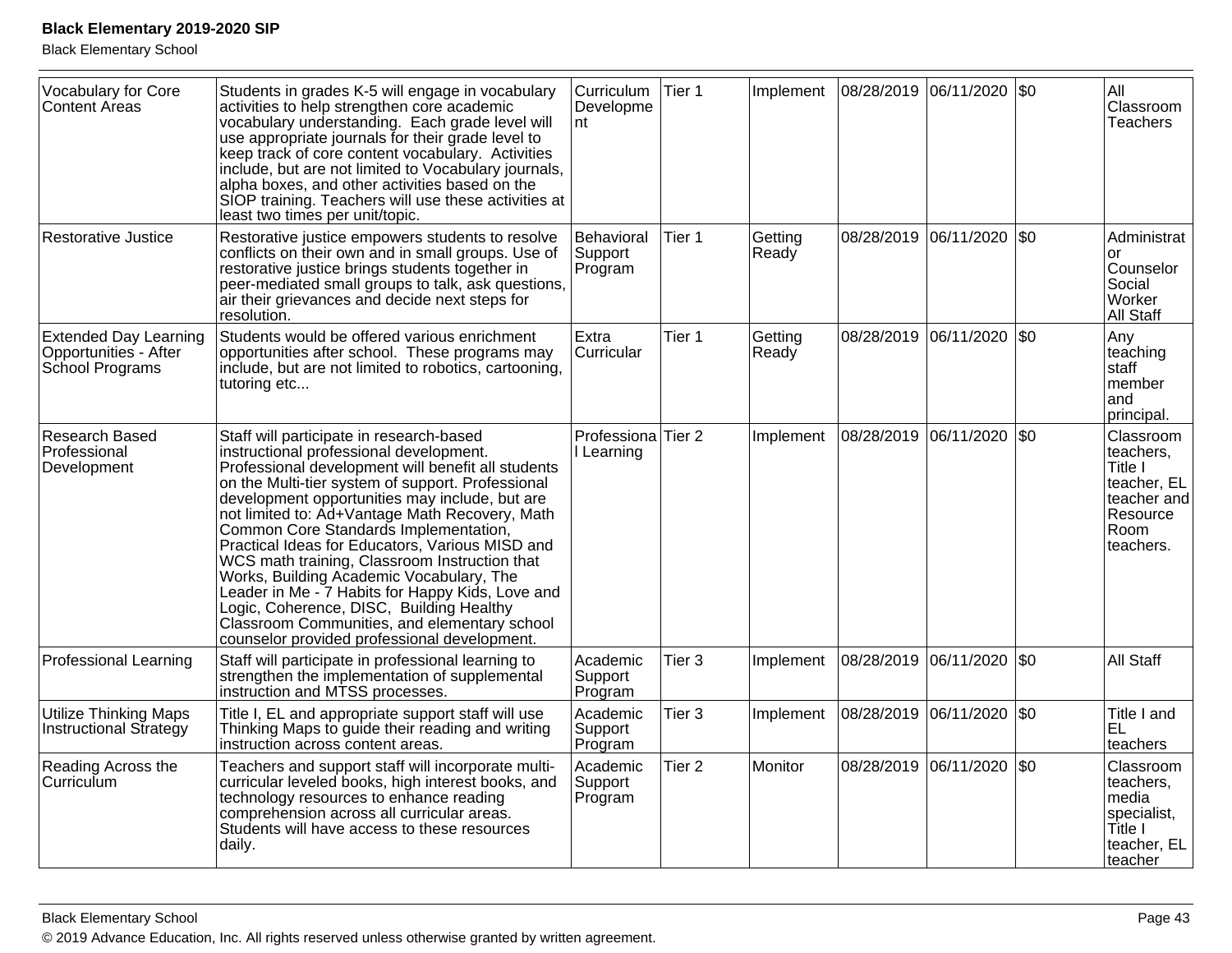| | | | | | | | | |
|---|---|---|---|---|---|---|---|---|
| Vocabulary for Core Content Areas | Students in grades K-5 will engage in vocabulary activities to help strengthen core academic vocabulary understanding. Each grade level will use appropriate journals for their grade level to keep track of core content vocabulary. Activities include, but are not limited to Vocabulary journals, alpha boxes, and other activities based on the SIOP training. Teachers will use these activities at least two times per unit/topic. | Curriculum Development | Tier 1 | Implement | 08/28/2019 | 06/11/2020 | $0 | All Classroom Teachers |
| Restorative Justice | Restorative justice empowers students to resolve conflicts on their own and in small groups. Use of restorative justice brings students together in peer-mediated small groups to talk, ask questions, air their grievances and decide next steps for resolution. | Behavioral Support Program | Tier 1 | Getting Ready | 08/28/2019 | 06/11/2020 | $0 | Administrator Counselor Social Worker All Staff |
| Extended Day Learning Opportunities - After School Programs | Students would be offered various enrichment opportunities after school. These programs may include, but are not limited to robotics, cartooning, tutoring etc... | Extra Curricular | Tier 1 | Getting Ready | 08/28/2019 | 06/11/2020 | $0 | Any teaching staff member and principal. |
| Research Based Professional Development | Staff will participate in research-based instructional professional development. Professional development will benefit all students on the Multi-tier system of support. Professional development opportunities may include, but are not limited to: Ad+Vantage Math Recovery, Math Common Core Standards Implementation, Practical Ideas for Educators, Various MISD and WCS math training, Classroom Instruction that Works, Building Academic Vocabulary, The Leader in Me - 7 Habits for Happy Kids, Love and Logic, Coherence, DISC, Building Healthy Classroom Communities, and elementary school counselor provided professional development. | Professional Learning | Tier 2 | Implement | 08/28/2019 | 06/11/2020 | $0 | Classroom teachers, Title I teacher, EL teacher and Resource Room teachers. |
| Professional Learning | Staff will participate in professional learning to strengthen the implementation of supplemental instruction and MTSS processes. | Academic Support Program | Tier 3 | Implement | 08/28/2019 | 06/11/2020 | $0 | All Staff |
| Utilize Thinking Maps Instructional Strategy | Title I, EL and appropriate support staff will use Thinking Maps to guide their reading and writing instruction across content areas. | Academic Support Program | Tier 3 | Implement | 08/28/2019 | 06/11/2020 | $0 | Title I and EL teachers |
| Reading Across the Curriculum | Teachers and support staff will incorporate multi-curricular leveled books, high interest books, and technology resources to enhance reading comprehension across all curricular areas. Students will have access to these resources daily. | Academic Support Program | Tier 2 | Monitor | 08/28/2019 | 06/11/2020 | $0 | Classroom teachers, media specialist, Title I teacher, EL teacher |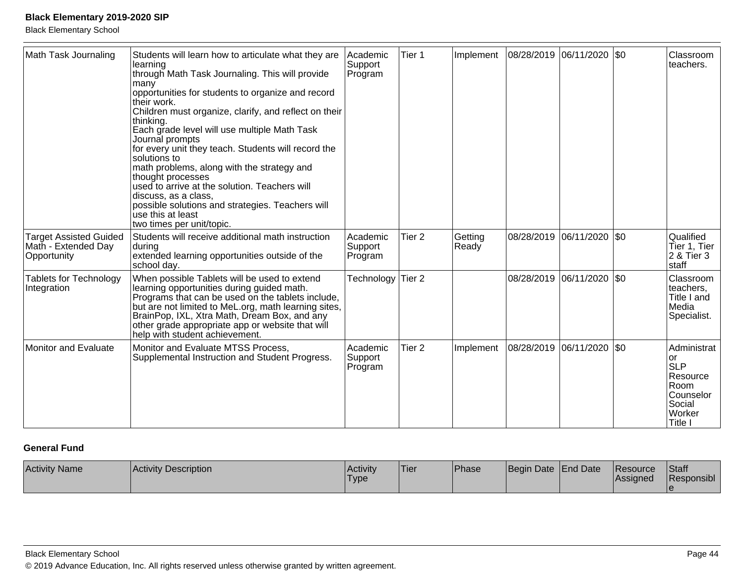| Math Task Journaling | Students will learn how to articulate what they are learning through Math Task Journaling. This will provide many opportunities for students to organize and record their work. Children must organize, clarify, and reflect on their thinking. Each grade level will use multiple Math Task Journal prompts for every unit they teach. Students will record the solutions to math problems, along with the strategy and thought processes used to arrive at the solution. Teachers will discuss, as a class, possible solutions and strategies. Teachers will use this at least two times per unit/topic. | Academic Support Program | Tier 1 | Implement | 08/28/2019 | 06/11/2020 | $0 | Classroom teachers. |
|---|---|---|---|---|---|---|---|---|
| Target Assisted Guided Math - Extended Day Opportunity | Students will receive additional math instruction during extended learning opportunities outside of the school day. | Academic Support Program | Tier 2 | Getting Ready | 08/28/2019 | 06/11/2020 | $0 | Qualified Tier 1, Tier 2 & Tier 3 staff |
| Tablets for Technology Integration | When possible Tablets will be used to extend learning opportunities during guided math. Programs that can be used on the tablets include, but are not limited to MeL.org, math learning sites, BrainPop, IXL, Xtra Math, Dream Box, and any other grade appropriate app or website that will help with student achievement. | Technology | Tier 2 | | 08/28/2019 | 06/11/2020 | $0 | Classroom teachers, Title I and Media Specialist. |
| Monitor and Evaluate | Monitor and Evaluate MTSS Process, Supplemental Instruction and Student Progress. | Academic Support Program | Tier 2 | Implement | 08/28/2019 | 06/11/2020 | $0 | Administrator SLP Resource Room Counselor Social Worker Title I |

**General Fund**

| Activity Name | Activity Description | Activity Type | Tier | Phase | Begin Date | End Date | Resource Assigned | Staff Responsible |
|---|---|---|---|---|---|---|---|---|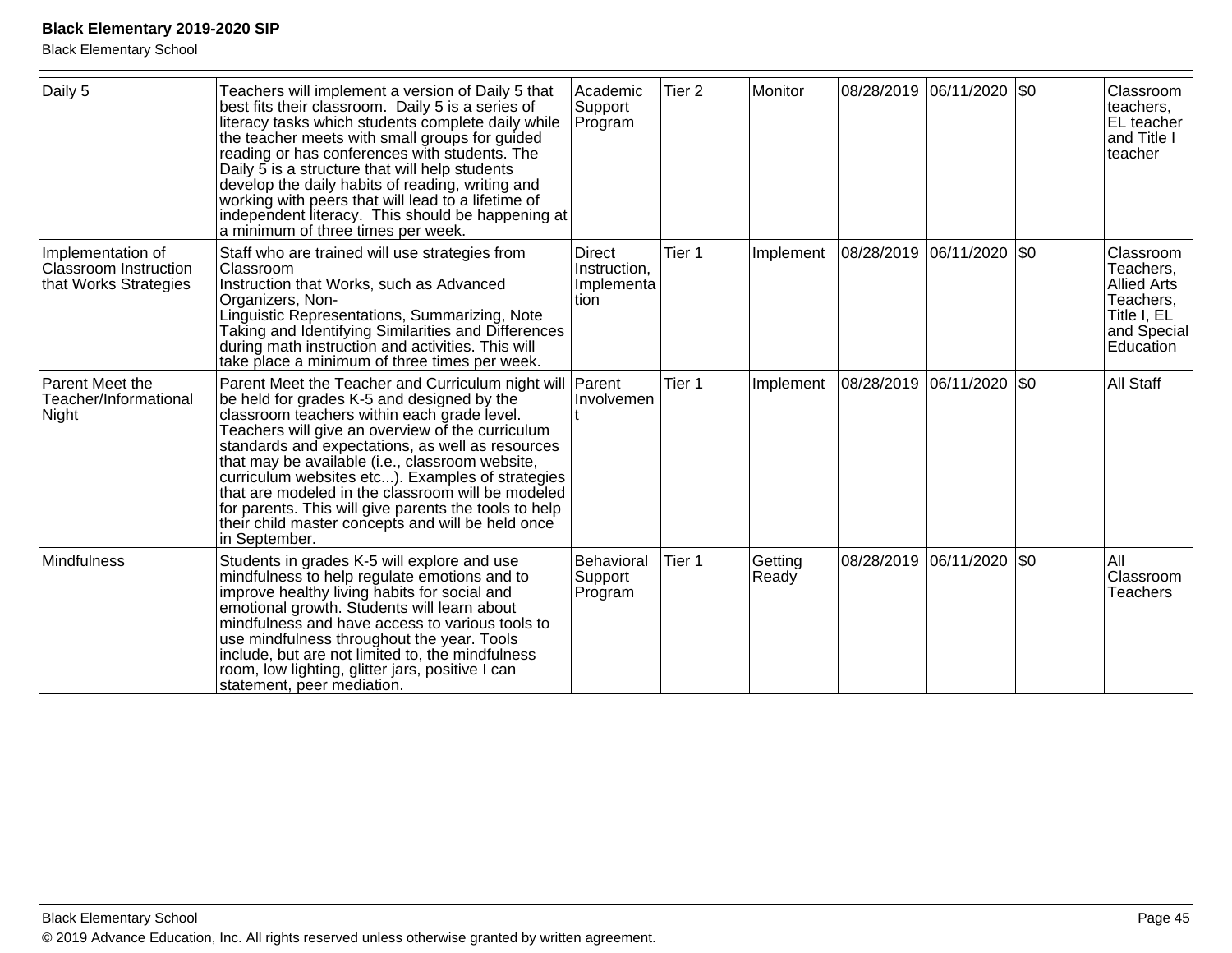| | | | | | | | | |
|---|---|---|---|---|---|---|---|---|
| Daily 5 | Teachers will implement a version of Daily 5 that best fits their classroom. Daily 5 is a series of literacy tasks which students complete daily while the teacher meets with small groups for guided reading or has conferences with students. The Daily 5 is a structure that will help students develop the daily habits of reading, writing and working with peers that will lead to a lifetime of independent literacy. This should be happening at a minimum of three times per week. | Academic Support Program | Tier 2 | Monitor | 08/28/2019 | 06/11/2020 | $0 | Classroom teachers, EL teacher and Title I teacher |
| Implementation of Classroom Instruction that Works Strategies | Staff who are trained will use strategies from Classroom Instruction that Works, such as Advanced Organizers, Non-Linguistic Representations, Summarizing, Note Taking and Identifying Similarities and Differences during math instruction and activities. This will take place a minimum of three times per week. | Direct Instruction, Implementation | Tier 1 | Implement | 08/28/2019 | 06/11/2020 | $0 | Classroom Teachers, Allied Arts Teachers, Title I, EL and Special Education |
| Parent Meet the Teacher/Informational Night | Parent Meet the Teacher and Curriculum night will be held for grades K-5 and designed by the classroom teachers within each grade level. Teachers will give an overview of the curriculum standards and expectations, as well as resources that may be available (i.e., classroom website, curriculum websites etc...). Examples of strategies that are modeled in the classroom will be modeled for parents. This will give parents the tools to help their child master concepts and will be held once in September. | Parent Involvement | Tier 1 | Implement | 08/28/2019 | 06/11/2020 | $0 | All Staff |
| Mindfulness | Students in grades K-5 will explore and use mindfulness to help regulate emotions and to improve healthy living habits for social and emotional growth. Students will learn about mindfulness and have access to various tools to use mindfulness throughout the year. Tools include, but are not limited to, the mindfulness room, low lighting, glitter jars, positive I can statement, peer mediation. | Behavioral Support Program | Tier 1 | Getting Ready | 08/28/2019 | 06/11/2020 | $0 | All Classroom Teachers |